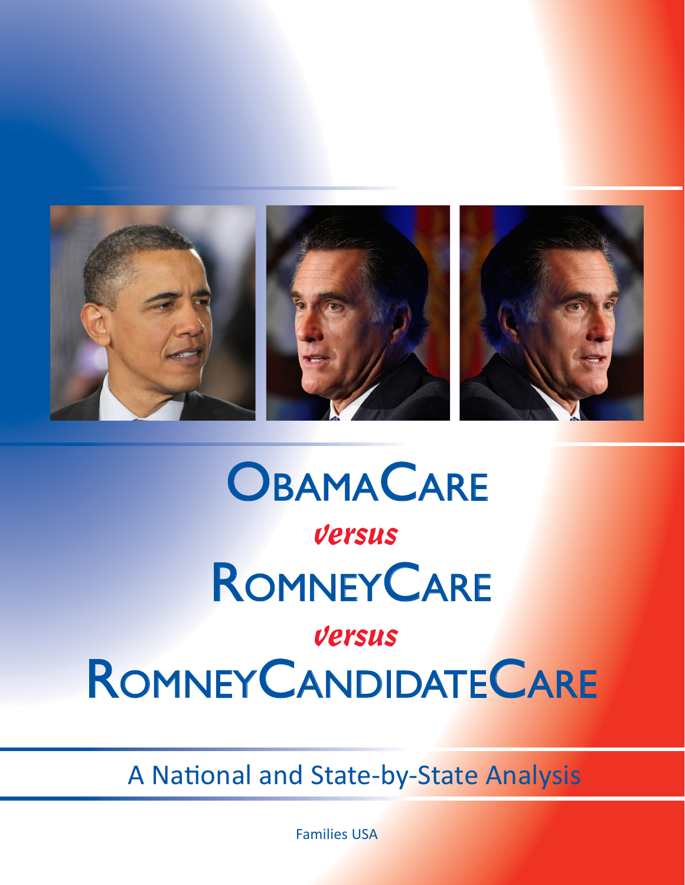# ObamaCare *versus* RomneyCare *versus* RomneyCandidateCare

## A National and State-by-State Analysis

Families USA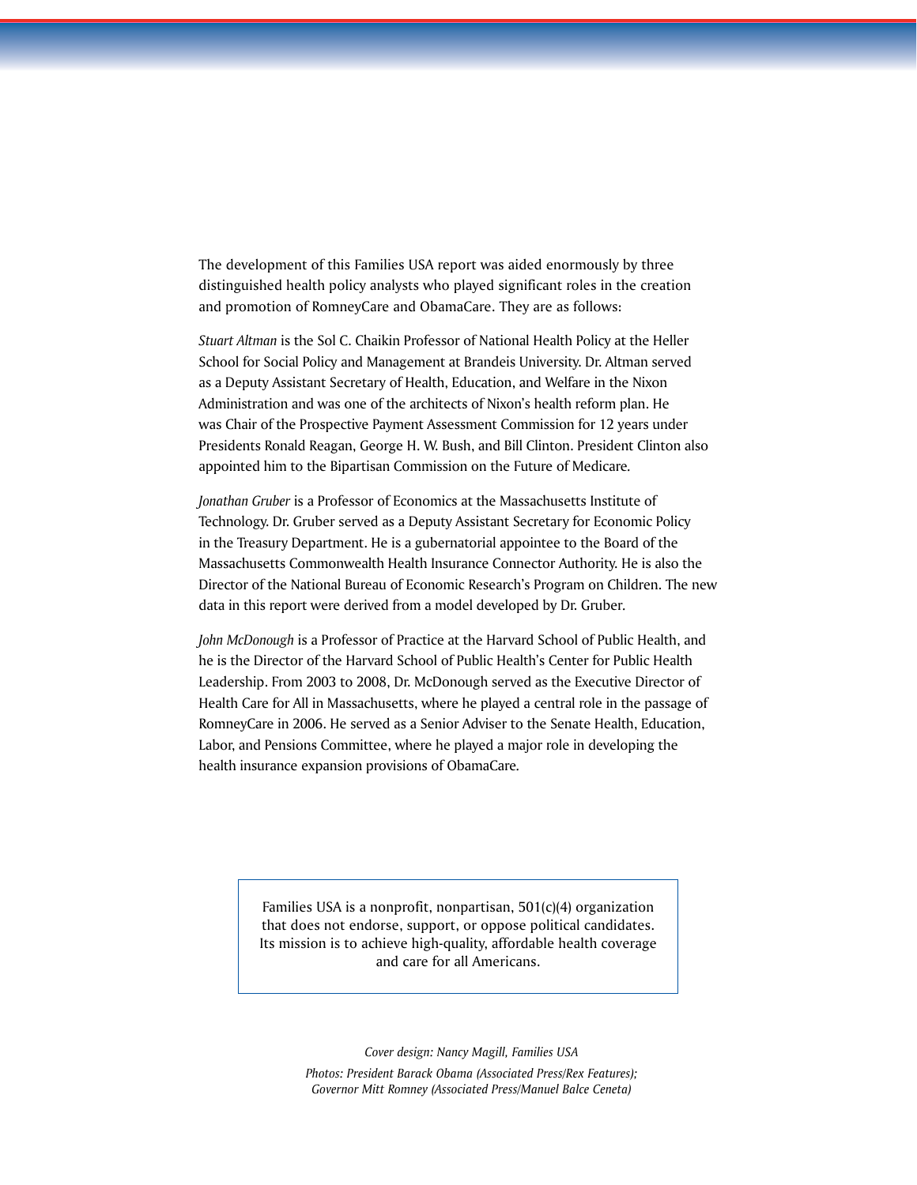The development of this Families USA report was aided enormously by three distinguished health policy analysts who played significant roles in the creation and promotion of RomneyCare and ObamaCare. They are as follows:

*Stuart Altman* is the Sol C. Chaikin Professor of National Health Policy at the Heller School for Social Policy and Management at Brandeis University. Dr. Altman served as a Deputy Assistant Secretary of Health, Education, and Welfare in the Nixon Administration and was one of the architects of Nixon's health reform plan. He was Chair of the Prospective Payment Assessment Commission for 12 years under Presidents Ronald Reagan, George H. W. Bush, and Bill Clinton. President Clinton also appointed him to the Bipartisan Commission on the Future of Medicare.

*Jonathan Gruber* is a Professor of Economics at the Massachusetts Institute of Technology. Dr. Gruber served as a Deputy Assistant Secretary for Economic Policy in the Treasury Department. He is a gubernatorial appointee to the Board of the Massachusetts Commonwealth Health Insurance Connector Authority. He is also the Director of the National Bureau of Economic Research's Program on Children. The new data in this report were derived from a model developed by Dr. Gruber.

*John McDonough* is a Professor of Practice at the Harvard School of Public Health, and he is the Director of the Harvard School of Public Health's Center for Public Health Leadership. From 2003 to 2008, Dr. McDonough served as the Executive Director of Health Care for All in Massachusetts, where he played a central role in the passage of RomneyCare in 2006. He served as a Senior Adviser to the Senate Health, Education, Labor, and Pensions Committee, where he played a major role in developing the health insurance expansion provisions of ObamaCare.

Families USA is a nonprofit, nonpartisan, 501(c)(4) organization that does not endorse, support, or oppose political candidates. Its mission is to achieve high-quality, affordable health coverage and care for all Americans.

*Cover design: Nancy Magill, Families USA*

*Photos: President Barack Obama (Associated Press/Rex Features); Governor Mitt Romney (Associated Press/Manuel Balce Ceneta)*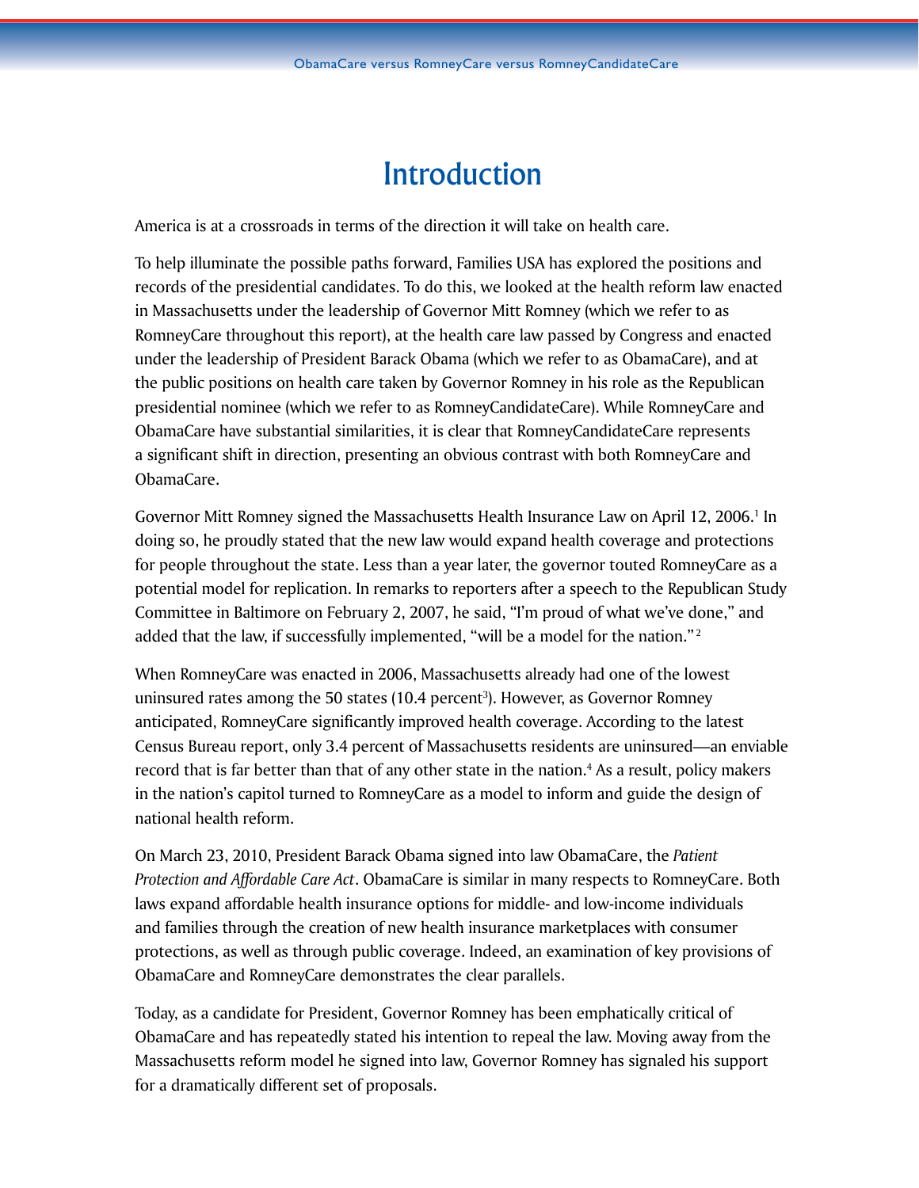# Introduction

America is at a crossroads in terms of the direction it will take on health care.

To help illuminate the possible paths forward, Families USA has explored the positions and records of the presidential candidates. To do this, we looked at the health reform law enacted in Massachusetts under the leadership of Governor Mitt Romney (which we refer to as RomneyCare throughout this report), at the health care law passed by Congress and enacted under the leadership of President Barack Obama (which we refer to as ObamaCare), and at the public positions on health care taken by Governor Romney in his role as the Republican presidential nominee (which we refer to as RomneyCandidateCare). While RomneyCare and ObamaCare have substantial similarities, it is clear that RomneyCandidateCare represents a significant shift in direction, presenting an obvious contrast with both RomneyCare and ObamaCare.

Governor Mitt Romney signed the Massachusetts Health Insurance Law on April 12, 2006.[1] In doing so, he proudly stated that the new law would expand health coverage and protections for people throughout the state. Less than a year later, the governor touted RomneyCare as a potential model for replication. In remarks to reporters after a speech to the Republican Study Committee in Baltimore on February 2, 2007, he said, "I'm proud of what we've done," and added that the law, if successfully implemented, "will be a model for the nation."[2]

When RomneyCare was enacted in 2006, Massachusetts already had one of the lowest uninsured rates among the 50 states (10.4 percent[3]). However, as Governor Romney anticipated, RomneyCare significantly improved health coverage. According to the latest Census Bureau report, only 3.4 percent of Massachusetts residents are uninsured—an enviable record that is far better than that of any other state in the nation.[4] As a result, policy makers in the nation's capitol turned to RomneyCare as a model to inform and guide the design of national health reform.

On March 23, 2010, President Barack Obama signed into law ObamaCare, the *Patient Protection and Affordable Care Act*. ObamaCare is similar in many respects to RomneyCare. Both laws expand affordable health insurance options for middle- and low-income individuals and families through the creation of new health insurance marketplaces with consumer protections, as well as through public coverage. Indeed, an examination of key provisions of ObamaCare and RomneyCare demonstrates the clear parallels.

Today, as a candidate for President, Governor Romney has been emphatically critical of ObamaCare and has repeatedly stated his intention to repeal the law. Moving away from the Massachusetts reform model he signed into law, Governor Romney has signaled his support for a dramatically different set of proposals.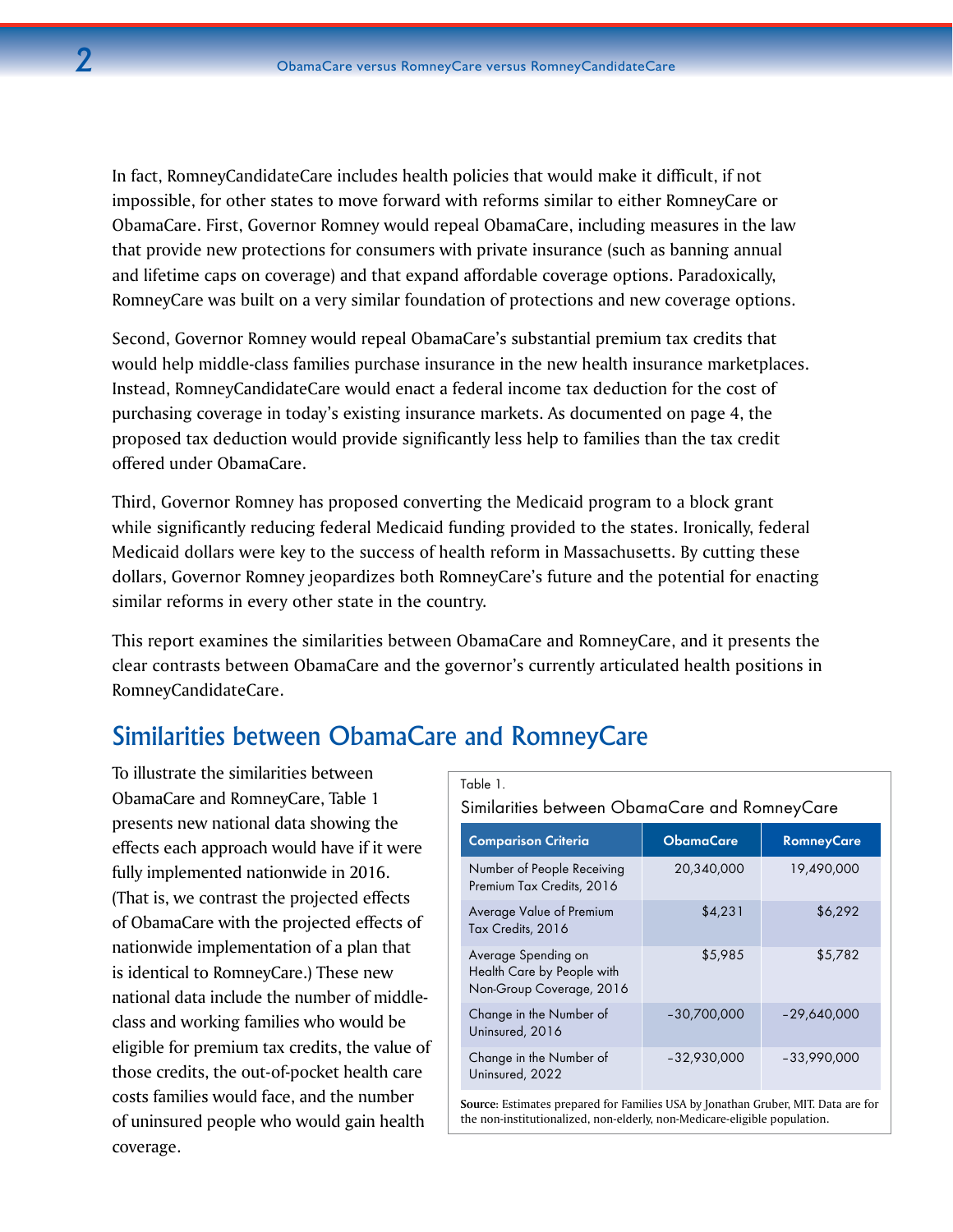In fact, RomneyCandidateCare includes health policies that would make it difficult, if not impossible, for other states to move forward with reforms similar to either RomneyCare or ObamaCare. First, Governor Romney would repeal ObamaCare, including measures in the law that provide new protections for consumers with private insurance (such as banning annual and lifetime caps on coverage) and that expand affordable coverage options. Paradoxically, RomneyCare was built on a very similar foundation of protections and new coverage options.

Second, Governor Romney would repeal ObamaCare's substantial premium tax credits that would help middle-class families purchase insurance in the new health insurance marketplaces. Instead, RomneyCandidateCare would enact a federal income tax deduction for the cost of purchasing coverage in today's existing insurance markets. As documented on page 4, the proposed tax deduction would provide significantly less help to families than the tax credit offered under ObamaCare.

Third, Governor Romney has proposed converting the Medicaid program to a block grant while significantly reducing federal Medicaid funding provided to the states. Ironically, federal Medicaid dollars were key to the success of health reform in Massachusetts. By cutting these dollars, Governor Romney jeopardizes both RomneyCare's future and the potential for enacting similar reforms in every other state in the country.

This report examines the similarities between ObamaCare and RomneyCare, and it presents the clear contrasts between ObamaCare and the governor's currently articulated health positions in RomneyCandidateCare.

## Similarities between ObamaCare and RomneyCare

To illustrate the similarities between ObamaCare and RomneyCare, Table 1 presents new national data showing the effects each approach would have if it were fully implemented nationwide in 2016. (That is, we contrast the projected effects of ObamaCare with the projected effects of nationwide implementation of a plan that is identical to RomneyCare.) These new national data include the number of middle-class and working families who would be eligible for premium tax credits, the value of those credits, the out-of-pocket health care costs families would face, and the number of uninsured people who would gain health coverage.

Table 1.

Similarities between ObamaCare and RomneyCare

| Comparison Criteria | ObamaCare | RomneyCare |
|---|---|---|
| Number of People Receiving Premium Tax Credits, 2016 | 20,340,000 | 19,490,000 |
| Average Value of Premium Tax Credits, 2016 | $4,231 | $6,292 |
| Average Spending on Health Care by People with Non-Group Coverage, 2016 | $5,985 | $5,782 |
| Change in the Number of Uninsured, 2016 | −30,700,000 | −29,640,000 |
| Change in the Number of Uninsured, 2022 | −32,930,000 | −33,990,000 |

**Source**: Estimates prepared for Families USA by Jonathan Gruber, MIT. Data are for the non-institutionalized, non-elderly, non-Medicare-eligible population.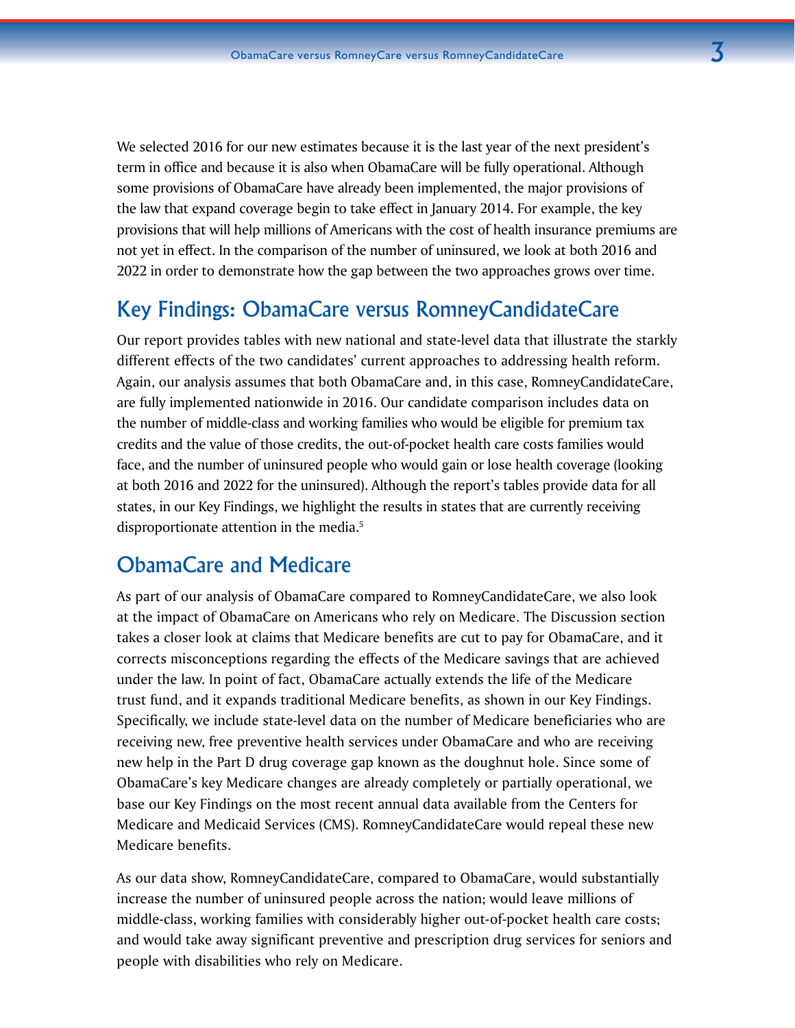We selected 2016 for our new estimates because it is the last year of the next president's term in office and because it is also when ObamaCare will be fully operational. Although some provisions of ObamaCare have already been implemented, the major provisions of the law that expand coverage begin to take effect in January 2014. For example, the key provisions that will help millions of Americans with the cost of health insurance premiums are not yet in effect. In the comparison of the number of uninsured, we look at both 2016 and 2022 in order to demonstrate how the gap between the two approaches grows over time.

## Key Findings: ObamaCare versus RomneyCandidateCare

Our report provides tables with new national and state-level data that illustrate the starkly different effects of the two candidates' current approaches to addressing health reform. Again, our analysis assumes that both ObamaCare and, in this case, RomneyCandidateCare, are fully implemented nationwide in 2016. Our candidate comparison includes data on the number of middle-class and working families who would be eligible for premium tax credits and the value of those credits, the out-of-pocket health care costs families would face, and the number of uninsured people who would gain or lose health coverage (looking at both 2016 and 2022 for the uninsured). Although the report's tables provide data for all states, in our Key Findings, we highlight the results in states that are currently receiving disproportionate attention in the media.[5]

## ObamaCare and Medicare

As part of our analysis of ObamaCare compared to RomneyCandidateCare, we also look at the impact of ObamaCare on Americans who rely on Medicare. The Discussion section takes a closer look at claims that Medicare benefits are cut to pay for ObamaCare, and it corrects misconceptions regarding the effects of the Medicare savings that are achieved under the law. In point of fact, ObamaCare actually extends the life of the Medicare trust fund, and it expands traditional Medicare benefits, as shown in our Key Findings. Specifically, we include state-level data on the number of Medicare beneficiaries who are receiving new, free preventive health services under ObamaCare and who are receiving new help in the Part D drug coverage gap known as the doughnut hole. Since some of ObamaCare's key Medicare changes are already completely or partially operational, we base our Key Findings on the most recent annual data available from the Centers for Medicare and Medicaid Services (CMS). RomneyCandidateCare would repeal these new Medicare benefits.

As our data show, RomneyCandidateCare, compared to ObamaCare, would substantially increase the number of uninsured people across the nation; would leave millions of middle-class, working families with considerably higher out-of-pocket health care costs; and would take away significant preventive and prescription drug services for seniors and people with disabilities who rely on Medicare.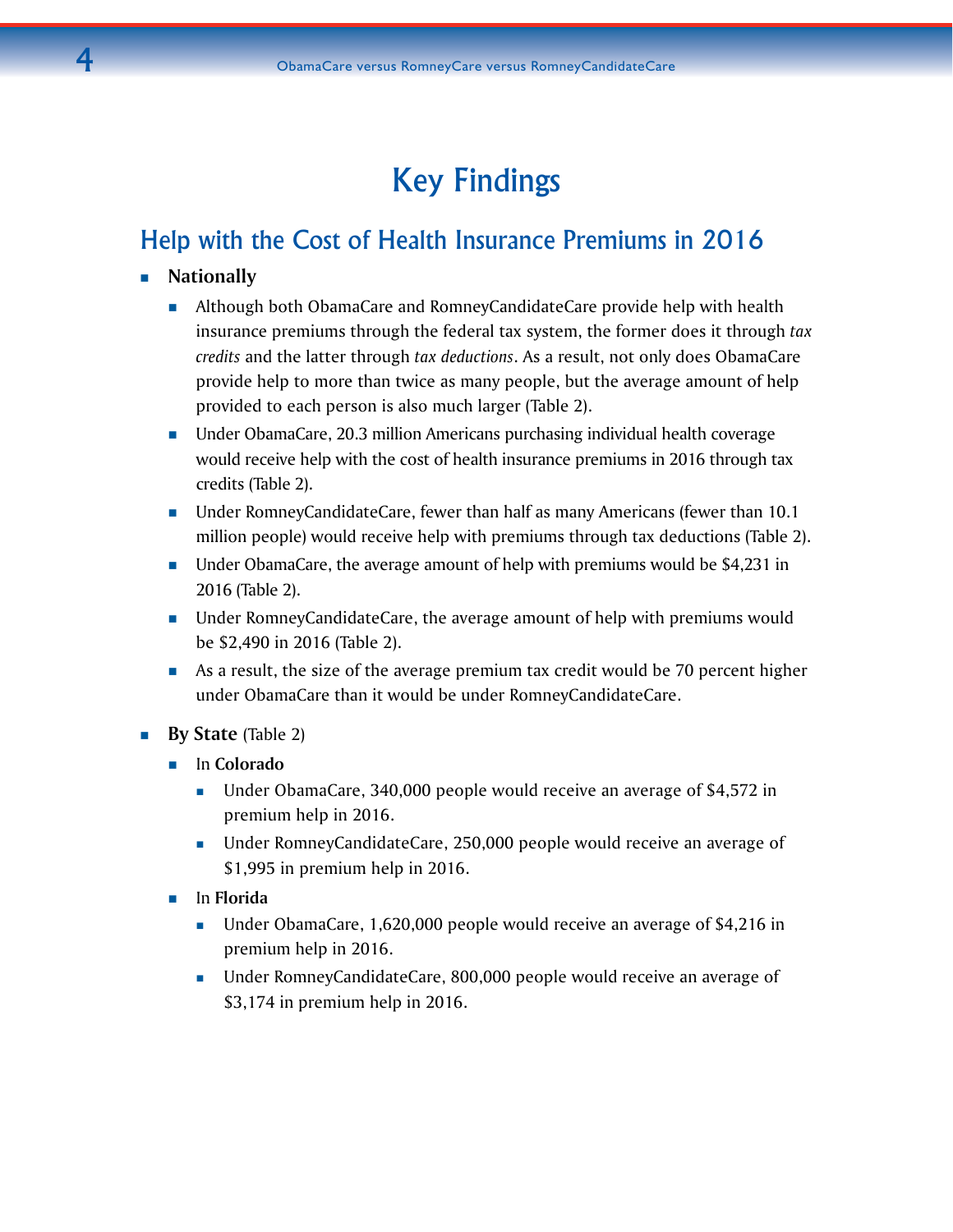# Key Findings

## Help with the Cost of Health Insurance Premiums in 2016

- **Nationally**
  - Although both ObamaCare and RomneyCandidateCare provide help with health insurance premiums through the federal tax system, the former does it through *tax credits* and the latter through *tax deductions*. As a result, not only does ObamaCare provide help to more than twice as many people, but the average amount of help provided to each person is also much larger (Table 2).
  - Under ObamaCare, 20.3 million Americans purchasing individual health coverage would receive help with the cost of health insurance premiums in 2016 through tax credits (Table 2).
  - Under RomneyCandidateCare, fewer than half as many Americans (fewer than 10.1 million people) would receive help with premiums through tax deductions (Table 2).
  - Under ObamaCare, the average amount of help with premiums would be $4,231 in 2016 (Table 2).
  - Under RomneyCandidateCare, the average amount of help with premiums would be $2,490 in 2016 (Table 2).
  - As a result, the size of the average premium tax credit would be 70 percent higher under ObamaCare than it would be under RomneyCandidateCare.
- **By State** (Table 2)
  - In **Colorado**
    - Under ObamaCare, 340,000 people would receive an average of $4,572 in premium help in 2016.
    - Under RomneyCandidateCare, 250,000 people would receive an average of $1,995 in premium help in 2016.
  - In **Florida**
    - Under ObamaCare, 1,620,000 people would receive an average of $4,216 in premium help in 2016.
    - Under RomneyCandidateCare, 800,000 people would receive an average of $3,174 in premium help in 2016.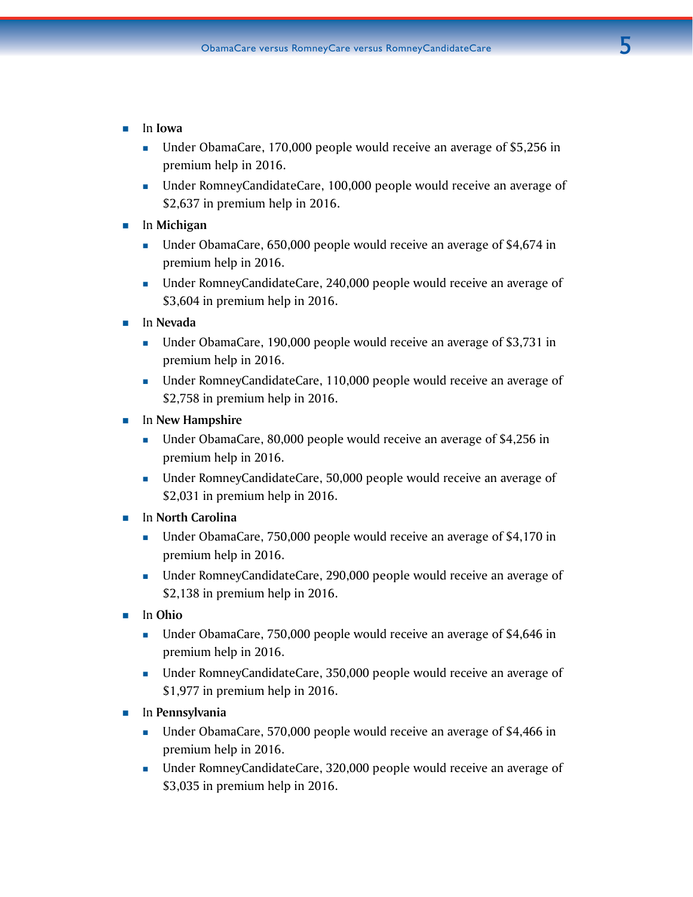- In **Iowa**
  - Under ObamaCare, 170,000 people would receive an average of $5,256 in premium help in 2016.
  - Under RomneyCandidateCare, 100,000 people would receive an average of $2,637 in premium help in 2016.
- In **Michigan**
  - Under ObamaCare, 650,000 people would receive an average of $4,674 in premium help in 2016.
  - Under RomneyCandidateCare, 240,000 people would receive an average of $3,604 in premium help in 2016.
- In **Nevada**
  - Under ObamaCare, 190,000 people would receive an average of $3,731 in premium help in 2016.
  - Under RomneyCandidateCare, 110,000 people would receive an average of $2,758 in premium help in 2016.
- In **New Hampshire**
  - Under ObamaCare, 80,000 people would receive an average of $4,256 in premium help in 2016.
  - Under RomneyCandidateCare, 50,000 people would receive an average of $2,031 in premium help in 2016.
- In **North Carolina**
  - Under ObamaCare, 750,000 people would receive an average of $4,170 in premium help in 2016.
  - Under RomneyCandidateCare, 290,000 people would receive an average of $2,138 in premium help in 2016.
- In **Ohio**
  - Under ObamaCare, 750,000 people would receive an average of $4,646 in premium help in 2016.
  - Under RomneyCandidateCare, 350,000 people would receive an average of $1,977 in premium help in 2016.
- In **Pennsylvania**
  - Under ObamaCare, 570,000 people would receive an average of $4,466 in premium help in 2016.
  - Under RomneyCandidateCare, 320,000 people would receive an average of $3,035 in premium help in 2016.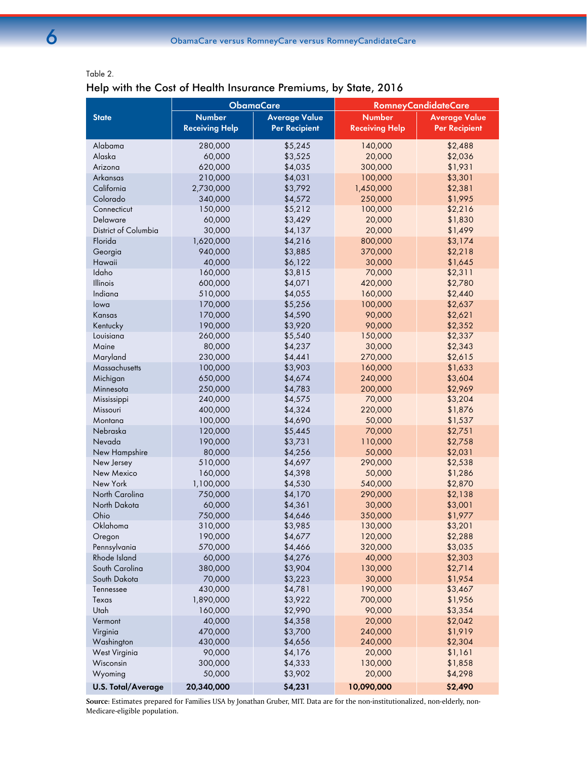Table 2.

### Help with the Cost of Health Insurance Premiums, by State, 2016

| State | ObamaCare | | RomneyCandidateCare | |
|---|---|---|---|---|
| | Number Receiving Help | Average Value Per Recipient | Number Receiving Help | Average Value Per Recipient |
| Alabama | 280,000 | $5,245 | 140,000 | $2,488 |
| Alaska | 60,000 | $3,525 | 20,000 | $2,036 |
| Arizona | 620,000 | $4,035 | 300,000 | $1,931 |
| Arkansas | 210,000 | $4,031 | 100,000 | $3,301 |
| California | 2,730,000 | $3,792 | 1,450,000 | $2,381 |
| Colorado | 340,000 | $4,572 | 250,000 | $1,995 |
| Connecticut | 150,000 | $5,212 | 100,000 | $2,216 |
| Delaware | 60,000 | $3,429 | 20,000 | $1,830 |
| District of Columbia | 30,000 | $4,137 | 20,000 | $1,499 |
| Florida | 1,620,000 | $4,216 | 800,000 | $3,174 |
| Georgia | 940,000 | $3,885 | 370,000 | $2,218 |
| Hawaii | 40,000 | $6,122 | 30,000 | $1,645 |
| Idaho | 160,000 | $3,815 | 70,000 | $2,311 |
| Illinois | 600,000 | $4,071 | 420,000 | $2,780 |
| Indiana | 510,000 | $4,055 | 160,000 | $2,440 |
| Iowa | 170,000 | $5,256 | 100,000 | $2,637 |
| Kansas | 170,000 | $4,590 | 90,000 | $2,621 |
| Kentucky | 190,000 | $3,920 | 90,000 | $2,352 |
| Louisiana | 260,000 | $5,540 | 150,000 | $2,337 |
| Maine | 80,000 | $4,237 | 30,000 | $2,343 |
| Maryland | 230,000 | $4,441 | 270,000 | $2,615 |
| Massachusetts | 100,000 | $3,903 | 160,000 | $1,633 |
| Michigan | 650,000 | $4,674 | 240,000 | $3,604 |
| Minnesota | 250,000 | $4,783 | 200,000 | $2,969 |
| Mississippi | 240,000 | $4,575 | 70,000 | $3,204 |
| Missouri | 400,000 | $4,324 | 220,000 | $1,876 |
| Montana | 100,000 | $4,690 | 50,000 | $1,537 |
| Nebraska | 120,000 | $5,445 | 70,000 | $2,751 |
| Nevada | 190,000 | $3,731 | 110,000 | $2,758 |
| New Hampshire | 80,000 | $4,256 | 50,000 | $2,031 |
| New Jersey | 510,000 | $4,697 | 290,000 | $2,538 |
| New Mexico | 160,000 | $4,398 | 50,000 | $1,286 |
| New York | 1,100,000 | $4,530 | 540,000 | $2,870 |
| North Carolina | 750,000 | $4,170 | 290,000 | $2,138 |
| North Dakota | 60,000 | $4,361 | 30,000 | $3,001 |
| Ohio | 750,000 | $4,646 | 350,000 | $1,977 |
| Oklahoma | 310,000 | $3,985 | 130,000 | $3,201 |
| Oregon | 190,000 | $4,677 | 120,000 | $2,288 |
| Pennsylvania | 570,000 | $4,466 | 320,000 | $3,035 |
| Rhode Island | 60,000 | $4,276 | 40,000 | $2,303 |
| South Carolina | 380,000 | $3,904 | 130,000 | $2,714 |
| South Dakota | 70,000 | $3,223 | 30,000 | $1,954 |
| Tennessee | 430,000 | $4,781 | 190,000 | $3,467 |
| Texas | 1,890,000 | $3,922 | 700,000 | $1,956 |
| Utah | 160,000 | $2,990 | 90,000 | $3,354 |
| Vermont | 40,000 | $4,358 | 20,000 | $2,042 |
| Virginia | 470,000 | $3,700 | 240,000 | $1,919 |
| Washington | 430,000 | $4,656 | 240,000 | $2,304 |
| West Virginia | 90,000 | $4,176 | 20,000 | $1,161 |
| Wisconsin | 300,000 | $4,333 | 130,000 | $1,858 |
| Wyoming | 50,000 | $3,902 | 20,000 | $4,298 |
| **U.S. Total/Average** | **20,340,000** | **$4,231** | **10,090,000** | **$2,490** |

**Source**: Estimates prepared for Families USA by Jonathan Gruber, MIT. Data are for the non-institutionalized, non-elderly, non-Medicare-eligible population.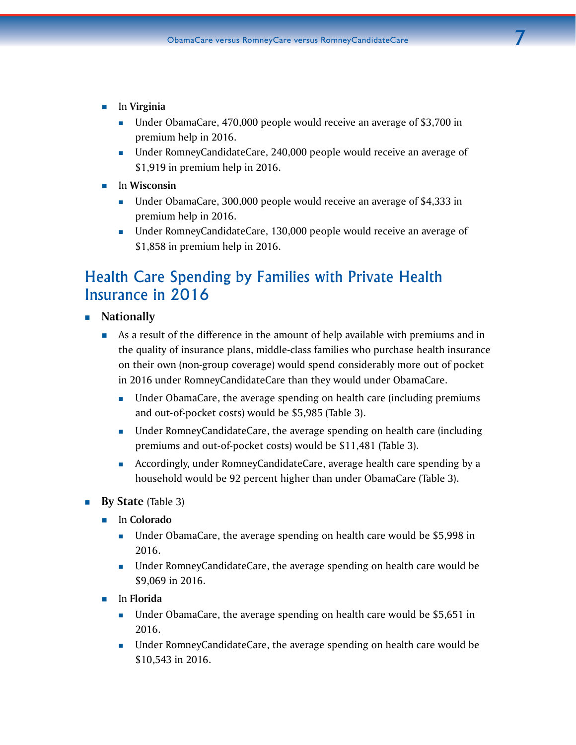- In **Virginia**
  - Under ObamaCare, 470,000 people would receive an average of $3,700 in premium help in 2016.
  - Under RomneyCandidateCare, 240,000 people would receive an average of $1,919 in premium help in 2016.
- In **Wisconsin**
  - Under ObamaCare, 300,000 people would receive an average of $4,333 in premium help in 2016.
  - Under RomneyCandidateCare, 130,000 people would receive an average of $1,858 in premium help in 2016.

## Health Care Spending by Families with Private Health Insurance in 2016

- **Nationally**
  - As a result of the difference in the amount of help available with premiums and in the quality of insurance plans, middle-class families who purchase health insurance on their own (non-group coverage) would spend considerably more out of pocket in 2016 under RomneyCandidateCare than they would under ObamaCare.
    - Under ObamaCare, the average spending on health care (including premiums and out-of-pocket costs) would be $5,985 (Table 3).
    - Under RomneyCandidateCare, the average spending on health care (including premiums and out-of-pocket costs) would be $11,481 (Table 3).
    - Accordingly, under RomneyCandidateCare, average health care spending by a household would be 92 percent higher than under ObamaCare (Table 3).
- **By State** (Table 3)
  - In **Colorado**
    - Under ObamaCare, the average spending on health care would be $5,998 in 2016.
    - Under RomneyCandidateCare, the average spending on health care would be $9,069 in 2016.
  - In **Florida**
    - Under ObamaCare, the average spending on health care would be $5,651 in 2016.
    - Under RomneyCandidateCare, the average spending on health care would be $10,543 in 2016.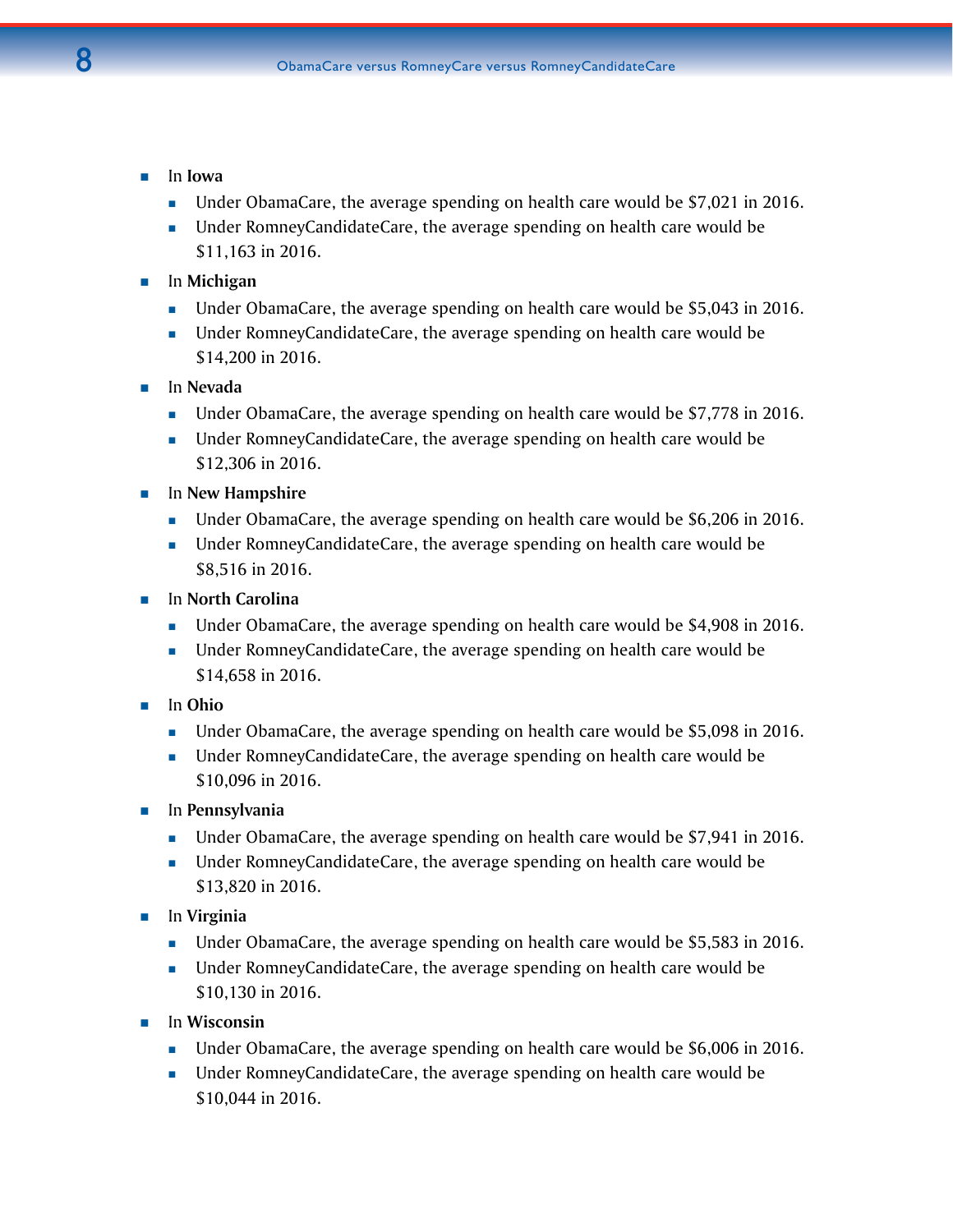- In **Iowa**
  - Under ObamaCare, the average spending on health care would be $7,021 in 2016.
  - Under RomneyCandidateCare, the average spending on health care would be $11,163 in 2016.
- In **Michigan**
  - Under ObamaCare, the average spending on health care would be $5,043 in 2016.
  - Under RomneyCandidateCare, the average spending on health care would be $14,200 in 2016.
- In **Nevada**
  - Under ObamaCare, the average spending on health care would be $7,778 in 2016.
  - Under RomneyCandidateCare, the average spending on health care would be $12,306 in 2016.
- In **New Hampshire**
  - Under ObamaCare, the average spending on health care would be $6,206 in 2016.
  - Under RomneyCandidateCare, the average spending on health care would be $8,516 in 2016.
- In **North Carolina**
  - Under ObamaCare, the average spending on health care would be $4,908 in 2016.
  - Under RomneyCandidateCare, the average spending on health care would be $14,658 in 2016.
- In **Ohio**
  - Under ObamaCare, the average spending on health care would be $5,098 in 2016.
  - Under RomneyCandidateCare, the average spending on health care would be $10,096 in 2016.
- In **Pennsylvania**
  - Under ObamaCare, the average spending on health care would be $7,941 in 2016.
  - Under RomneyCandidateCare, the average spending on health care would be $13,820 in 2016.
- In **Virginia**
  - Under ObamaCare, the average spending on health care would be $5,583 in 2016.
  - Under RomneyCandidateCare, the average spending on health care would be $10,130 in 2016.
- In **Wisconsin**
  - Under ObamaCare, the average spending on health care would be $6,006 in 2016.
  - Under RomneyCandidateCare, the average spending on health care would be $10,044 in 2016.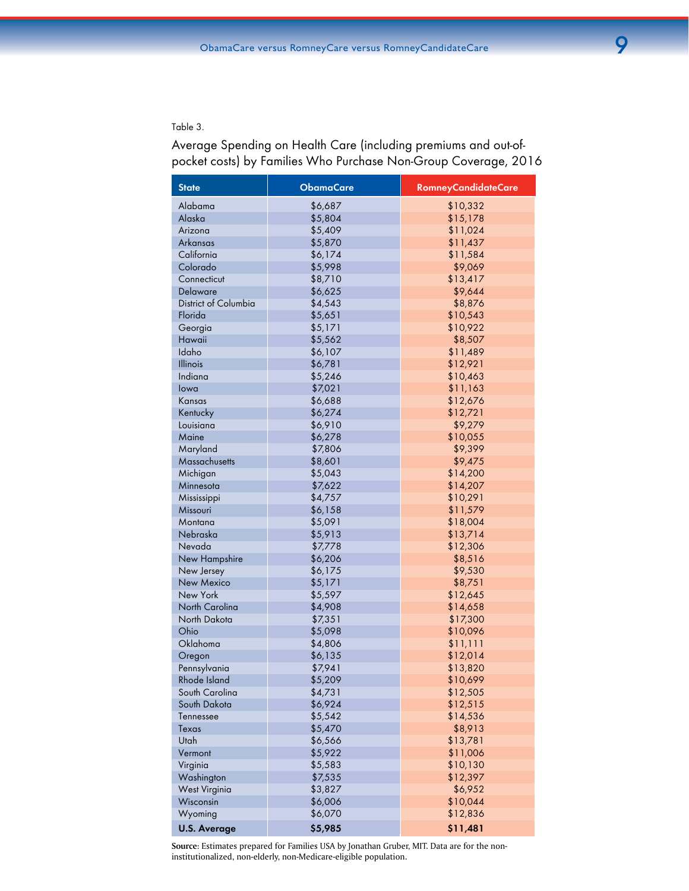Table 3.

## Average Spending on Health Care (including premiums and out-of-pocket costs) by Families Who Purchase Non-Group Coverage, 2016

| State | ObamaCare | RomneyCandidateCare |
|---|---|---|
| Alabama | $6,687 | $10,332 |
| Alaska | $5,804 | $15,178 |
| Arizona | $5,409 | $11,024 |
| Arkansas | $5,870 | $11,437 |
| California | $6,174 | $11,584 |
| Colorado | $5,998 | $9,069 |
| Connecticut | $8,710 | $13,417 |
| Delaware | $6,625 | $9,644 |
| District of Columbia | $4,543 | $8,876 |
| Florida | $5,651 | $10,543 |
| Georgia | $5,171 | $10,922 |
| Hawaii | $5,562 | $8,507 |
| Idaho | $6,107 | $11,489 |
| Illinois | $6,781 | $12,921 |
| Indiana | $5,246 | $10,463 |
| Iowa | $7,021 | $11,163 |
| Kansas | $6,688 | $12,676 |
| Kentucky | $6,274 | $12,721 |
| Louisiana | $6,910 | $9,279 |
| Maine | $6,278 | $10,055 |
| Maryland | $7,806 | $9,399 |
| Massachusetts | $8,601 | $9,475 |
| Michigan | $5,043 | $14,200 |
| Minnesota | $7,622 | $14,207 |
| Mississippi | $4,757 | $10,291 |
| Missouri | $6,158 | $11,579 |
| Montana | $5,091 | $18,004 |
| Nebraska | $5,913 | $13,714 |
| Nevada | $7,778 | $12,306 |
| New Hampshire | $6,206 | $8,516 |
| New Jersey | $6,175 | $9,530 |
| New Mexico | $5,171 | $8,751 |
| New York | $5,597 | $12,645 |
| North Carolina | $4,908 | $14,658 |
| North Dakota | $7,351 | $17,300 |
| Ohio | $5,098 | $10,096 |
| Oklahoma | $4,806 | $11,111 |
| Oregon | $6,135 | $12,014 |
| Pennsylvania | $7,941 | $13,820 |
| Rhode Island | $5,209 | $10,699 |
| South Carolina | $4,731 | $12,505 |
| South Dakota | $6,924 | $12,515 |
| Tennessee | $5,542 | $14,536 |
| Texas | $5,470 | $8,913 |
| Utah | $6,566 | $13,781 |
| Vermont | $5,922 | $11,006 |
| Virginia | $5,583 | $10,130 |
| Washington | $7,535 | $12,397 |
| West Virginia | $3,827 | $6,952 |
| Wisconsin | $6,006 | $10,044 |
| Wyoming | $6,070 | $12,836 |
| **U.S. Average** | **$5,985** | **$11,481** |

**Source**: Estimates prepared for Families USA by Jonathan Gruber, MIT. Data are for the non-institutionalized, non-elderly, non-Medicare-eligible population.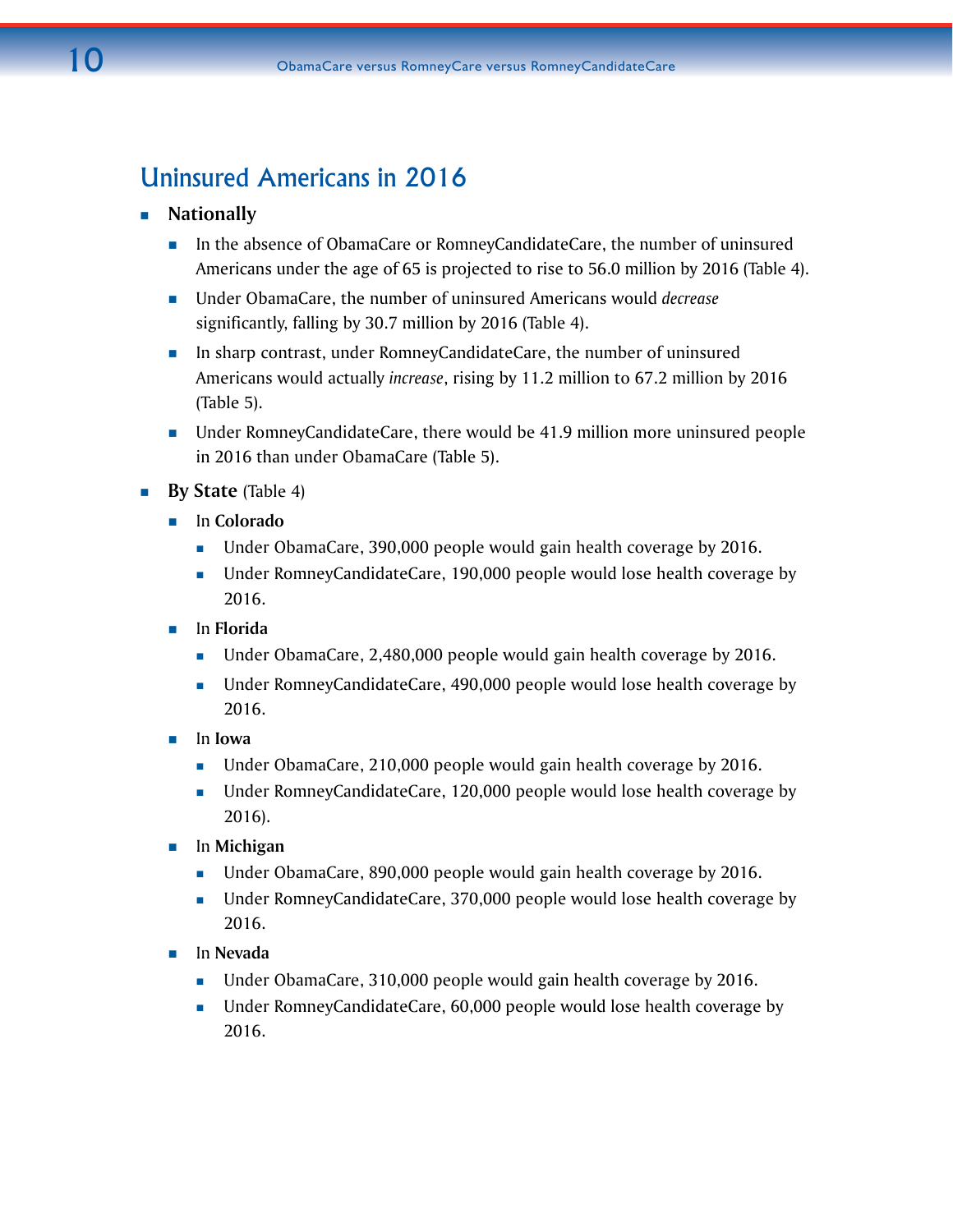## Uninsured Americans in 2016

- **Nationally**
  - In the absence of ObamaCare or RomneyCandidateCare, the number of uninsured Americans under the age of 65 is projected to rise to 56.0 million by 2016 (Table 4).
  - Under ObamaCare, the number of uninsured Americans would *decrease* significantly, falling by 30.7 million by 2016 (Table 4).
  - In sharp contrast, under RomneyCandidateCare, the number of uninsured Americans would actually *increase*, rising by 11.2 million to 67.2 million by 2016 (Table 5).
  - Under RomneyCandidateCare, there would be 41.9 million more uninsured people in 2016 than under ObamaCare (Table 5).
- **By State** (Table 4)
  - In **Colorado**
    - Under ObamaCare, 390,000 people would gain health coverage by 2016.
    - Under RomneyCandidateCare, 190,000 people would lose health coverage by 2016.
  - In **Florida**
    - Under ObamaCare, 2,480,000 people would gain health coverage by 2016.
    - Under RomneyCandidateCare, 490,000 people would lose health coverage by 2016.
  - In **Iowa**
    - Under ObamaCare, 210,000 people would gain health coverage by 2016.
    - Under RomneyCandidateCare, 120,000 people would lose health coverage by 2016).
  - In **Michigan**
    - Under ObamaCare, 890,000 people would gain health coverage by 2016.
    - Under RomneyCandidateCare, 370,000 people would lose health coverage by 2016.
  - In **Nevada**
    - Under ObamaCare, 310,000 people would gain health coverage by 2016.
    - Under RomneyCandidateCare, 60,000 people would lose health coverage by 2016.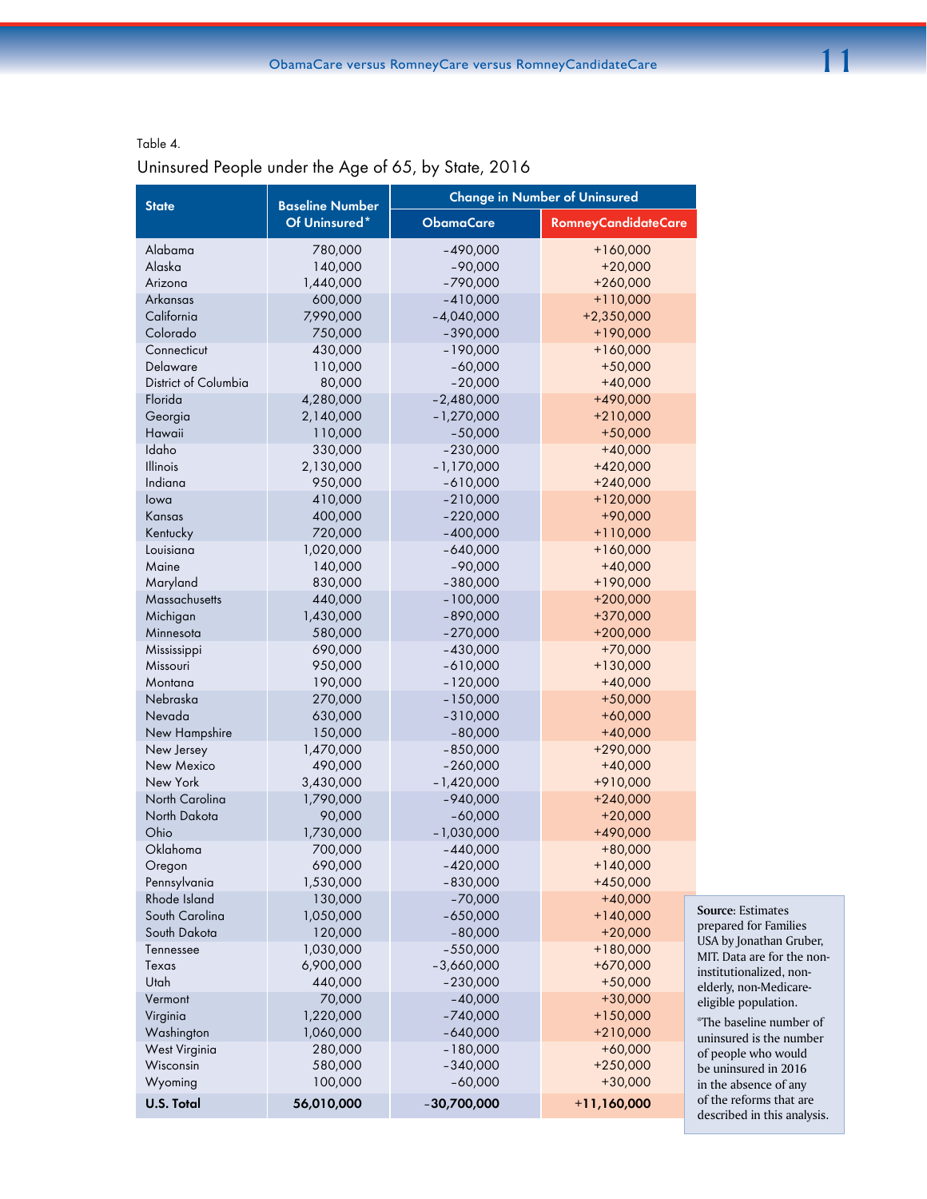Table 4.

## Uninsured People under the Age of 65, by State, 2016

| State | Baseline Number Of Uninsured* | Change in Number of Uninsured | |
|---|---|---|---|
| | | ObamaCare | RomneyCandidateCare |
| Alabama | 780,000 | -490,000 | +160,000 |
| Alaska | 140,000 | -90,000 | +20,000 |
| Arizona | 1,440,000 | -790,000 | +260,000 |
| Arkansas | 600,000 | -410,000 | +110,000 |
| California | 7,990,000 | -4,040,000 | +2,350,000 |
| Colorado | 750,000 | -390,000 | +190,000 |
| Connecticut | 430,000 | -190,000 | +160,000 |
| Delaware | 110,000 | -60,000 | +50,000 |
| District of Columbia | 80,000 | -20,000 | +40,000 |
| Florida | 4,280,000 | -2,480,000 | +490,000 |
| Georgia | 2,140,000 | -1,270,000 | +210,000 |
| Hawaii | 110,000 | -50,000 | +50,000 |
| Idaho | 330,000 | -230,000 | +40,000 |
| Illinois | 2,130,000 | -1,170,000 | +420,000 |
| Indiana | 950,000 | -610,000 | +240,000 |
| Iowa | 410,000 | -210,000 | +120,000 |
| Kansas | 400,000 | -220,000 | +90,000 |
| Kentucky | 720,000 | -400,000 | +110,000 |
| Louisiana | 1,020,000 | -640,000 | +160,000 |
| Maine | 140,000 | -90,000 | +40,000 |
| Maryland | 830,000 | -380,000 | +190,000 |
| Massachusetts | 440,000 | -100,000 | +200,000 |
| Michigan | 1,430,000 | -890,000 | +370,000 |
| Minnesota | 580,000 | -270,000 | +200,000 |
| Mississippi | 690,000 | -430,000 | +70,000 |
| Missouri | 950,000 | -610,000 | +130,000 |
| Montana | 190,000 | -120,000 | +40,000 |
| Nebraska | 270,000 | -150,000 | +50,000 |
| Nevada | 630,000 | -310,000 | +60,000 |
| New Hampshire | 150,000 | -80,000 | +40,000 |
| New Jersey | 1,470,000 | -850,000 | +290,000 |
| New Mexico | 490,000 | -260,000 | +40,000 |
| New York | 3,430,000 | -1,420,000 | +910,000 |
| North Carolina | 1,790,000 | -940,000 | +240,000 |
| North Dakota | 90,000 | -60,000 | +20,000 |
| Ohio | 1,730,000 | -1,030,000 | +490,000 |
| Oklahoma | 700,000 | -440,000 | +80,000 |
| Oregon | 690,000 | -420,000 | +140,000 |
| Pennsylvania | 1,530,000 | -830,000 | +450,000 |
| Rhode Island | 130,000 | -70,000 | +40,000 |
| South Carolina | 1,050,000 | -650,000 | +140,000 |
| South Dakota | 120,000 | -80,000 | +20,000 |
| Tennessee | 1,030,000 | -550,000 | +180,000 |
| Texas | 6,900,000 | -3,660,000 | +670,000 |
| Utah | 440,000 | -230,000 | +50,000 |
| Vermont | 70,000 | -40,000 | +30,000 |
| Virginia | 1,220,000 | -740,000 | +150,000 |
| Washington | 1,060,000 | -640,000 | +210,000 |
| West Virginia | 280,000 | -180,000 | +60,000 |
| Wisconsin | 580,000 | -340,000 | +250,000 |
| Wyoming | 100,000 | -60,000 | +30,000 |
| **U.S. Total** | **56,010,000** | **-30,700,000** | **+11,160,000** |

**Source**: Estimates prepared for Families USA by Jonathan Gruber, MIT. Data are for the non-institutionalized, non-elderly, non-Medicare-eligible population.

*The baseline number of uninsured is the number of people who would be uninsured in 2016 in the absence of any of the reforms that are described in this analysis.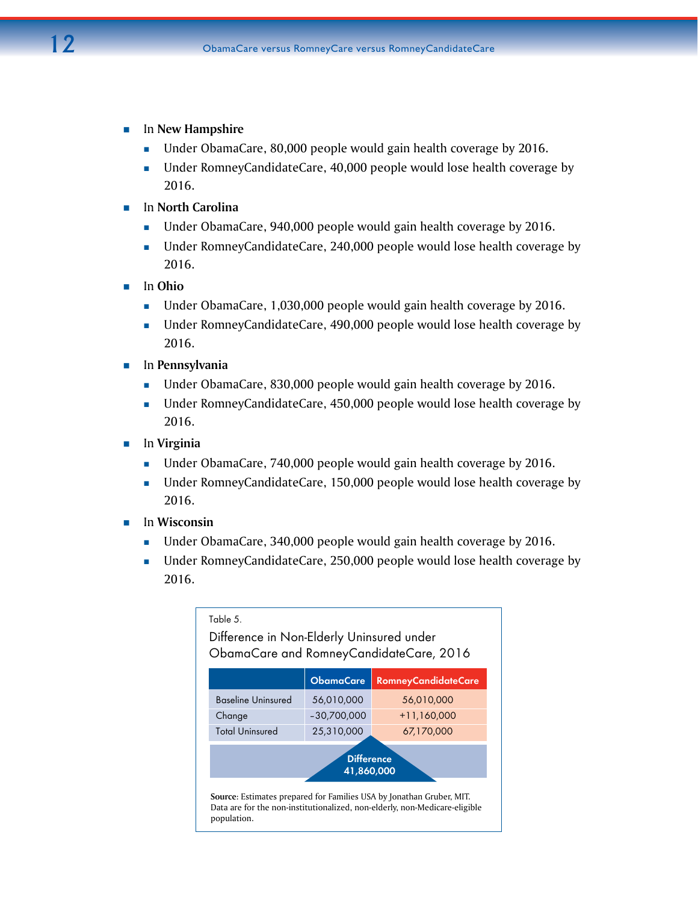- In **New Hampshire**
  - Under ObamaCare, 80,000 people would gain health coverage by 2016.
  - Under RomneyCandidateCare, 40,000 people would lose health coverage by 2016.
- In **North Carolina**
  - Under ObamaCare, 940,000 people would gain health coverage by 2016.
  - Under RomneyCandidateCare, 240,000 people would lose health coverage by 2016.
- In **Ohio**
  - Under ObamaCare, 1,030,000 people would gain health coverage by 2016.
  - Under RomneyCandidateCare, 490,000 people would lose health coverage by 2016.
- In **Pennsylvania**
  - Under ObamaCare, 830,000 people would gain health coverage by 2016.
  - Under RomneyCandidateCare, 450,000 people would lose health coverage by 2016.
- In **Virginia**
  - Under ObamaCare, 740,000 people would gain health coverage by 2016.
  - Under RomneyCandidateCare, 150,000 people would lose health coverage by 2016.
- In **Wisconsin**
  - Under ObamaCare, 340,000 people would gain health coverage by 2016.
  - Under RomneyCandidateCare, 250,000 people would lose health coverage by 2016.

Table 5.

Difference in Non-Elderly Uninsured under ObamaCare and RomneyCandidateCare, 2016

| | ObamaCare | RomneyCandidateCare |
|---|---|---|
| Baseline Uninsured | 56,010,000 | 56,010,000 |
| Change | -30,700,000 | +11,160,000 |
| Total Uninsured | 25,310,000 | 67,170,000 |

Difference 41,860,000

**Source**: Estimates prepared for Families USA by Jonathan Gruber, MIT. Data are for the non-institutionalized, non-elderly, non-Medicare-eligible population.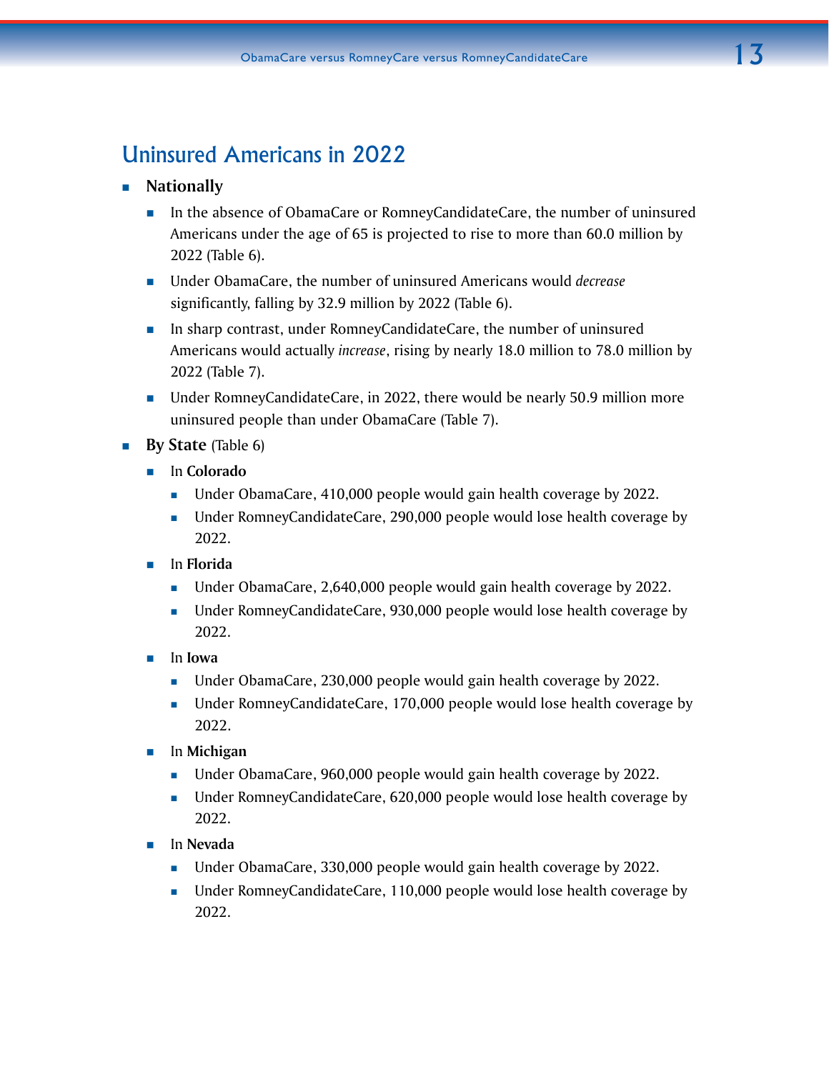## Uninsured Americans in 2022

- **Nationally**
  - In the absence of ObamaCare or RomneyCandidateCare, the number of uninsured Americans under the age of 65 is projected to rise to more than 60.0 million by 2022 (Table 6).
  - Under ObamaCare, the number of uninsured Americans would *decrease* significantly, falling by 32.9 million by 2022 (Table 6).
  - In sharp contrast, under RomneyCandidateCare, the number of uninsured Americans would actually *increase*, rising by nearly 18.0 million to 78.0 million by 2022 (Table 7).
  - Under RomneyCandidateCare, in 2022, there would be nearly 50.9 million more uninsured people than under ObamaCare (Table 7).
- **By State** (Table 6)
  - In **Colorado**
    - Under ObamaCare, 410,000 people would gain health coverage by 2022.
    - Under RomneyCandidateCare, 290,000 people would lose health coverage by 2022.
  - In **Florida**
    - Under ObamaCare, 2,640,000 people would gain health coverage by 2022.
    - Under RomneyCandidateCare, 930,000 people would lose health coverage by 2022.
  - In **Iowa**
    - Under ObamaCare, 230,000 people would gain health coverage by 2022.
    - Under RomneyCandidateCare, 170,000 people would lose health coverage by 2022.
  - In **Michigan**
    - Under ObamaCare, 960,000 people would gain health coverage by 2022.
    - Under RomneyCandidateCare, 620,000 people would lose health coverage by 2022.
  - In **Nevada**
    - Under ObamaCare, 330,000 people would gain health coverage by 2022.
    - Under RomneyCandidateCare, 110,000 people would lose health coverage by 2022.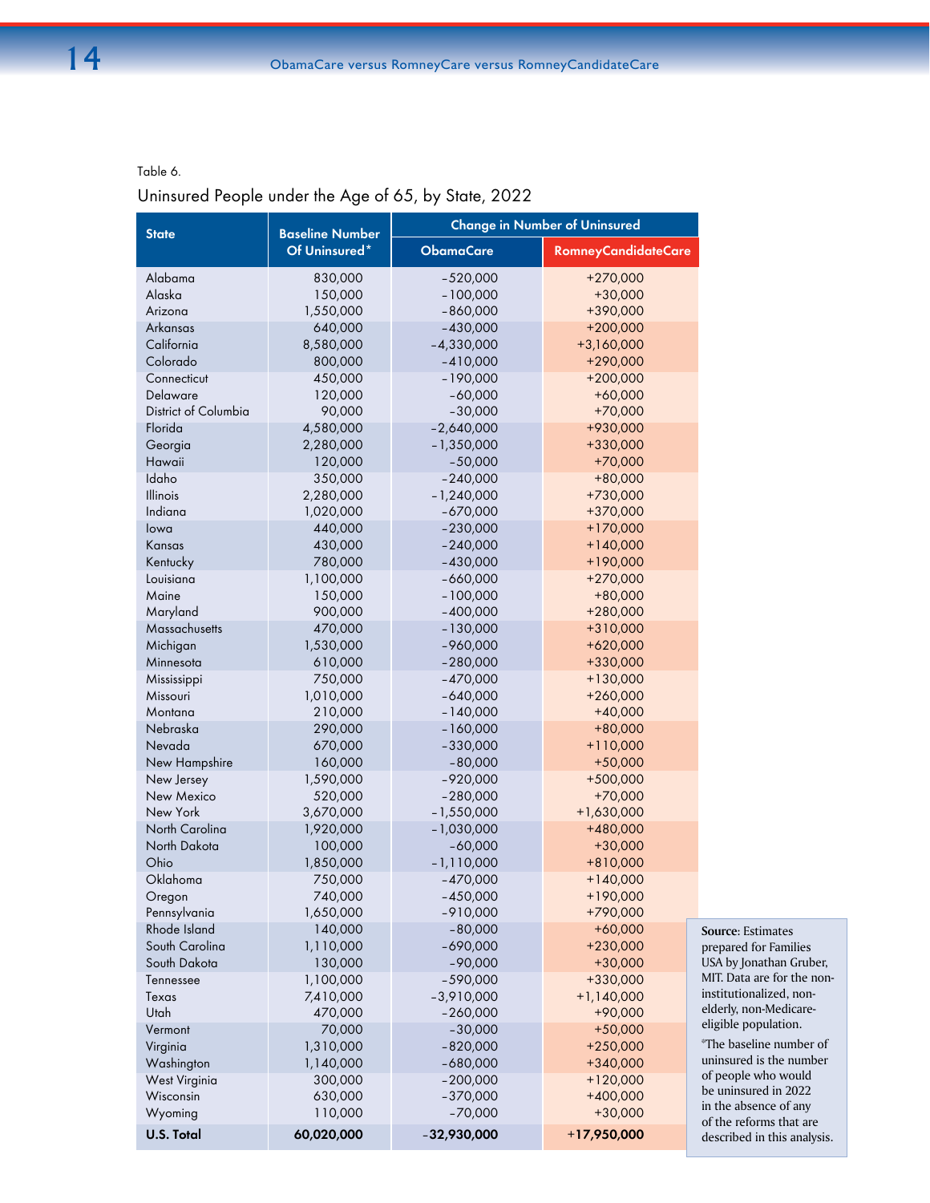Table 6.

Uninsured People under the Age of 65, by State, 2022

| State | Baseline Number Of Uninsured* | Change in Number of Uninsured | |
|---|---|---|---|
| | | ObamaCare | RomneyCandidateCare |
| Alabama | 830,000 | -520,000 | +270,000 |
| Alaska | 150,000 | -100,000 | +30,000 |
| Arizona | 1,550,000 | -860,000 | +390,000 |
| Arkansas | 640,000 | -430,000 | +200,000 |
| California | 8,580,000 | -4,330,000 | +3,160,000 |
| Colorado | 800,000 | -410,000 | +290,000 |
| Connecticut | 450,000 | -190,000 | +200,000 |
| Delaware | 120,000 | -60,000 | +60,000 |
| District of Columbia | 90,000 | -30,000 | +70,000 |
| Florida | 4,580,000 | -2,640,000 | +930,000 |
| Georgia | 2,280,000 | -1,350,000 | +330,000 |
| Hawaii | 120,000 | -50,000 | +70,000 |
| Idaho | 350,000 | -240,000 | +80,000 |
| Illinois | 2,280,000 | -1,240,000 | +730,000 |
| Indiana | 1,020,000 | -670,000 | +370,000 |
| Iowa | 440,000 | -230,000 | +170,000 |
| Kansas | 430,000 | -240,000 | +140,000 |
| Kentucky | 780,000 | -430,000 | +190,000 |
| Louisiana | 1,100,000 | -660,000 | +270,000 |
| Maine | 150,000 | -100,000 | +80,000 |
| Maryland | 900,000 | -400,000 | +280,000 |
| Massachusetts | 470,000 | -130,000 | +310,000 |
| Michigan | 1,530,000 | -960,000 | +620,000 |
| Minnesota | 610,000 | -280,000 | +330,000 |
| Mississippi | 750,000 | -470,000 | +130,000 |
| Missouri | 1,010,000 | -640,000 | +260,000 |
| Montana | 210,000 | -140,000 | +40,000 |
| Nebraska | 290,000 | -160,000 | +80,000 |
| Nevada | 670,000 | -330,000 | +110,000 |
| New Hampshire | 160,000 | -80,000 | +50,000 |
| New Jersey | 1,590,000 | -920,000 | +500,000 |
| New Mexico | 520,000 | -280,000 | +70,000 |
| New York | 3,670,000 | -1,550,000 | +1,630,000 |
| North Carolina | 1,920,000 | -1,030,000 | +480,000 |
| North Dakota | 100,000 | -60,000 | +30,000 |
| Ohio | 1,850,000 | -1,110,000 | +810,000 |
| Oklahoma | 750,000 | -470,000 | +140,000 |
| Oregon | 740,000 | -450,000 | +190,000 |
| Pennsylvania | 1,650,000 | -910,000 | +790,000 |
| Rhode Island | 140,000 | -80,000 | +60,000 |
| South Carolina | 1,110,000 | -690,000 | +230,000 |
| South Dakota | 130,000 | -90,000 | +30,000 |
| Tennessee | 1,100,000 | -590,000 | +330,000 |
| Texas | 7,410,000 | -3,910,000 | +1,140,000 |
| Utah | 470,000 | -260,000 | +90,000 |
| Vermont | 70,000 | -30,000 | +50,000 |
| Virginia | 1,310,000 | -820,000 | +250,000 |
| Washington | 1,140,000 | -680,000 | +340,000 |
| West Virginia | 300,000 | -200,000 | +120,000 |
| Wisconsin | 630,000 | -370,000 | +400,000 |
| Wyoming | 110,000 | -70,000 | +30,000 |
| **U.S. Total** | **60,020,000** | **-32,930,000** | **+17,950,000** |

**Source**: Estimates prepared for Families USA by Jonathan Gruber, MIT. Data are for the non-institutionalized, non-elderly, non-Medicare-eligible population.

*The baseline number of uninsured is the number of people who would be uninsured in 2022 in the absence of any of the reforms that are described in this analysis.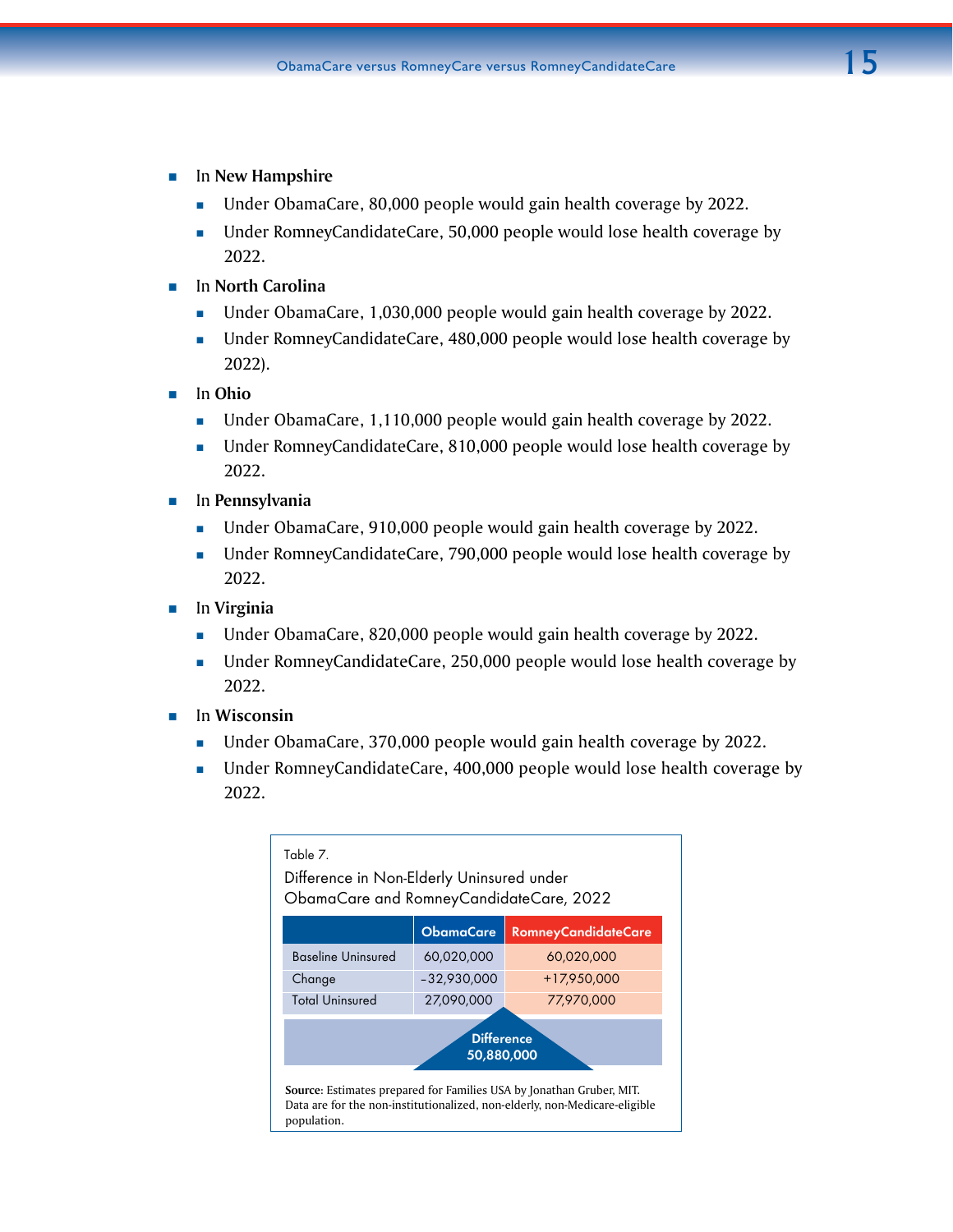- In **New Hampshire**
  - Under ObamaCare, 80,000 people would gain health coverage by 2022.
  - Under RomneyCandidateCare, 50,000 people would lose health coverage by 2022.
- In **North Carolina**
  - Under ObamaCare, 1,030,000 people would gain health coverage by 2022.
  - Under RomneyCandidateCare, 480,000 people would lose health coverage by 2022).
- In **Ohio**
  - Under ObamaCare, 1,110,000 people would gain health coverage by 2022.
  - Under RomneyCandidateCare, 810,000 people would lose health coverage by 2022.
- In **Pennsylvania**
  - Under ObamaCare, 910,000 people would gain health coverage by 2022.
  - Under RomneyCandidateCare, 790,000 people would lose health coverage by 2022.
- In **Virginia**
  - Under ObamaCare, 820,000 people would gain health coverage by 2022.
  - Under RomneyCandidateCare, 250,000 people would lose health coverage by 2022.
- In **Wisconsin**
  - Under ObamaCare, 370,000 people would gain health coverage by 2022.
  - Under RomneyCandidateCare, 400,000 people would lose health coverage by 2022.

Table 7.

Difference in Non-Elderly Uninsured under ObamaCare and RomneyCandidateCare, 2022

| | ObamaCare | RomneyCandidateCare |
|---|---|---|
| Baseline Uninsured | 60,020,000 | 60,020,000 |
| Change | –32,930,000 | +17,950,000 |
| Total Uninsured | 27,090,000 | 77,970,000 |
| **Difference** | **50,880,000** | |

**Source**: Estimates prepared for Families USA by Jonathan Gruber, MIT. Data are for the non-institutionalized, non-elderly, non-Medicare-eligible population.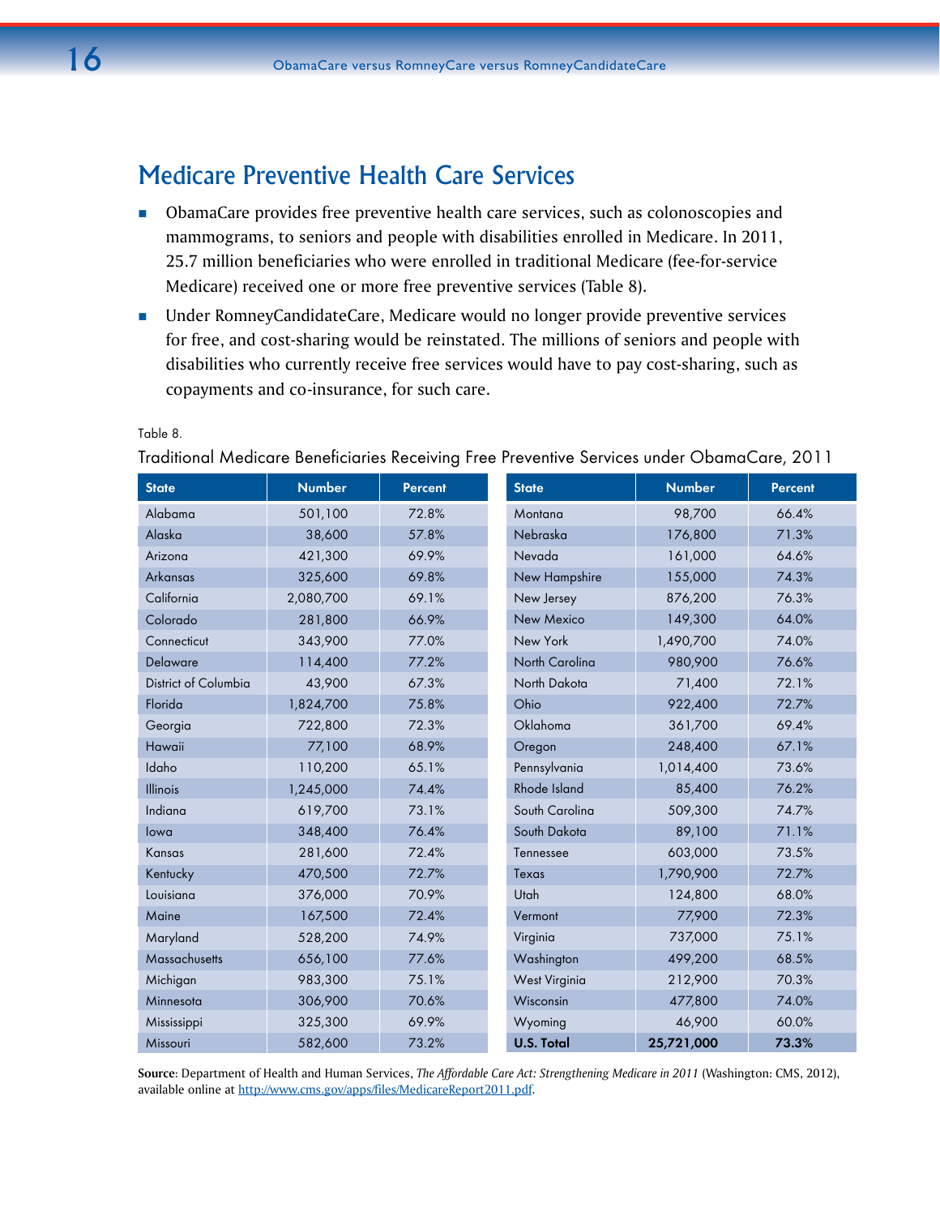## Medicare Preventive Health Care Services

- ObamaCare provides free preventive health care services, such as colonoscopies and mammograms, to seniors and people with disabilities enrolled in Medicare. In 2011, 25.7 million beneficiaries who were enrolled in traditional Medicare (fee-for-service Medicare) received one or more free preventive services (Table 8).
- Under RomneyCandidateCare, Medicare would no longer provide preventive services for free, and cost-sharing would be reinstated. The millions of seniors and people with disabilities who currently receive free services would have to pay cost-sharing, such as copayments and co-insurance, for such care.

Table 8.

Traditional Medicare Beneficiaries Receiving Free Preventive Services under ObamaCare, 2011

| State | Number | Percent |
|---|---|---|
| Alabama | 501,100 | 72.8% |
| Alaska | 38,600 | 57.8% |
| Arizona | 421,300 | 69.9% |
| Arkansas | 325,600 | 69.8% |
| California | 2,080,700 | 69.1% |
| Colorado | 281,800 | 66.9% |
| Connecticut | 343,900 | 77.0% |
| Delaware | 114,400 | 77.2% |
| District of Columbia | 43,900 | 67.3% |
| Florida | 1,824,700 | 75.8% |
| Georgia | 722,800 | 72.3% |
| Hawaii | 77,100 | 68.9% |
| Idaho | 110,200 | 65.1% |
| Illinois | 1,245,000 | 74.4% |
| Indiana | 619,700 | 73.1% |
| Iowa | 348,400 | 76.4% |
| Kansas | 281,600 | 72.4% |
| Kentucky | 470,500 | 72.7% |
| Louisiana | 376,000 | 70.9% |
| Maine | 167,500 | 72.4% |
| Maryland | 528,200 | 74.9% |
| Massachusetts | 656,100 | 77.6% |
| Michigan | 983,300 | 75.1% |
| Minnesota | 306,900 | 70.6% |
| Mississippi | 325,300 | 69.9% |
| Missouri | 582,600 | 73.2% |
| Montana | 98,700 | 66.4% |
| Nebraska | 176,800 | 71.3% |
| Nevada | 161,000 | 64.6% |
| New Hampshire | 155,000 | 74.3% |
| New Jersey | 876,200 | 76.3% |
| New Mexico | 149,300 | 64.0% |
| New York | 1,490,700 | 74.0% |
| North Carolina | 980,900 | 76.6% |
| North Dakota | 71,400 | 72.1% |
| Ohio | 922,400 | 72.7% |
| Oklahoma | 361,700 | 69.4% |
| Oregon | 248,400 | 67.1% |
| Pennsylvania | 1,014,400 | 73.6% |
| Rhode Island | 85,400 | 76.2% |
| South Carolina | 509,300 | 74.7% |
| South Dakota | 89,100 | 71.1% |
| Tennessee | 603,000 | 73.5% |
| Texas | 1,790,900 | 72.7% |
| Utah | 124,800 | 68.0% |
| Vermont | 77,900 | 72.3% |
| Virginia | 737,000 | 75.1% |
| Washington | 499,200 | 68.5% |
| West Virginia | 212,900 | 70.3% |
| Wisconsin | 477,800 | 74.0% |
| Wyoming | 46,900 | 60.0% |
| **U.S. Total** | **25,721,000** | **73.3%** |

**Source**: Department of Health and Human Services, *The Affordable Care Act: Strengthening Medicare in 2011* (Washington: CMS, 2012), available online at http://www.cms.gov/apps/files/MedicareReport2011.pdf.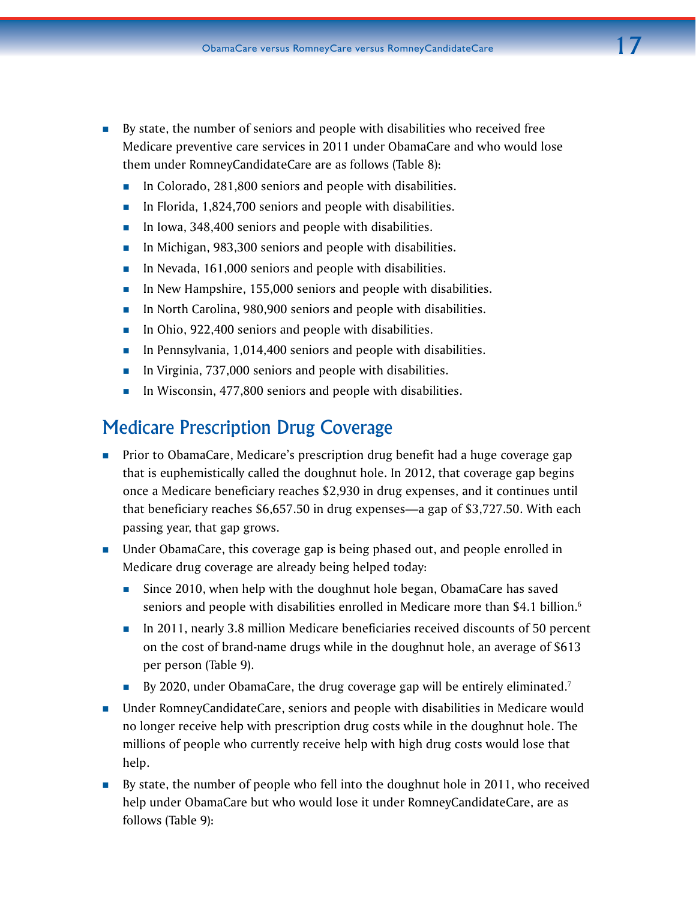- By state, the number of seniors and people with disabilities who received free Medicare preventive care services in 2011 under ObamaCare and who would lose them under RomneyCandidateCare are as follows (Table 8):
  - In Colorado, 281,800 seniors and people with disabilities.
  - In Florida, 1,824,700 seniors and people with disabilities.
  - In Iowa, 348,400 seniors and people with disabilities.
  - In Michigan, 983,300 seniors and people with disabilities.
  - In Nevada, 161,000 seniors and people with disabilities.
  - In New Hampshire, 155,000 seniors and people with disabilities.
  - In North Carolina, 980,900 seniors and people with disabilities.
  - In Ohio, 922,400 seniors and people with disabilities.
  - In Pennsylvania, 1,014,400 seniors and people with disabilities.
  - In Virginia, 737,000 seniors and people with disabilities.
  - In Wisconsin, 477,800 seniors and people with disabilities.

## Medicare Prescription Drug Coverage

- Prior to ObamaCare, Medicare's prescription drug benefit had a huge coverage gap that is euphemistically called the doughnut hole. In 2012, that coverage gap begins once a Medicare beneficiary reaches $2,930 in drug expenses, and it continues until that beneficiary reaches $6,657.50 in drug expenses—a gap of $3,727.50. With each passing year, that gap grows.
- Under ObamaCare, this coverage gap is being phased out, and people enrolled in Medicare drug coverage are already being helped today:
  - Since 2010, when help with the doughnut hole began, ObamaCare has saved seniors and people with disabilities enrolled in Medicare more than $4.1 billion.[6]
  - In 2011, nearly 3.8 million Medicare beneficiaries received discounts of 50 percent on the cost of brand-name drugs while in the doughnut hole, an average of $613 per person (Table 9).
  - By 2020, under ObamaCare, the drug coverage gap will be entirely eliminated.[7]
- Under RomneyCandidateCare, seniors and people with disabilities in Medicare would no longer receive help with prescription drug costs while in the doughnut hole. The millions of people who currently receive help with high drug costs would lose that help.
- By state, the number of people who fell into the doughnut hole in 2011, who received help under ObamaCare but who would lose it under RomneyCandidateCare, are as follows (Table 9):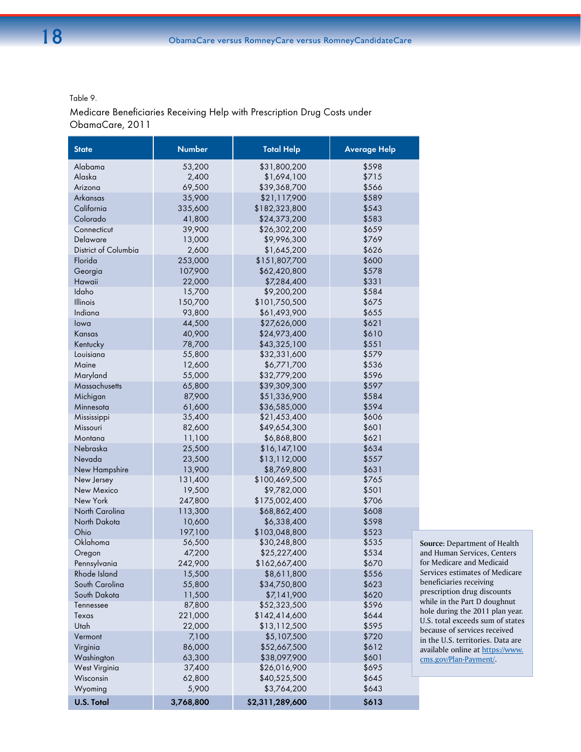Table 9.

Medicare Beneficiaries Receiving Help with Prescription Drug Costs under ObamaCare, 2011

| State | Number | Total Help | Average Help |
|---|---|---|---|
| Alabama | 53,200 | $31,800,200 | $598 |
| Alaska | 2,400 | $1,694,100 | $715 |
| Arizona | 69,500 | $39,368,700 | $566 |
| Arkansas | 35,900 | $21,117,900 | $589 |
| California | 335,600 | $182,323,800 | $543 |
| Colorado | 41,800 | $24,373,200 | $583 |
| Connecticut | 39,900 | $26,302,200 | $659 |
| Delaware | 13,000 | $9,996,300 | $769 |
| District of Columbia | 2,600 | $1,645,200 | $626 |
| Florida | 253,000 | $151,807,700 | $600 |
| Georgia | 107,900 | $62,420,800 | $578 |
| Hawaii | 22,000 | $7,284,400 | $331 |
| Idaho | 15,700 | $9,200,200 | $584 |
| Illinois | 150,700 | $101,750,500 | $675 |
| Indiana | 93,800 | $61,493,900 | $655 |
| Iowa | 44,500 | $27,626,000 | $621 |
| Kansas | 40,900 | $24,973,400 | $610 |
| Kentucky | 78,700 | $43,325,100 | $551 |
| Louisiana | 55,800 | $32,331,600 | $579 |
| Maine | 12,600 | $6,771,700 | $536 |
| Maryland | 55,000 | $32,779,200 | $596 |
| Massachusetts | 65,800 | $39,309,300 | $597 |
| Michigan | 87,900 | $51,336,900 | $584 |
| Minnesota | 61,600 | $36,585,000 | $594 |
| Mississippi | 35,400 | $21,453,400 | $606 |
| Missouri | 82,600 | $49,654,300 | $601 |
| Montana | 11,100 | $6,868,800 | $621 |
| Nebraska | 25,500 | $16,147,100 | $634 |
| Nevada | 23,500 | $13,112,000 | $557 |
| New Hampshire | 13,900 | $8,769,800 | $631 |
| New Jersey | 131,400 | $100,469,500 | $765 |
| New Mexico | 19,500 | $9,782,000 | $501 |
| New York | 247,800 | $175,002,400 | $706 |
| North Carolina | 113,300 | $68,862,400 | $608 |
| North Dakota | 10,600 | $6,338,400 | $598 |
| Ohio | 197,100 | $103,048,800 | $523 |
| Oklahoma | 56,500 | $30,248,800 | $535 |
| Oregon | 47,200 | $25,227,400 | $534 |
| Pennsylvania | 242,900 | $162,667,400 | $670 |
| Rhode Island | 15,500 | $8,611,800 | $556 |
| South Carolina | 55,800 | $34,750,800 | $623 |
| South Dakota | 11,500 | $7,141,900 | $620 |
| Tennessee | 87,800 | $52,323,500 | $596 |
| Texas | 221,000 | $142,414,600 | $644 |
| Utah | 22,000 | $13,112,500 | $595 |
| Vermont | 7,100 | $5,107,500 | $720 |
| Virginia | 86,000 | $52,667,500 | $612 |
| Washington | 63,300 | $38,097,900 | $601 |
| West Virginia | 37,400 | $26,016,900 | $695 |
| Wisconsin | 62,800 | $40,525,500 | $645 |
| Wyoming | 5,900 | $3,764,200 | $643 |
| **U.S. Total** | **3,768,800** | **$2,311,289,600** | **$613** |

**Source**: Department of Health and Human Services, Centers for Medicare and Medicaid Services estimates of Medicare beneficiaries receiving prescription drug discounts while in the Part D doughnut hole during the 2011 plan year. U.S. total exceeds sum of states because of services received in the U.S. territories. Data are available online at https://www.cms.gov/Plan-Payment/.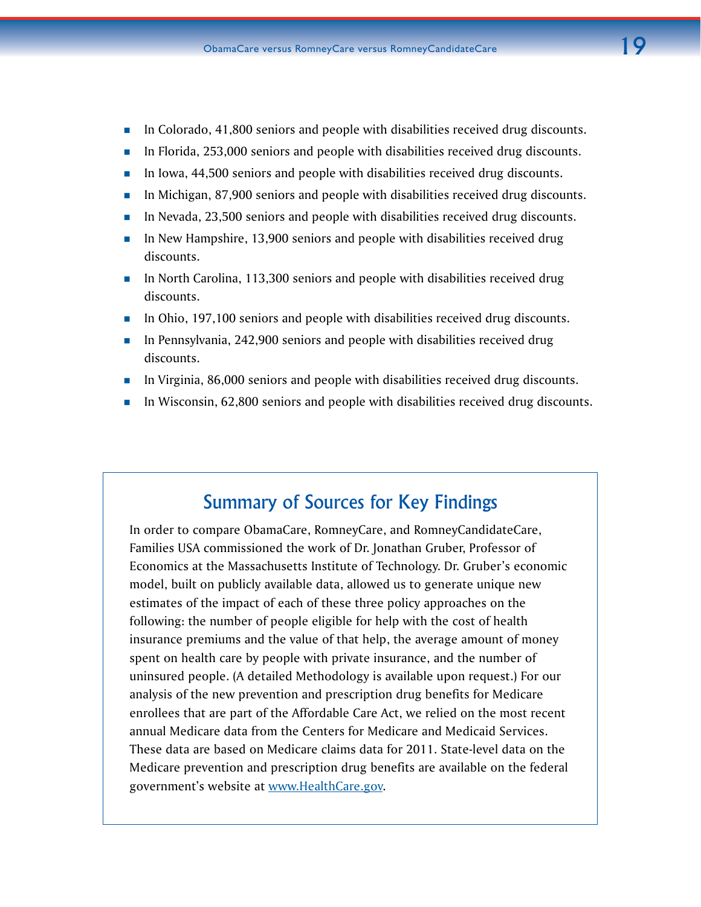- In Colorado, 41,800 seniors and people with disabilities received drug discounts.
- In Florida, 253,000 seniors and people with disabilities received drug discounts.
- In Iowa, 44,500 seniors and people with disabilities received drug discounts.
- In Michigan, 87,900 seniors and people with disabilities received drug discounts.
- In Nevada, 23,500 seniors and people with disabilities received drug discounts.
- In New Hampshire, 13,900 seniors and people with disabilities received drug discounts.
- In North Carolina, 113,300 seniors and people with disabilities received drug discounts.
- In Ohio, 197,100 seniors and people with disabilities received drug discounts.
- In Pennsylvania, 242,900 seniors and people with disabilities received drug discounts.
- In Virginia, 86,000 seniors and people with disabilities received drug discounts.
- In Wisconsin, 62,800 seniors and people with disabilities received drug discounts.

## Summary of Sources for Key Findings

In order to compare ObamaCare, RomneyCare, and RomneyCandidateCare, Families USA commissioned the work of Dr. Jonathan Gruber, Professor of Economics at the Massachusetts Institute of Technology. Dr. Gruber's economic model, built on publicly available data, allowed us to generate unique new estimates of the impact of each of these three policy approaches on the following: the number of people eligible for help with the cost of health insurance premiums and the value of that help, the average amount of money spent on health care by people with private insurance, and the number of uninsured people. (A detailed Methodology is available upon request.) For our analysis of the new prevention and prescription drug benefits for Medicare enrollees that are part of the Affordable Care Act, we relied on the most recent annual Medicare data from the Centers for Medicare and Medicaid Services. These data are based on Medicare claims data for 2011. State-level data on the Medicare prevention and prescription drug benefits are available on the federal government's website at www.HealthCare.gov.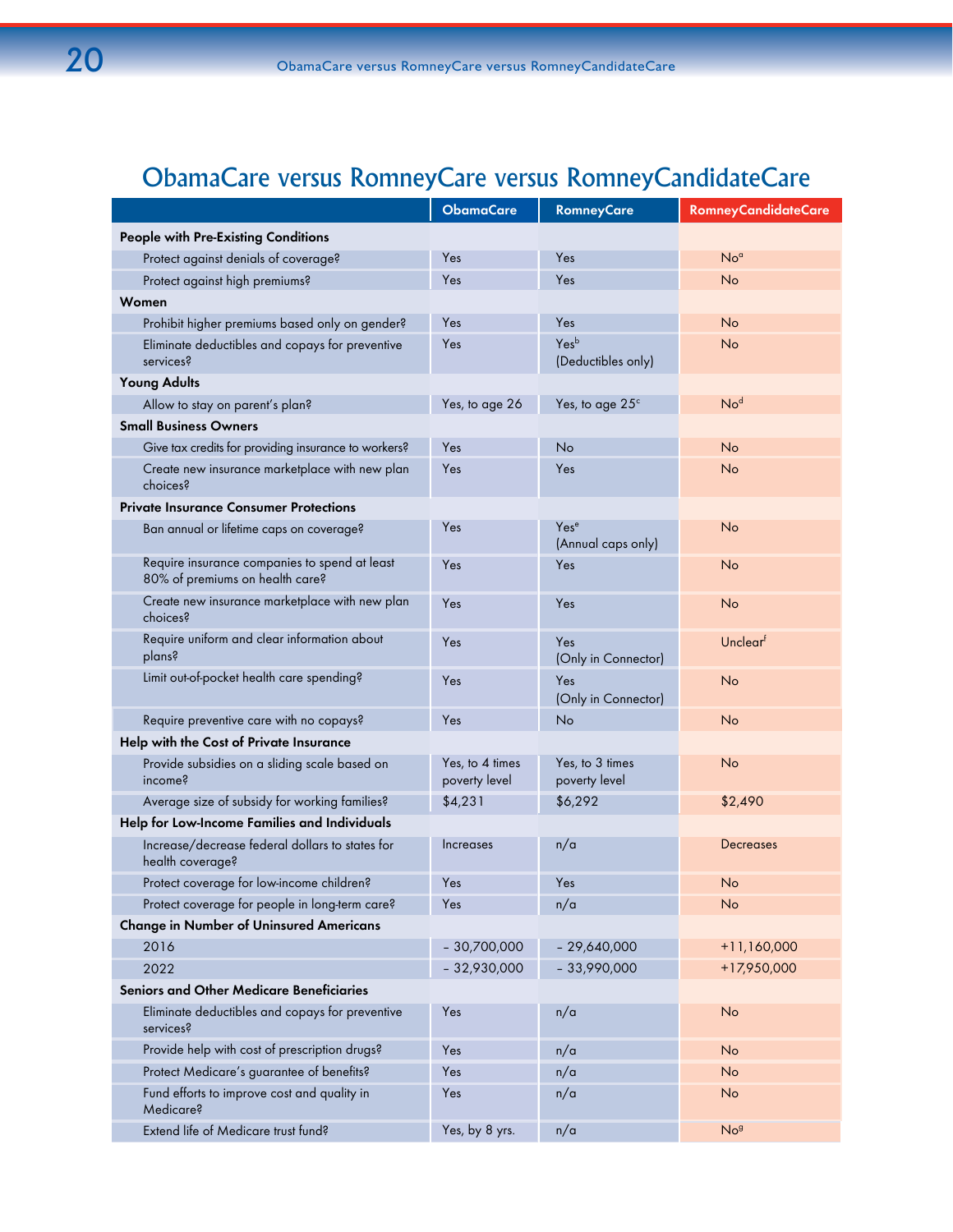## ObamaCare versus RomneyCare versus RomneyCandidateCare

| | ObamaCare | RomneyCare | RomneyCandidateCare |
|---|---|---|---|
| **People with Pre-Existing Conditions** | | | |
| Protect against denials of coverage? | Yes | Yes | No[a] |
| Protect against high premiums? | Yes | Yes | No |
| **Women** | | | |
| Prohibit higher premiums based only on gender? | Yes | Yes | No |
| Eliminate deductibles and copays for preventive services? | Yes | Yes[b] (Deductibles only) | No |
| **Young Adults** | | | |
| Allow to stay on parent's plan? | Yes, to age 26 | Yes, to age 25[c] | No[d] |
| **Small Business Owners** | | | |
| Give tax credits for providing insurance to workers? | Yes | No | No |
| Create new insurance marketplace with new plan choices? | Yes | Yes | No |
| **Private Insurance Consumer Protections** | | | |
| Ban annual or lifetime caps on coverage? | Yes | Yes[e] (Annual caps only) | No |
| Require insurance companies to spend at least 80% of premiums on health care? | Yes | Yes | No |
| Create new insurance marketplace with new plan choices? | Yes | Yes | No |
| Require uniform and clear information about plans? | Yes | Yes (Only in Connector) | Unclear[f] |
| Limit out-of-pocket health care spending? | Yes | Yes (Only in Connector) | No |
| Require preventive care with no copays? | Yes | No | No |
| **Help with the Cost of Private Insurance** | | | |
| Provide subsidies on a sliding scale based on income? | Yes, to 4 times poverty level | Yes, to 3 times poverty level | No |
| Average size of subsidy for working families? | $4,231 | $6,292 | $2,490 |
| **Help for Low-Income Families and Individuals** | | | |
| Increase/decrease federal dollars to states for health coverage? | Increases | n/a | Decreases |
| Protect coverage for low-income children? | Yes | Yes | No |
| Protect coverage for people in long-term care? | Yes | n/a | No |
| **Change in Number of Uninsured Americans** | | | |
| 2016 | – 30,700,000 | – 29,640,000 | +11,160,000 |
| 2022 | – 32,930,000 | – 33,990,000 | +17,950,000 |
| **Seniors and Other Medicare Beneficiaries** | | | |
| Eliminate deductibles and copays for preventive services? | Yes | n/a | No |
| Provide help with cost of prescription drugs? | Yes | n/a | No |
| Protect Medicare's guarantee of benefits? | Yes | n/a | No |
| Fund efforts to improve cost and quality in Medicare? | Yes | n/a | No |
| Extend life of Medicare trust fund? | Yes, by 8 yrs. | n/a | No[g] |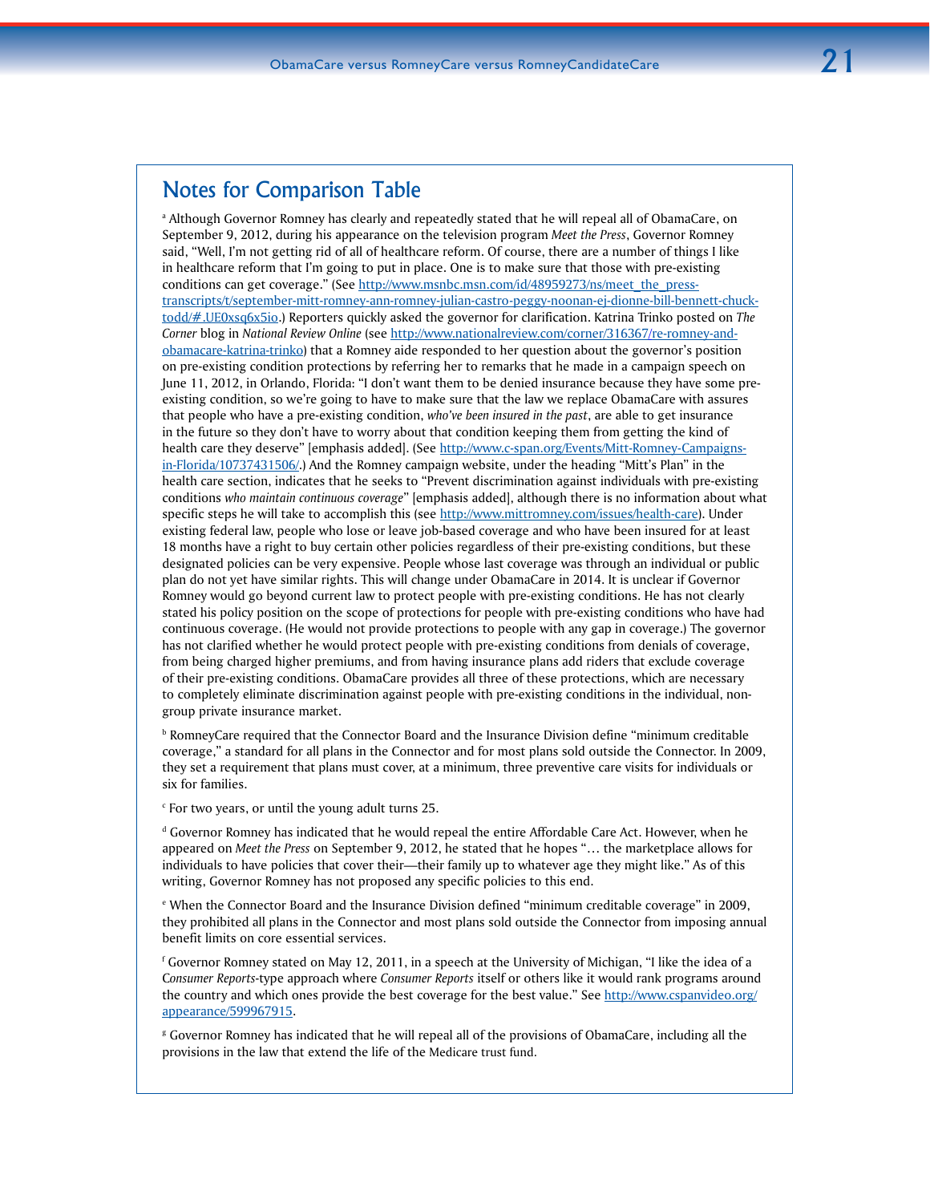## Notes for Comparison Table

[a] Although Governor Romney has clearly and repeatedly stated that he will repeal all of ObamaCare, on September 9, 2012, during his appearance on the television program *Meet the Press*, Governor Romney said, “Well, I'm not getting rid of all of healthcare reform. Of course, there are a number of things I like in healthcare reform that I'm going to put in place. One is to make sure that those with pre-existing conditions can get coverage.” (See http://www.msnbc.msn.com/id/48959273/ns/meet_the_press-transcripts/t/september-mitt-romney-ann-romney-julian-castro-peggy-noonan-ej-dionne-bill-bennett-chuck-todd/#.UE0xsq6x5io.) Reporters quickly asked the governor for clarification. Katrina Trinko posted on *The Corner* blog in *National Review Online* (see http://www.nationalreview.com/corner/316367/re-romney-and-obamacare-katrina-trinko) that a Romney aide responded to her question about the governor's position on pre-existing condition protections by referring her to remarks that he made in a campaign speech on June 11, 2012, in Orlando, Florida: “I don't want them to be denied insurance because they have some pre-existing condition, so we're going to have to make sure that the law we replace ObamaCare with assures that people who have a pre-existing condition, *who've been insured in the past*, are able to get insurance in the future so they don't have to worry about that condition keeping them from getting the kind of health care they deserve” [emphasis added]. (See http://www.c-span.org/Events/Mitt-Romney-Campaigns-in-Florida/10737431506/.) And the Romney campaign website, under the heading “Mitt's Plan” in the health care section, indicates that he seeks to “Prevent discrimination against individuals with pre-existing conditions *who maintain continuous coverage*” [emphasis added], although there is no information about what specific steps he will take to accomplish this (see http://www.mittromney.com/issues/health-care). Under existing federal law, people who lose or leave job-based coverage and who have been insured for at least 18 months have a right to buy certain other policies regardless of their pre-existing conditions, but these designated policies can be very expensive. People whose last coverage was through an individual or public plan do not yet have similar rights. This will change under ObamaCare in 2014. It is unclear if Governor Romney would go beyond current law to protect people with pre-existing conditions. He has not clearly stated his policy position on the scope of protections for people with pre-existing conditions who have had continuous coverage. (He would not provide protections to people with any gap in coverage.) The governor has not clarified whether he would protect people with pre-existing conditions from denials of coverage, from being charged higher premiums, and from having insurance plans add riders that exclude coverage of their pre-existing conditions. ObamaCare provides all three of these protections, which are necessary to completely eliminate discrimination against people with pre-existing conditions in the individual, non-group private insurance market.

[b] RomneyCare required that the Connector Board and the Insurance Division define “minimum creditable coverage,” a standard for all plans in the Connector and for most plans sold outside the Connector. In 2009, they set a requirement that plans must cover, at a minimum, three preventive care visits for individuals or six for families.

[c] For two years, or until the young adult turns 25.

[d] Governor Romney has indicated that he would repeal the entire Affordable Care Act. However, when he appeared on *Meet the Press* on September 9, 2012, he stated that he hopes “… the marketplace allows for individuals to have policies that cover their—their family up to whatever age they might like.” As of this writing, Governor Romney has not proposed any specific policies to this end.

[e] When the Connector Board and the Insurance Division defined “minimum creditable coverage” in 2009, they prohibited all plans in the Connector and most plans sold outside the Connector from imposing annual benefit limits on core essential services.

[f] Governor Romney stated on May 12, 2011, in a speech at the University of Michigan, “I like the idea of a *Consumer Reports*-type approach where *Consumer Reports* itself or others like it would rank programs around the country and which ones provide the best coverage for the best value.” See http://www.cspanvideo.org/appearance/599967915.

[g] Governor Romney has indicated that he will repeal all of the provisions of ObamaCare, including all the provisions in the law that extend the life of the Medicare trust fund.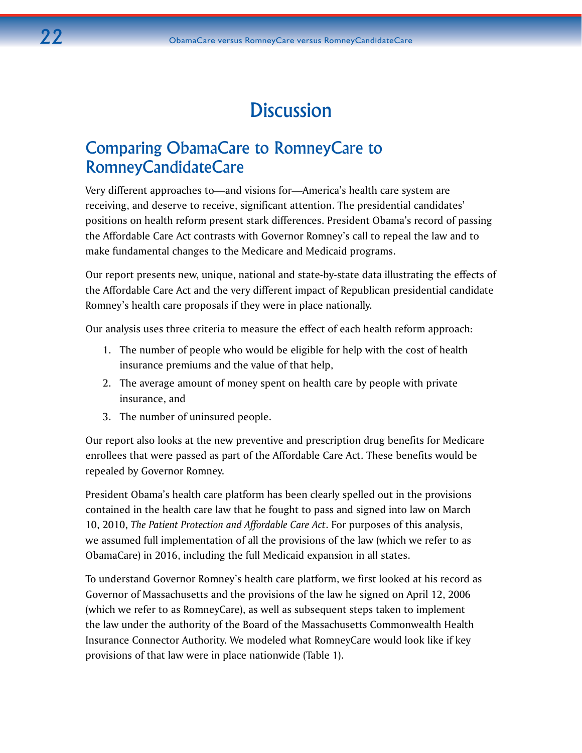# Discussion

## Comparing ObamaCare to RomneyCare to RomneyCandidateCare

Very different approaches to—and visions for—America's health care system are receiving, and deserve to receive, significant attention. The presidential candidates' positions on health reform present stark differences. President Obama's record of passing the Affordable Care Act contrasts with Governor Romney's call to repeal the law and to make fundamental changes to the Medicare and Medicaid programs.

Our report presents new, unique, national and state-by-state data illustrating the effects of the Affordable Care Act and the very different impact of Republican presidential candidate Romney's health care proposals if they were in place nationally.

Our analysis uses three criteria to measure the effect of each health reform approach:

1. The number of people who would be eligible for help with the cost of health insurance premiums and the value of that help,
2. The average amount of money spent on health care by people with private insurance, and
3. The number of uninsured people.

Our report also looks at the new preventive and prescription drug benefits for Medicare enrollees that were passed as part of the Affordable Care Act. These benefits would be repealed by Governor Romney.

President Obama's health care platform has been clearly spelled out in the provisions contained in the health care law that he fought to pass and signed into law on March 10, 2010, *The Patient Protection and Affordable Care Act*. For purposes of this analysis, we assumed full implementation of all the provisions of the law (which we refer to as ObamaCare) in 2016, including the full Medicaid expansion in all states.

To understand Governor Romney's health care platform, we first looked at his record as Governor of Massachusetts and the provisions of the law he signed on April 12, 2006 (which we refer to as RomneyCare), as well as subsequent steps taken to implement the law under the authority of the Board of the Massachusetts Commonwealth Health Insurance Connector Authority. We modeled what RomneyCare would look like if key provisions of that law were in place nationwide (Table 1).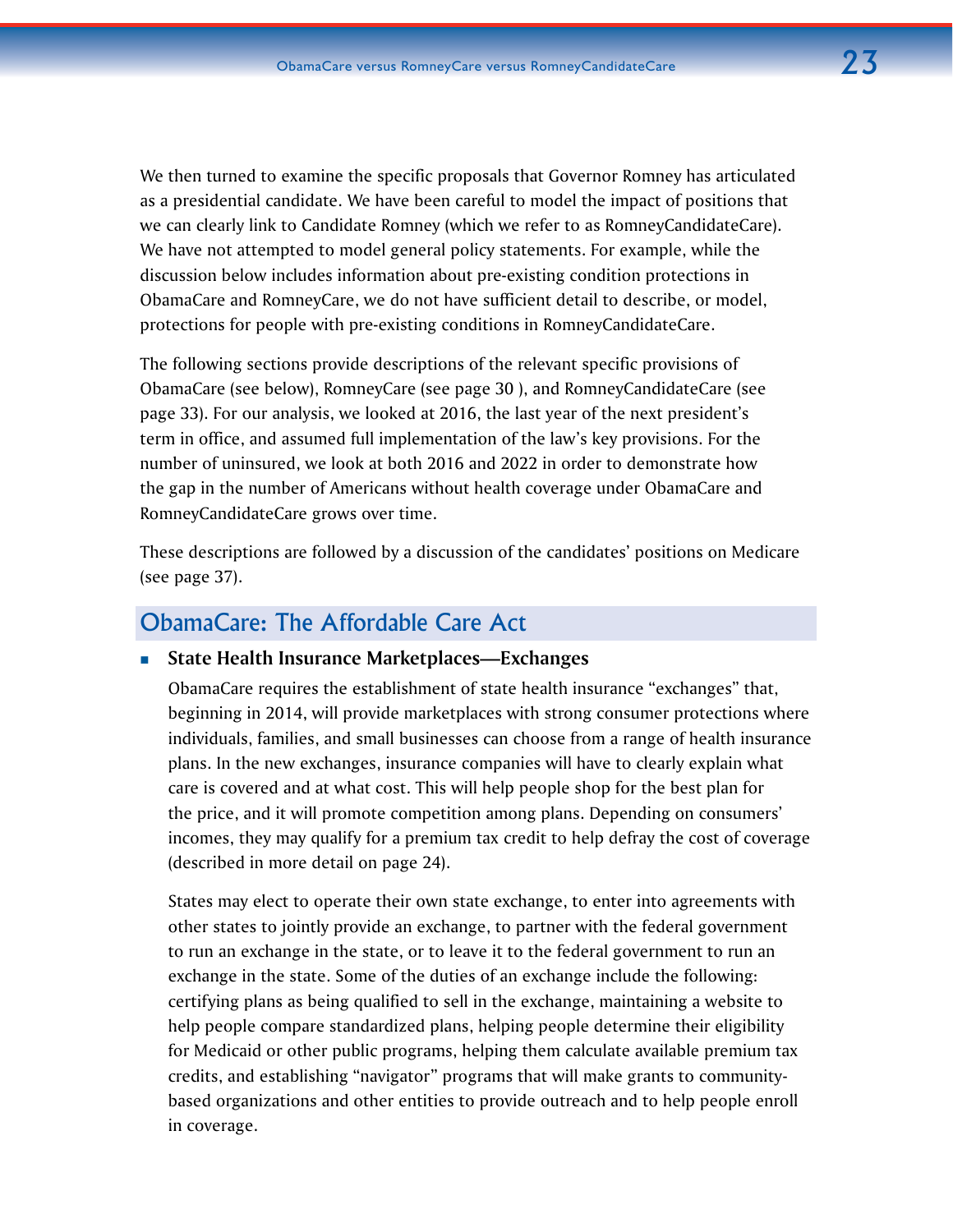We then turned to examine the specific proposals that Governor Romney has articulated as a presidential candidate. We have been careful to model the impact of positions that we can clearly link to Candidate Romney (which we refer to as RomneyCandidateCare). We have not attempted to model general policy statements. For example, while the discussion below includes information about pre-existing condition protections in ObamaCare and RomneyCare, we do not have sufficient detail to describe, or model, protections for people with pre-existing conditions in RomneyCandidateCare.

The following sections provide descriptions of the relevant specific provisions of ObamaCare (see below), RomneyCare (see page 30 ), and RomneyCandidateCare (see page 33). For our analysis, we looked at 2016, the last year of the next president's term in office, and assumed full implementation of the law's key provisions. For the number of uninsured, we look at both 2016 and 2022 in order to demonstrate how the gap in the number of Americans without health coverage under ObamaCare and RomneyCandidateCare grows over time.

These descriptions are followed by a discussion of the candidates' positions on Medicare (see page 37).

## ObamaCare: The Affordable Care Act

- **State Health Insurance Marketplaces—Exchanges**

  ObamaCare requires the establishment of state health insurance "exchanges" that, beginning in 2014, will provide marketplaces with strong consumer protections where individuals, families, and small businesses can choose from a range of health insurance plans. In the new exchanges, insurance companies will have to clearly explain what care is covered and at what cost. This will help people shop for the best plan for the price, and it will promote competition among plans. Depending on consumers' incomes, they may qualify for a premium tax credit to help defray the cost of coverage (described in more detail on page 24).

  States may elect to operate their own state exchange, to enter into agreements with other states to jointly provide an exchange, to partner with the federal government to run an exchange in the state, or to leave it to the federal government to run an exchange in the state. Some of the duties of an exchange include the following: certifying plans as being qualified to sell in the exchange, maintaining a website to help people compare standardized plans, helping people determine their eligibility for Medicaid or other public programs, helping them calculate available premium tax credits, and establishing "navigator" programs that will make grants to community-based organizations and other entities to provide outreach and to help people enroll in coverage.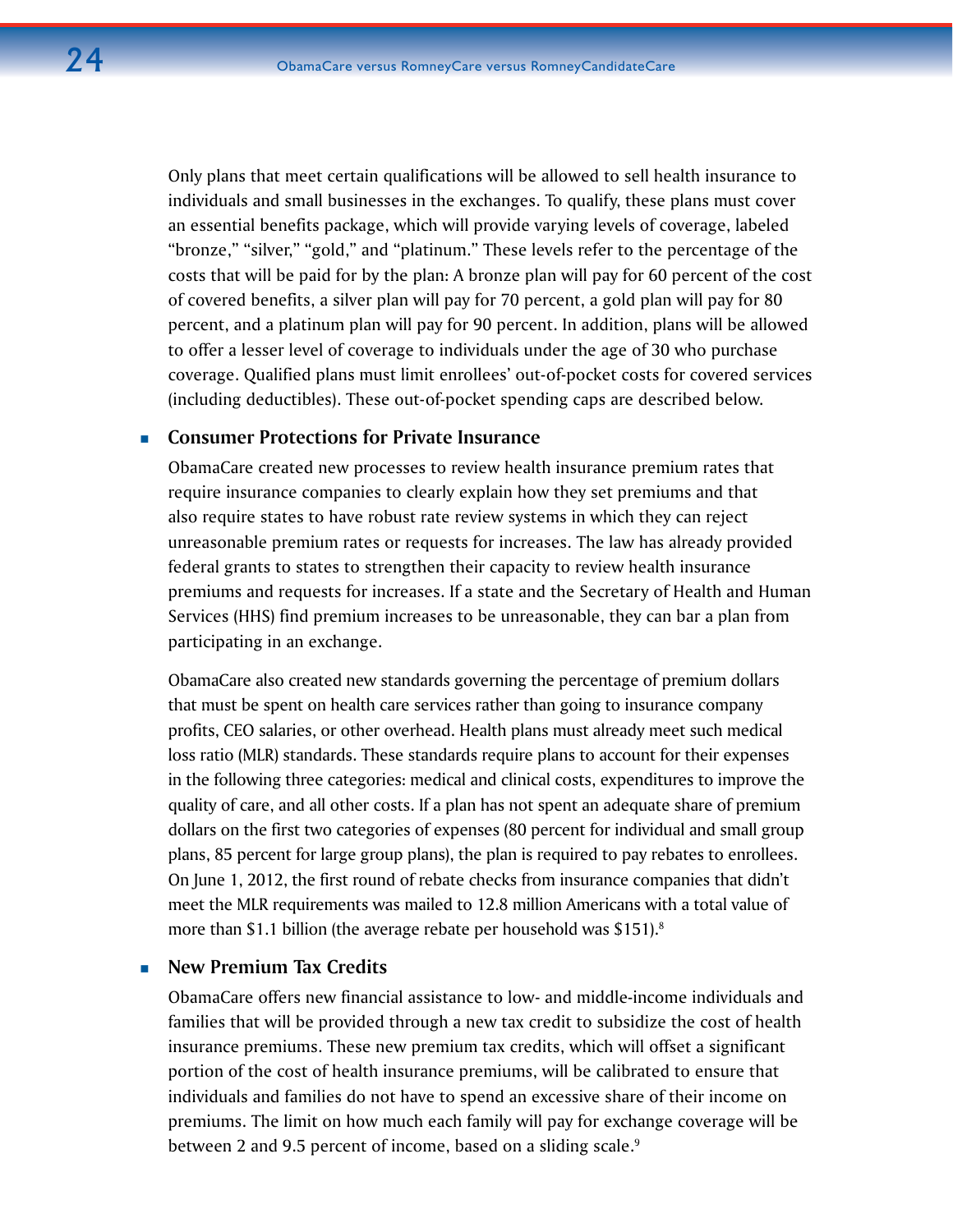Only plans that meet certain qualifications will be allowed to sell health insurance to individuals and small businesses in the exchanges. To qualify, these plans must cover an essential benefits package, which will provide varying levels of coverage, labeled "bronze," "silver," "gold," and "platinum." These levels refer to the percentage of the costs that will be paid for by the plan: A bronze plan will pay for 60 percent of the cost of covered benefits, a silver plan will pay for 70 percent, a gold plan will pay for 80 percent, and a platinum plan will pay for 90 percent. In addition, plans will be allowed to offer a lesser level of coverage to individuals under the age of 30 who purchase coverage. Qualified plans must limit enrollees' out-of-pocket costs for covered services (including deductibles). These out-of-pocket spending caps are described below.

- **Consumer Protections for Private Insurance**

ObamaCare created new processes to review health insurance premium rates that require insurance companies to clearly explain how they set premiums and that also require states to have robust rate review systems in which they can reject unreasonable premium rates or requests for increases. The law has already provided federal grants to states to strengthen their capacity to review health insurance premiums and requests for increases. If a state and the Secretary of Health and Human Services (HHS) find premium increases to be unreasonable, they can bar a plan from participating in an exchange.

ObamaCare also created new standards governing the percentage of premium dollars that must be spent on health care services rather than going to insurance company profits, CEO salaries, or other overhead. Health plans must already meet such medical loss ratio (MLR) standards. These standards require plans to account for their expenses in the following three categories: medical and clinical costs, expenditures to improve the quality of care, and all other costs. If a plan has not spent an adequate share of premium dollars on the first two categories of expenses (80 percent for individual and small group plans, 85 percent for large group plans), the plan is required to pay rebates to enrollees. On June 1, 2012, the first round of rebate checks from insurance companies that didn't meet the MLR requirements was mailed to 12.8 million Americans with a total value of more than $1.1 billion (the average rebate per household was $151).[8]

- **New Premium Tax Credits**

ObamaCare offers new financial assistance to low- and middle-income individuals and families that will be provided through a new tax credit to subsidize the cost of health insurance premiums. These new premium tax credits, which will offset a significant portion of the cost of health insurance premiums, will be calibrated to ensure that individuals and families do not have to spend an excessive share of their income on premiums. The limit on how much each family will pay for exchange coverage will be between 2 and 9.5 percent of income, based on a sliding scale.[9]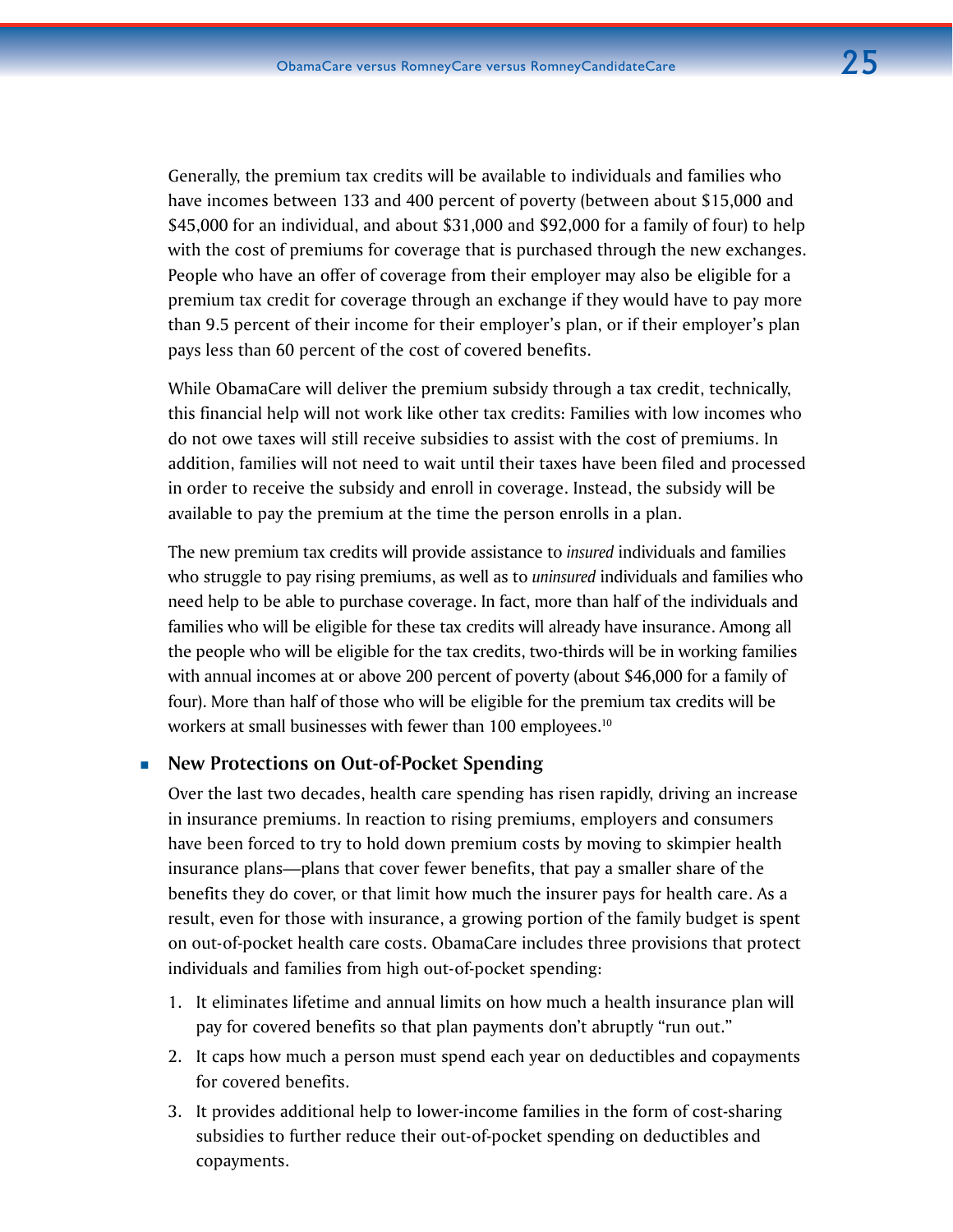Generally, the premium tax credits will be available to individuals and families who have incomes between 133 and 400 percent of poverty (between about $15,000 and $45,000 for an individual, and about $31,000 and $92,000 for a family of four) to help with the cost of premiums for coverage that is purchased through the new exchanges. People who have an offer of coverage from their employer may also be eligible for a premium tax credit for coverage through an exchange if they would have to pay more than 9.5 percent of their income for their employer's plan, or if their employer's plan pays less than 60 percent of the cost of covered benefits.

While ObamaCare will deliver the premium subsidy through a tax credit, technically, this financial help will not work like other tax credits: Families with low incomes who do not owe taxes will still receive subsidies to assist with the cost of premiums. In addition, families will not need to wait until their taxes have been filed and processed in order to receive the subsidy and enroll in coverage. Instead, the subsidy will be available to pay the premium at the time the person enrolls in a plan.

The new premium tax credits will provide assistance to *insured* individuals and families who struggle to pay rising premiums, as well as to *uninsured* individuals and families who need help to be able to purchase coverage. In fact, more than half of the individuals and families who will be eligible for these tax credits will already have insurance. Among all the people who will be eligible for the tax credits, two-thirds will be in working families with annual incomes at or above 200 percent of poverty (about $46,000 for a family of four). More than half of those who will be eligible for the premium tax credits will be workers at small businesses with fewer than 100 employees.[10]

- **New Protections on Out-of-Pocket Spending**

  Over the last two decades, health care spending has risen rapidly, driving an increase in insurance premiums. In reaction to rising premiums, employers and consumers have been forced to try to hold down premium costs by moving to skimpier health insurance plans—plans that cover fewer benefits, that pay a smaller share of the benefits they do cover, or that limit how much the insurer pays for health care. As a result, even for those with insurance, a growing portion of the family budget is spent on out-of-pocket health care costs. ObamaCare includes three provisions that protect individuals and families from high out-of-pocket spending:

  1. It eliminates lifetime and annual limits on how much a health insurance plan will pay for covered benefits so that plan payments don't abruptly "run out."
  2. It caps how much a person must spend each year on deductibles and copayments for covered benefits.
  3. It provides additional help to lower-income families in the form of cost-sharing subsidies to further reduce their out-of-pocket spending on deductibles and copayments.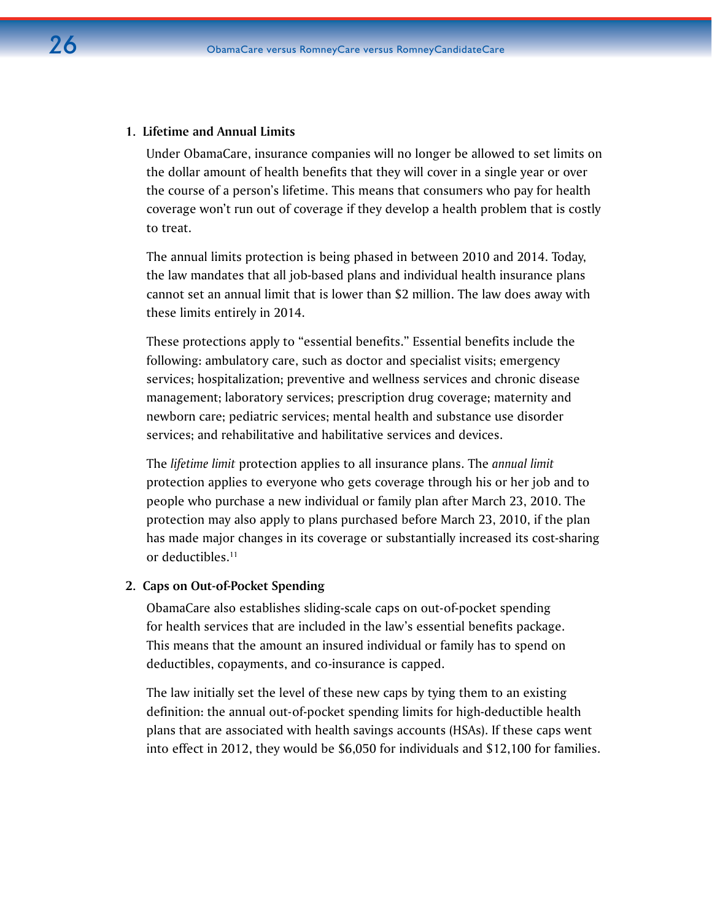1. **Lifetime and Annual Limits**

   Under ObamaCare, insurance companies will no longer be allowed to set limits on the dollar amount of health benefits that they will cover in a single year or over the course of a person's lifetime. This means that consumers who pay for health coverage won't run out of coverage if they develop a health problem that is costly to treat.

   The annual limits protection is being phased in between 2010 and 2014. Today, the law mandates that all job-based plans and individual health insurance plans cannot set an annual limit that is lower than $2 million. The law does away with these limits entirely in 2014.

   These protections apply to "essential benefits." Essential benefits include the following: ambulatory care, such as doctor and specialist visits; emergency services; hospitalization; preventive and wellness services and chronic disease management; laboratory services; prescription drug coverage; maternity and newborn care; pediatric services; mental health and substance use disorder services; and rehabilitative and habilitative services and devices.

   The *lifetime limit* protection applies to all insurance plans. The *annual limit* protection applies to everyone who gets coverage through his or her job and to people who purchase a new individual or family plan after March 23, 2010. The protection may also apply to plans purchased before March 23, 2010, if the plan has made major changes in its coverage or substantially increased its cost-sharing or deductibles.[11]

2. **Caps on Out-of-Pocket Spending**

   ObamaCare also establishes sliding-scale caps on out-of-pocket spending for health services that are included in the law's essential benefits package. This means that the amount an insured individual or family has to spend on deductibles, copayments, and co-insurance is capped.

   The law initially set the level of these new caps by tying them to an existing definition: the annual out-of-pocket spending limits for high-deductible health plans that are associated with health savings accounts (HSAs). If these caps went into effect in 2012, they would be $6,050 for individuals and $12,100 for families.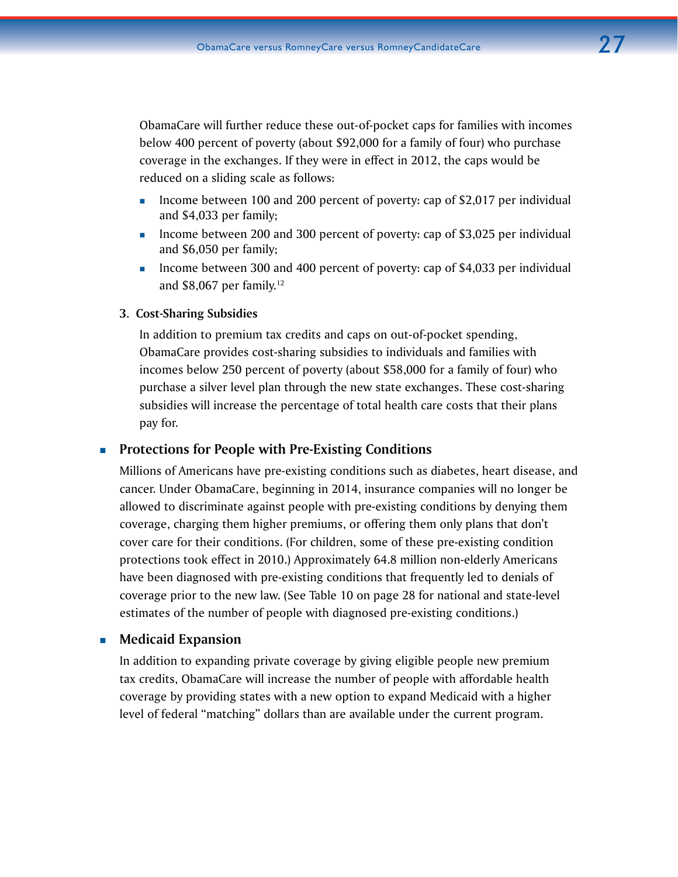ObamaCare will further reduce these out-of-pocket caps for families with incomes below 400 percent of poverty (about $92,000 for a family of four) who purchase coverage in the exchanges. If they were in effect in 2012, the caps would be reduced on a sliding scale as follows:

- Income between 100 and 200 percent of poverty: cap of $2,017 per individual and $4,033 per family;
- Income between 200 and 300 percent of poverty: cap of $3,025 per individual and $6,050 per family;
- Income between 300 and 400 percent of poverty: cap of $4,033 per individual and $8,067 per family.[12]

**3. Cost-Sharing Subsidies**

In addition to premium tax credits and caps on out-of-pocket spending, ObamaCare provides cost-sharing subsidies to individuals and families with incomes below 250 percent of poverty (about $58,000 for a family of four) who purchase a silver level plan through the new state exchanges. These cost-sharing subsidies will increase the percentage of total health care costs that their plans pay for.

- **Protections for People with Pre-Existing Conditions**

  Millions of Americans have pre-existing conditions such as diabetes, heart disease, and cancer. Under ObamaCare, beginning in 2014, insurance companies will no longer be allowed to discriminate against people with pre-existing conditions by denying them coverage, charging them higher premiums, or offering them only plans that don't cover care for their conditions. (For children, some of these pre-existing condition protections took effect in 2010.) Approximately 64.8 million non-elderly Americans have been diagnosed with pre-existing conditions that frequently led to denials of coverage prior to the new law. (See Table 10 on page 28 for national and state-level estimates of the number of people with diagnosed pre-existing conditions.)

- **Medicaid Expansion**

  In addition to expanding private coverage by giving eligible people new premium tax credits, ObamaCare will increase the number of people with affordable health coverage by providing states with a new option to expand Medicaid with a higher level of federal "matching" dollars than are available under the current program.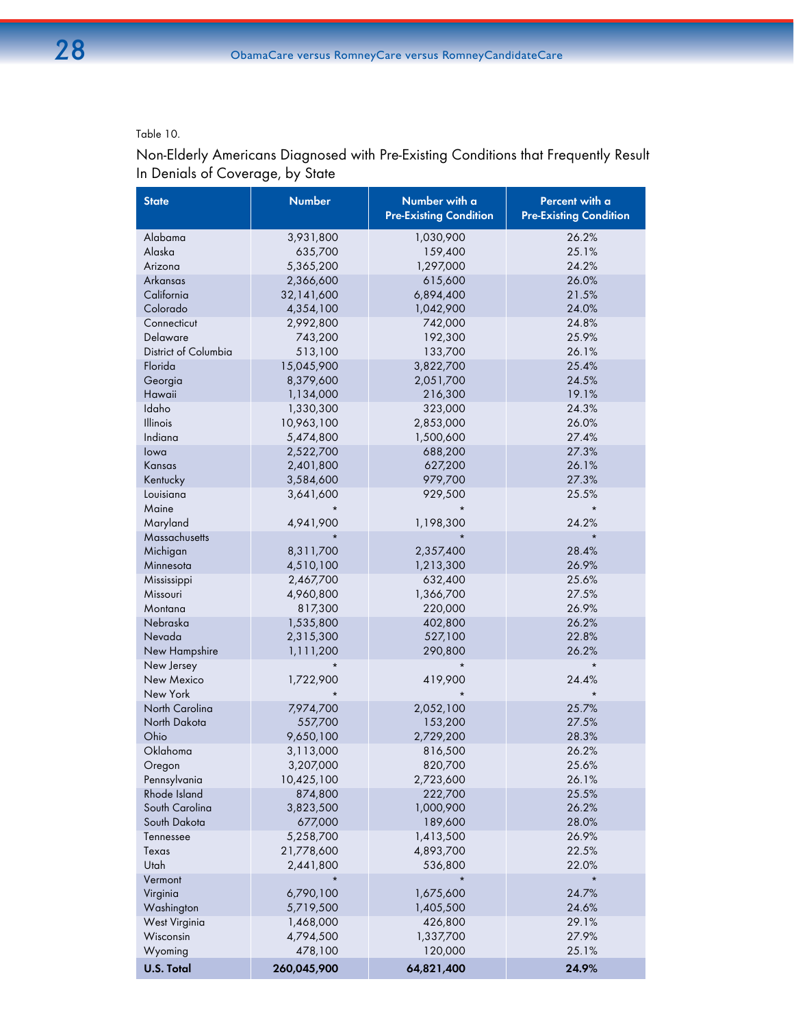Table 10.

Non-Elderly Americans Diagnosed with Pre-Existing Conditions that Frequently Result In Denials of Coverage, by State

| State | Number | Number with a Pre-Existing Condition | Percent with a Pre-Existing Condition |
|---|---|---|---|
| Alabama | 3,931,800 | 1,030,900 | 26.2% |
| Alaska | 635,700 | 159,400 | 25.1% |
| Arizona | 5,365,200 | 1,297,000 | 24.2% |
| Arkansas | 2,366,600 | 615,600 | 26.0% |
| California | 32,141,600 | 6,894,400 | 21.5% |
| Colorado | 4,354,100 | 1,042,900 | 24.0% |
| Connecticut | 2,992,800 | 742,000 | 24.8% |
| Delaware | 743,200 | 192,300 | 25.9% |
| District of Columbia | 513,100 | 133,700 | 26.1% |
| Florida | 15,045,900 | 3,822,700 | 25.4% |
| Georgia | 8,379,600 | 2,051,700 | 24.5% |
| Hawaii | 1,134,000 | 216,300 | 19.1% |
| Idaho | 1,330,300 | 323,000 | 24.3% |
| Illinois | 10,963,100 | 2,853,000 | 26.0% |
| Indiana | 5,474,800 | 1,500,600 | 27.4% |
| Iowa | 2,522,700 | 688,200 | 27.3% |
| Kansas | 2,401,800 | 627,200 | 26.1% |
| Kentucky | 3,584,600 | 979,700 | 27.3% |
| Louisiana | 3,641,600 | 929,500 | 25.5% |
| Maine | * | * | * |
| Maryland | 4,941,900 | 1,198,300 | 24.2% |
| Massachusetts | * | * | * |
| Michigan | 8,311,700 | 2,357,400 | 28.4% |
| Minnesota | 4,510,100 | 1,213,300 | 26.9% |
| Mississippi | 2,467,700 | 632,400 | 25.6% |
| Missouri | 4,960,800 | 1,366,700 | 27.5% |
| Montana | 817,300 | 220,000 | 26.9% |
| Nebraska | 1,535,800 | 402,800 | 26.2% |
| Nevada | 2,315,300 | 527,100 | 22.8% |
| New Hampshire | 1,111,200 | 290,800 | 26.2% |
| New Jersey | * | * | * |
| New Mexico | 1,722,900 | 419,900 | 24.4% |
| New York | * | * | * |
| North Carolina | 7,974,700 | 2,052,100 | 25.7% |
| North Dakota | 557,700 | 153,200 | 27.5% |
| Ohio | 9,650,100 | 2,729,200 | 28.3% |
| Oklahoma | 3,113,000 | 816,500 | 26.2% |
| Oregon | 3,207,000 | 820,700 | 25.6% |
| Pennsylvania | 10,425,100 | 2,723,600 | 26.1% |
| Rhode Island | 874,800 | 222,700 | 25.5% |
| South Carolina | 3,823,500 | 1,000,900 | 26.2% |
| South Dakota | 677,000 | 189,600 | 28.0% |
| Tennessee | 5,258,700 | 1,413,500 | 26.9% |
| Texas | 21,778,600 | 4,893,700 | 22.5% |
| Utah | 2,441,800 | 536,800 | 22.0% |
| Vermont | * | * | * |
| Virginia | 6,790,100 | 1,675,600 | 24.7% |
| Washington | 5,719,500 | 1,405,500 | 24.6% |
| West Virginia | 1,468,000 | 426,800 | 29.1% |
| Wisconsin | 4,794,500 | 1,337,700 | 27.9% |
| Wyoming | 478,100 | 120,000 | 25.1% |
| **U.S. Total** | **260,045,900** | **64,821,400** | **24.9%** |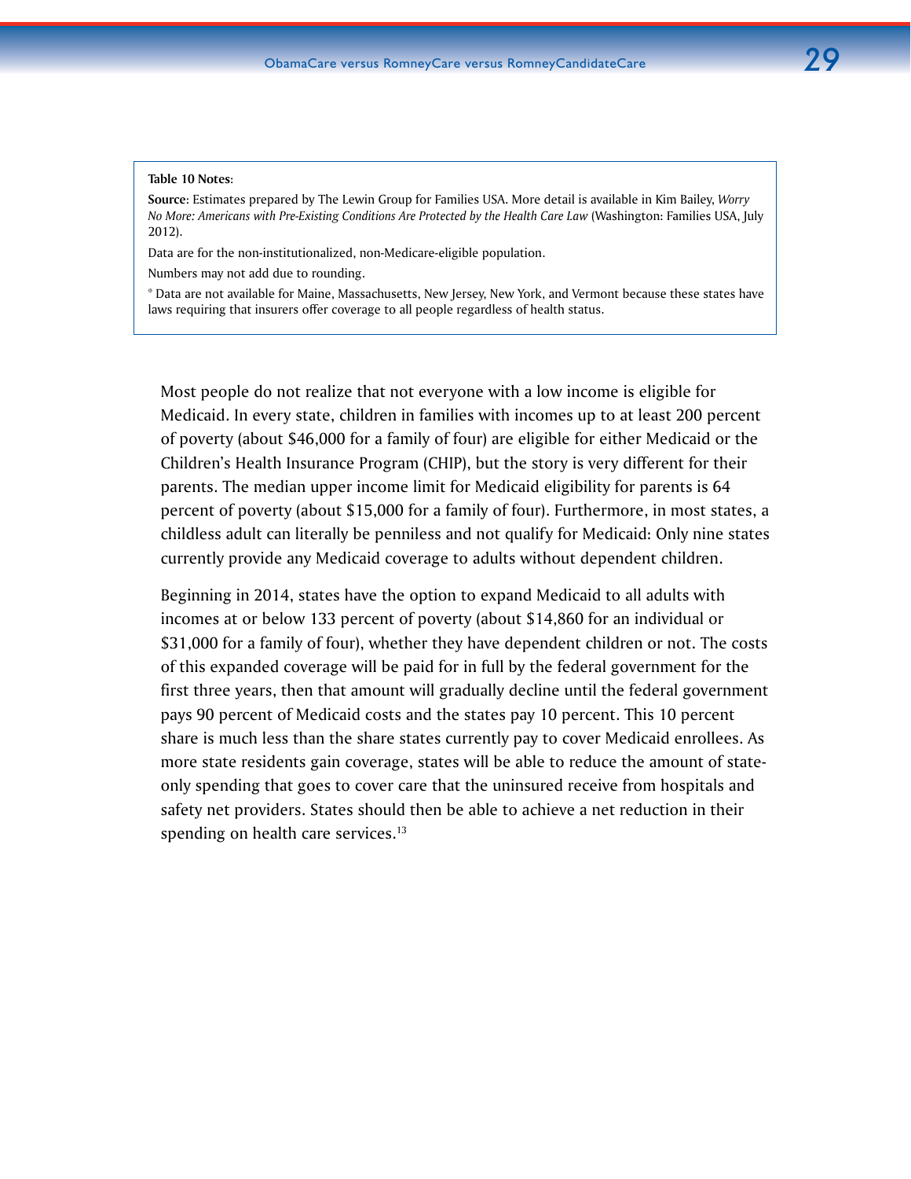**Table 10 Notes**:

**Source**: Estimates prepared by The Lewin Group for Families USA. More detail is available in Kim Bailey, *Worry No More: Americans with Pre-Existing Conditions Are Protected by the Health Care Law* (Washington: Families USA, July 2012).

Data are for the non-institutionalized, non-Medicare-eligible population.

Numbers may not add due to rounding.

* Data are not available for Maine, Massachusetts, New Jersey, New York, and Vermont because these states have laws requiring that insurers offer coverage to all people regardless of health status.

Most people do not realize that not everyone with a low income is eligible for Medicaid. In every state, children in families with incomes up to at least 200 percent of poverty (about $46,000 for a family of four) are eligible for either Medicaid or the Children's Health Insurance Program (CHIP), but the story is very different for their parents. The median upper income limit for Medicaid eligibility for parents is 64 percent of poverty (about $15,000 for a family of four). Furthermore, in most states, a childless adult can literally be penniless and not qualify for Medicaid: Only nine states currently provide any Medicaid coverage to adults without dependent children.

Beginning in 2014, states have the option to expand Medicaid to all adults with incomes at or below 133 percent of poverty (about $14,860 for an individual or $31,000 for a family of four), whether they have dependent children or not. The costs of this expanded coverage will be paid for in full by the federal government for the first three years, then that amount will gradually decline until the federal government pays 90 percent of Medicaid costs and the states pay 10 percent. This 10 percent share is much less than the share states currently pay to cover Medicaid enrollees. As more state residents gain coverage, states will be able to reduce the amount of state-only spending that goes to cover care that the uninsured receive from hospitals and safety net providers. States should then be able to achieve a net reduction in their spending on health care services.[13]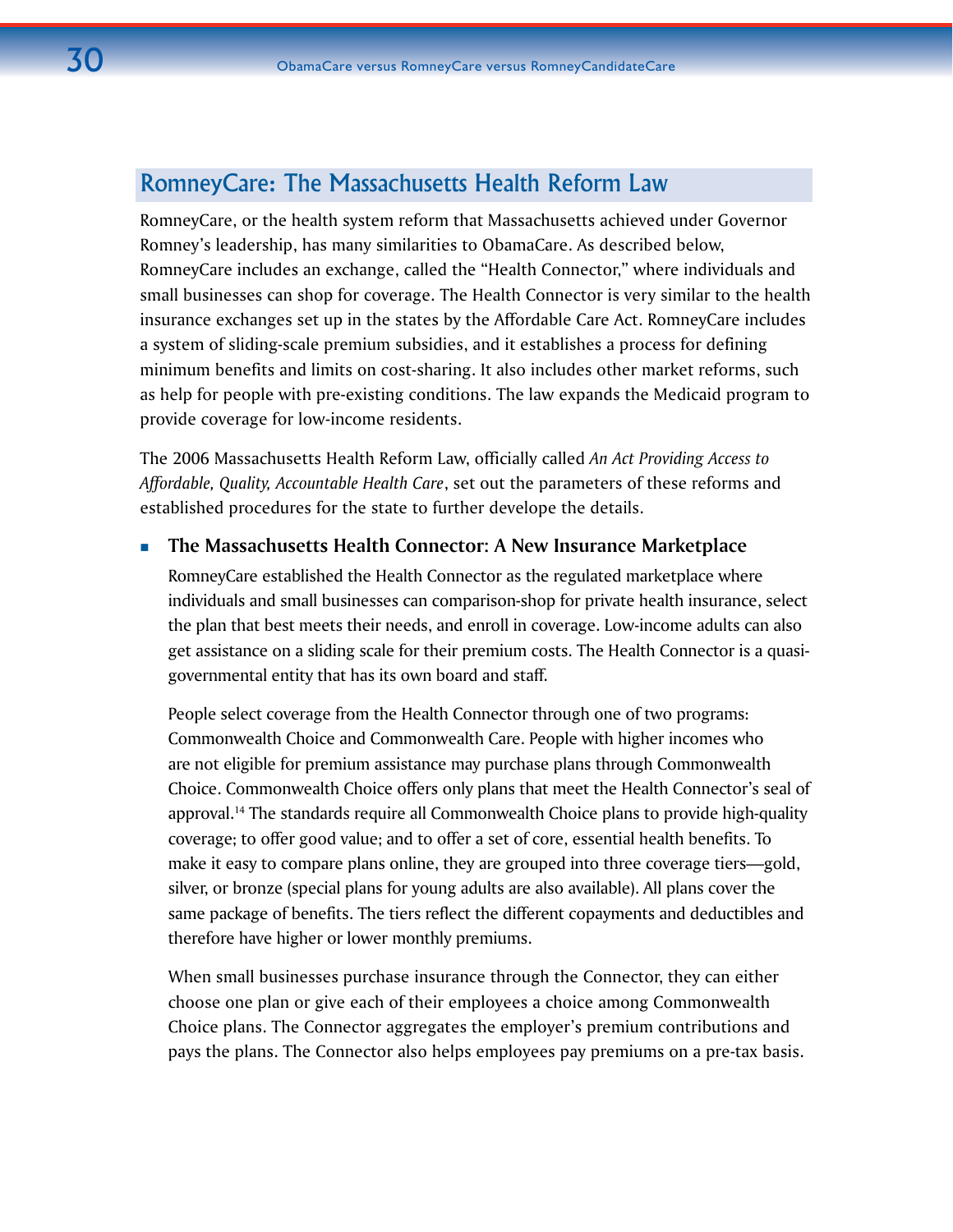## RomneyCare: The Massachusetts Health Reform Law

RomneyCare, or the health system reform that Massachusetts achieved under Governor Romney's leadership, has many similarities to ObamaCare. As described below, RomneyCare includes an exchange, called the "Health Connector," where individuals and small businesses can shop for coverage. The Health Connector is very similar to the health insurance exchanges set up in the states by the Affordable Care Act. RomneyCare includes a system of sliding-scale premium subsidies, and it establishes a process for defining minimum benefits and limits on cost-sharing. It also includes other market reforms, such as help for people with pre-existing conditions. The law expands the Medicaid program to provide coverage for low-income residents.

The 2006 Massachusetts Health Reform Law, officially called *An Act Providing Access to Affordable, Quality, Accountable Health Care*, set out the parameters of these reforms and established procedures for the state to further develope the details.

- **The Massachusetts Health Connector: A New Insurance Marketplace**

  RomneyCare established the Health Connector as the regulated marketplace where individuals and small businesses can comparison-shop for private health insurance, select the plan that best meets their needs, and enroll in coverage. Low-income adults can also get assistance on a sliding scale for their premium costs. The Health Connector is a quasi-governmental entity that has its own board and staff.

  People select coverage from the Health Connector through one of two programs: Commonwealth Choice and Commonwealth Care. People with higher incomes who are not eligible for premium assistance may purchase plans through Commonwealth Choice. Commonwealth Choice offers only plans that meet the Health Connector's seal of approval.[14] The standards require all Commonwealth Choice plans to provide high-quality coverage; to offer good value; and to offer a set of core, essential health benefits. To make it easy to compare plans online, they are grouped into three coverage tiers—gold, silver, or bronze (special plans for young adults are also available). All plans cover the same package of benefits. The tiers reflect the different copayments and deductibles and therefore have higher or lower monthly premiums.

  When small businesses purchase insurance through the Connector, they can either choose one plan or give each of their employees a choice among Commonwealth Choice plans. The Connector aggregates the employer's premium contributions and pays the plans. The Connector also helps employees pay premiums on a pre-tax basis.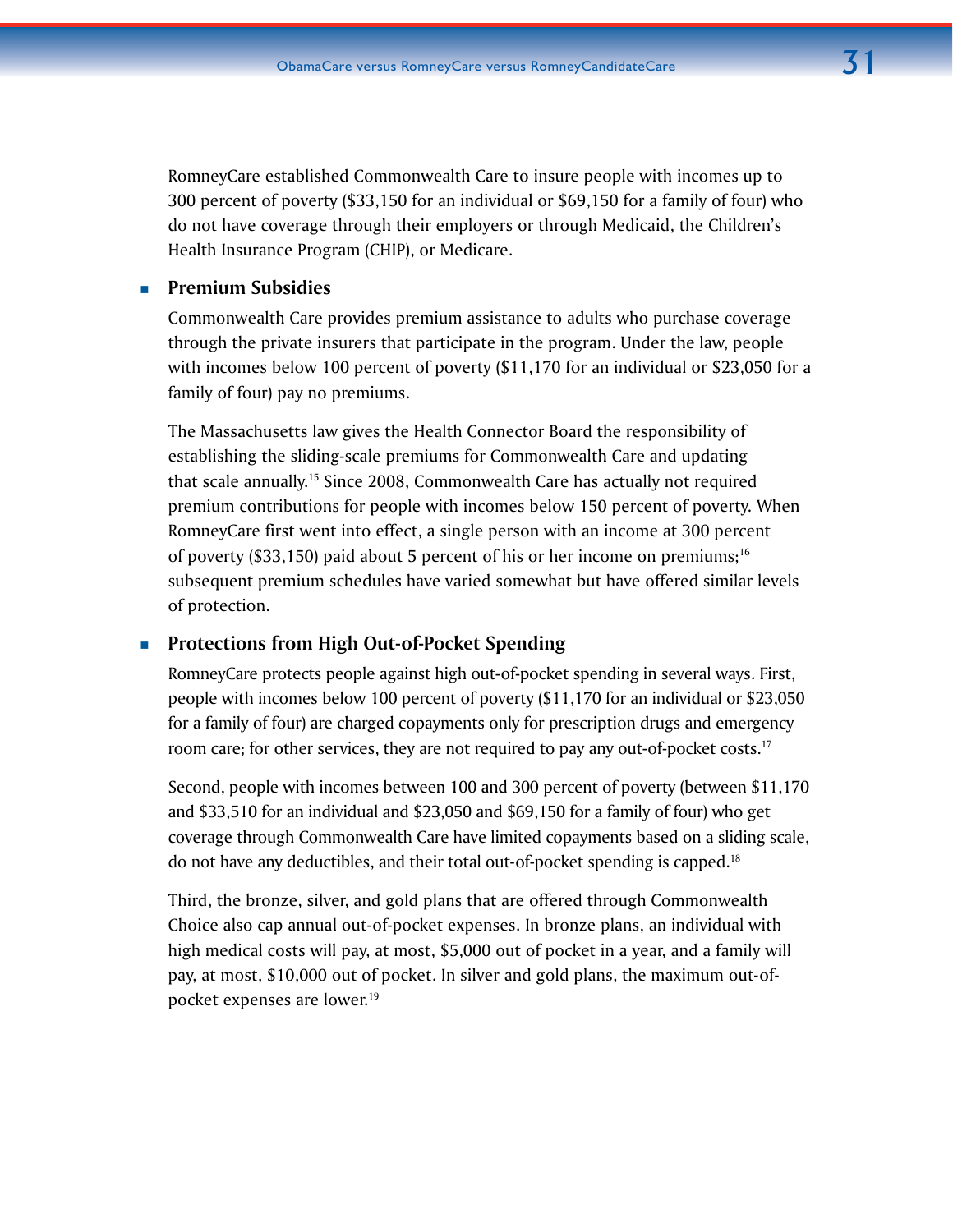RomneyCare established Commonwealth Care to insure people with incomes up to 300 percent of poverty ($33,150 for an individual or $69,150 for a family of four) who do not have coverage through their employers or through Medicaid, the Children's Health Insurance Program (CHIP), or Medicare.

- **Premium Subsidies**

  Commonwealth Care provides premium assistance to adults who purchase coverage through the private insurers that participate in the program. Under the law, people with incomes below 100 percent of poverty ($11,170 for an individual or $23,050 for a family of four) pay no premiums.

  The Massachusetts law gives the Health Connector Board the responsibility of establishing the sliding-scale premiums for Commonwealth Care and updating that scale annually.[15] Since 2008, Commonwealth Care has actually not required premium contributions for people with incomes below 150 percent of poverty. When RomneyCare first went into effect, a single person with an income at 300 percent of poverty ($33,150) paid about 5 percent of his or her income on premiums;[16] subsequent premium schedules have varied somewhat but have offered similar levels of protection.

- **Protections from High Out-of-Pocket Spending**

  RomneyCare protects people against high out-of-pocket spending in several ways. First, people with incomes below 100 percent of poverty ($11,170 for an individual or $23,050 for a family of four) are charged copayments only for prescription drugs and emergency room care; for other services, they are not required to pay any out-of-pocket costs.[17]

  Second, people with incomes between 100 and 300 percent of poverty (between $11,170 and $33,510 for an individual and $23,050 and $69,150 for a family of four) who get coverage through Commonwealth Care have limited copayments based on a sliding scale, do not have any deductibles, and their total out-of-pocket spending is capped.[18]

  Third, the bronze, silver, and gold plans that are offered through Commonwealth Choice also cap annual out-of-pocket expenses. In bronze plans, an individual with high medical costs will pay, at most, $5,000 out of pocket in a year, and a family will pay, at most, $10,000 out of pocket. In silver and gold plans, the maximum out-of-pocket expenses are lower.[19]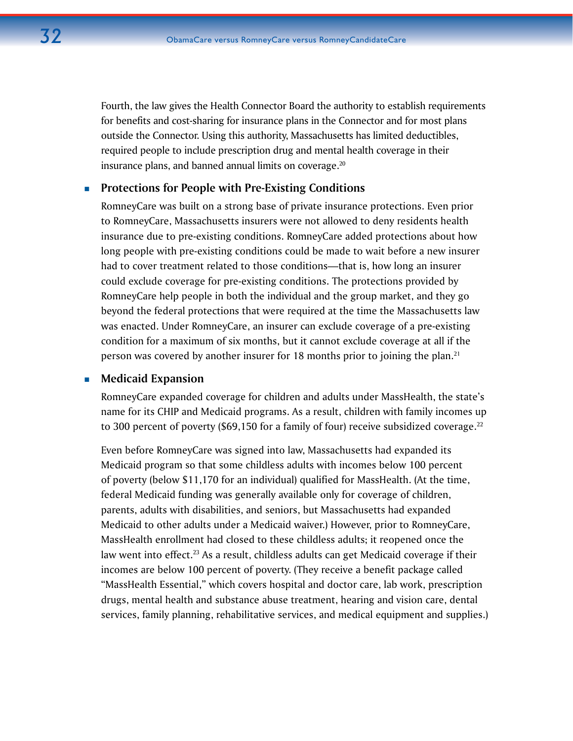Fourth, the law gives the Health Connector Board the authority to establish requirements for benefits and cost-sharing for insurance plans in the Connector and for most plans outside the Connector. Using this authority, Massachusetts has limited deductibles, required people to include prescription drug and mental health coverage in their insurance plans, and banned annual limits on coverage.[20]

- **Protections for People with Pre-Existing Conditions**

  RomneyCare was built on a strong base of private insurance protections. Even prior to RomneyCare, Massachusetts insurers were not allowed to deny residents health insurance due to pre-existing conditions. RomneyCare added protections about how long people with pre-existing conditions could be made to wait before a new insurer had to cover treatment related to those conditions—that is, how long an insurer could exclude coverage for pre-existing conditions. The protections provided by RomneyCare help people in both the individual and the group market, and they go beyond the federal protections that were required at the time the Massachusetts law was enacted. Under RomneyCare, an insurer can exclude coverage of a pre-existing condition for a maximum of six months, but it cannot exclude coverage at all if the person was covered by another insurer for 18 months prior to joining the plan.[21]

- **Medicaid Expansion**

  RomneyCare expanded coverage for children and adults under MassHealth, the state's name for its CHIP and Medicaid programs. As a result, children with family incomes up to 300 percent of poverty ($69,150 for a family of four) receive subsidized coverage.[22]

  Even before RomneyCare was signed into law, Massachusetts had expanded its Medicaid program so that some childless adults with incomes below 100 percent of poverty (below $11,170 for an individual) qualified for MassHealth. (At the time, federal Medicaid funding was generally available only for coverage of children, parents, adults with disabilities, and seniors, but Massachusetts had expanded Medicaid to other adults under a Medicaid waiver.) However, prior to RomneyCare, MassHealth enrollment had closed to these childless adults; it reopened once the law went into effect.[23] As a result, childless adults can get Medicaid coverage if their incomes are below 100 percent of poverty. (They receive a benefit package called "MassHealth Essential," which covers hospital and doctor care, lab work, prescription drugs, mental health and substance abuse treatment, hearing and vision care, dental services, family planning, rehabilitative services, and medical equipment and supplies.)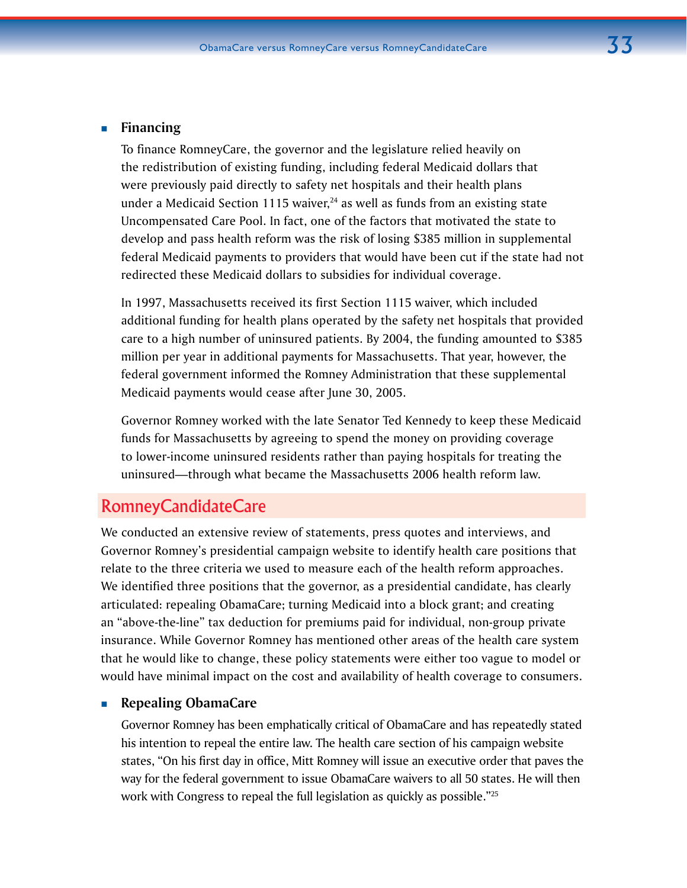- **Financing**

  To finance RomneyCare, the governor and the legislature relied heavily on the redistribution of existing funding, including federal Medicaid dollars that were previously paid directly to safety net hospitals and their health plans under a Medicaid Section 1115 waiver,[24] as well as funds from an existing state Uncompensated Care Pool. In fact, one of the factors that motivated the state to develop and pass health reform was the risk of losing $385 million in supplemental federal Medicaid payments to providers that would have been cut if the state had not redirected these Medicaid dollars to subsidies for individual coverage.

  In 1997, Massachusetts received its first Section 1115 waiver, which included additional funding for health plans operated by the safety net hospitals that provided care to a high number of uninsured patients. By 2004, the funding amounted to $385 million per year in additional payments for Massachusetts. That year, however, the federal government informed the Romney Administration that these supplemental Medicaid payments would cease after June 30, 2005.

  Governor Romney worked with the late Senator Ted Kennedy to keep these Medicaid funds for Massachusetts by agreeing to spend the money on providing coverage to lower-income uninsured residents rather than paying hospitals for treating the uninsured—through what became the Massachusetts 2006 health reform law.

## RomneyCandidateCare

We conducted an extensive review of statements, press quotes and interviews, and Governor Romney's presidential campaign website to identify health care positions that relate to the three criteria we used to measure each of the health reform approaches. We identified three positions that the governor, as a presidential candidate, has clearly articulated: repealing ObamaCare; turning Medicaid into a block grant; and creating an "above-the-line" tax deduction for premiums paid for individual, non-group private insurance. While Governor Romney has mentioned other areas of the health care system that he would like to change, these policy statements were either too vague to model or would have minimal impact on the cost and availability of health coverage to consumers.

- **Repealing ObamaCare**

  Governor Romney has been emphatically critical of ObamaCare and has repeatedly stated his intention to repeal the entire law. The health care section of his campaign website states, "On his first day in office, Mitt Romney will issue an executive order that paves the way for the federal government to issue ObamaCare waivers to all 50 states. He will then work with Congress to repeal the full legislation as quickly as possible."[25]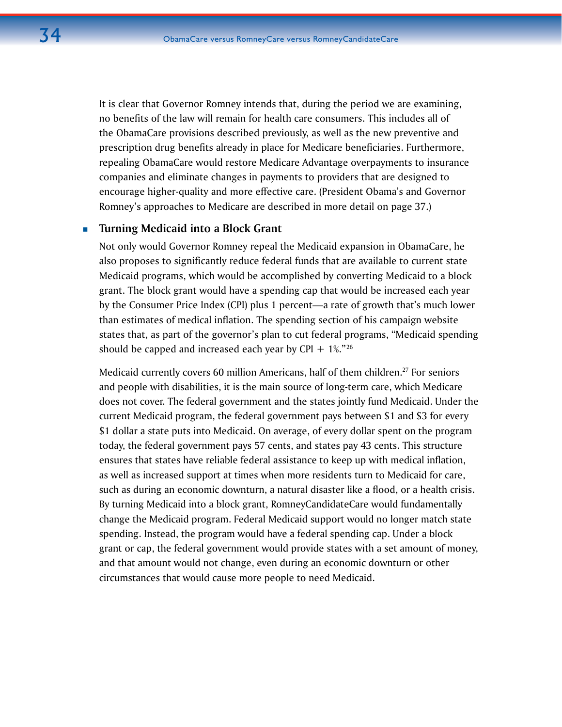It is clear that Governor Romney intends that, during the period we are examining, no benefits of the law will remain for health care consumers. This includes all of the ObamaCare provisions described previously, as well as the new preventive and prescription drug benefits already in place for Medicare beneficiaries. Furthermore, repealing ObamaCare would restore Medicare Advantage overpayments to insurance companies and eliminate changes in payments to providers that are designed to encourage higher-quality and more effective care. (President Obama's and Governor Romney's approaches to Medicare are described in more detail on page 37.)

- **Turning Medicaid into a Block Grant**

  Not only would Governor Romney repeal the Medicaid expansion in ObamaCare, he also proposes to significantly reduce federal funds that are available to current state Medicaid programs, which would be accomplished by converting Medicaid to a block grant. The block grant would have a spending cap that would be increased each year by the Consumer Price Index (CPI) plus 1 percent—a rate of growth that's much lower than estimates of medical inflation. The spending section of his campaign website states that, as part of the governor's plan to cut federal programs, "Medicaid spending should be capped and increased each year by CPI + 1%."[26]

  Medicaid currently covers 60 million Americans, half of them children.[27] For seniors and people with disabilities, it is the main source of long-term care, which Medicare does not cover. The federal government and the states jointly fund Medicaid. Under the current Medicaid program, the federal government pays between $1 and $3 for every $1 dollar a state puts into Medicaid. On average, of every dollar spent on the program today, the federal government pays 57 cents, and states pay 43 cents. This structure ensures that states have reliable federal assistance to keep up with medical inflation, as well as increased support at times when more residents turn to Medicaid for care, such as during an economic downturn, a natural disaster like a flood, or a health crisis. By turning Medicaid into a block grant, RomneyCandidateCare would fundamentally change the Medicaid program. Federal Medicaid support would no longer match state spending. Instead, the program would have a federal spending cap. Under a block grant or cap, the federal government would provide states with a set amount of money, and that amount would not change, even during an economic downturn or other circumstances that would cause more people to need Medicaid.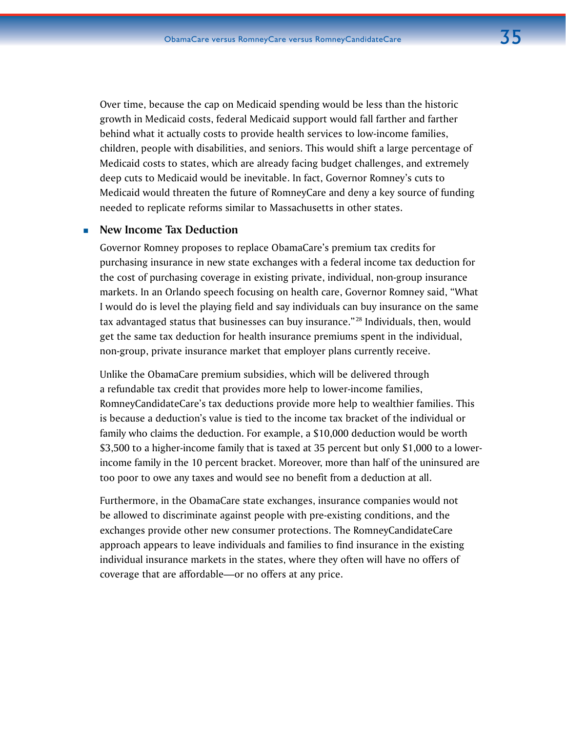Over time, because the cap on Medicaid spending would be less than the historic growth in Medicaid costs, federal Medicaid support would fall farther and farther behind what it actually costs to provide health services to low-income families, children, people with disabilities, and seniors. This would shift a large percentage of Medicaid costs to states, which are already facing budget challenges, and extremely deep cuts to Medicaid would be inevitable. In fact, Governor Romney's cuts to Medicaid would threaten the future of RomneyCare and deny a key source of funding needed to replicate reforms similar to Massachusetts in other states.

- **New Income Tax Deduction**

  Governor Romney proposes to replace ObamaCare's premium tax credits for purchasing insurance in new state exchanges with a federal income tax deduction for the cost of purchasing coverage in existing private, individual, non-group insurance markets. In an Orlando speech focusing on health care, Governor Romney said, "What I would do is level the playing field and say individuals can buy insurance on the same tax advantaged status that businesses can buy insurance."[28] Individuals, then, would get the same tax deduction for health insurance premiums spent in the individual, non-group, private insurance market that employer plans currently receive.

  Unlike the ObamaCare premium subsidies, which will be delivered through a refundable tax credit that provides more help to lower-income families, RomneyCandidateCare's tax deductions provide more help to wealthier families. This is because a deduction's value is tied to the income tax bracket of the individual or family who claims the deduction. For example, a $10,000 deduction would be worth $3,500 to a higher-income family that is taxed at 35 percent but only $1,000 to a lower-income family in the 10 percent bracket. Moreover, more than half of the uninsured are too poor to owe any taxes and would see no benefit from a deduction at all.

  Furthermore, in the ObamaCare state exchanges, insurance companies would not be allowed to discriminate against people with pre-existing conditions, and the exchanges provide other new consumer protections. The RomneyCandidateCare approach appears to leave individuals and families to find insurance in the existing individual insurance markets in the states, where they often will have no offers of coverage that are affordable—or no offers at any price.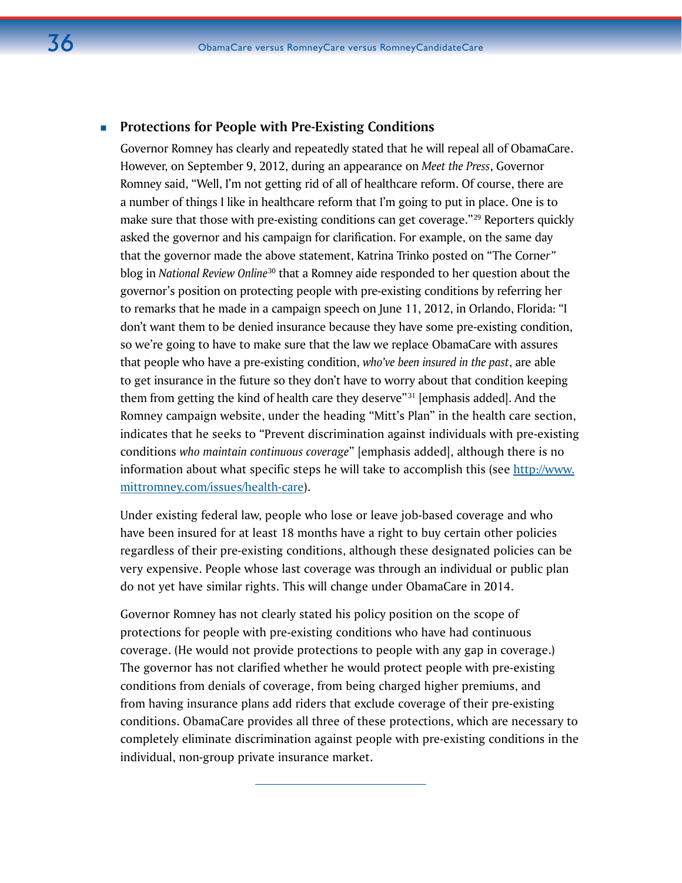- **Protections for People with Pre-Existing Conditions**

  Governor Romney has clearly and repeatedly stated that he will repeal all of ObamaCare. However, on September 9, 2012, during an appearance on *Meet the Press*, Governor Romney said, "Well, I'm not getting rid of all of healthcare reform. Of course, there are a number of things I like in healthcare reform that I'm going to put in place. One is to make sure that those with pre-existing conditions can get coverage."[29] Reporters quickly asked the governor and his campaign for clarification. For example, on the same day that the governor made the above statement, Katrina Trinko posted on "The Corner" blog in *National Review Online*[30] that a Romney aide responded to her question about the governor's position on protecting people with pre-existing conditions by referring her to remarks that he made in a campaign speech on June 11, 2012, in Orlando, Florida: "I don't want them to be denied insurance because they have some pre-existing condition, so we're going to have to make sure that the law we replace ObamaCare with assures that people who have a pre-existing condition, *who've been insured in the past*, are able to get insurance in the future so they don't have to worry about that condition keeping them from getting the kind of health care they deserve"[31] [emphasis added]. And the Romney campaign website, under the heading "Mitt's Plan" in the health care section, indicates that he seeks to "Prevent discrimination against individuals with pre-existing conditions *who maintain continuous coverage*" [emphasis added], although there is no information about what specific steps he will take to accomplish this (see [http://www.mittromney.com/issues/health-care](http://www.mittromney.com/issues/health-care)).

  Under existing federal law, people who lose or leave job-based coverage and who have been insured for at least 18 months have a right to buy certain other policies regardless of their pre-existing conditions, although these designated policies can be very expensive. People whose last coverage was through an individual or public plan do not yet have similar rights. This will change under ObamaCare in 2014.

  Governor Romney has not clearly stated his policy position on the scope of protections for people with pre-existing conditions who have had continuous coverage. (He would not provide protections to people with any gap in coverage.) The governor has not clarified whether he would protect people with pre-existing conditions from denials of coverage, from being charged higher premiums, and from having insurance plans add riders that exclude coverage of their pre-existing conditions. ObamaCare provides all three of these protections, which are necessary to completely eliminate discrimination against people with pre-existing conditions in the individual, non-group private insurance market.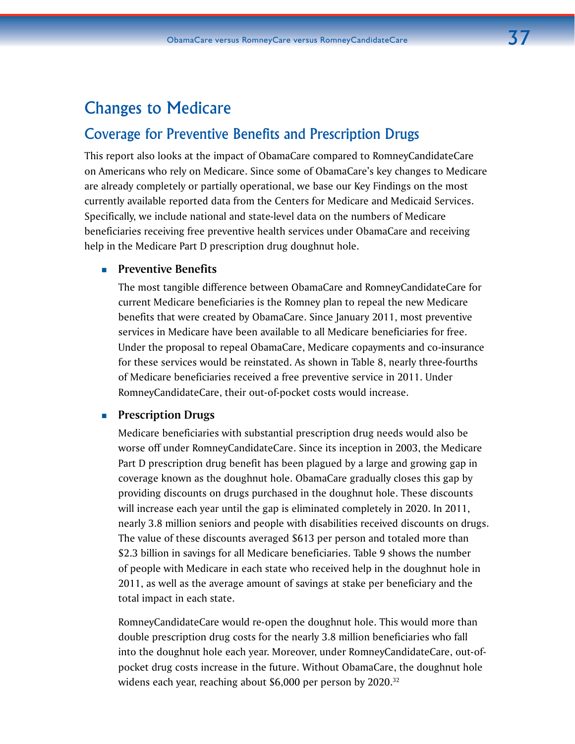# Changes to Medicare

## Coverage for Preventive Benefits and Prescription Drugs

This report also looks at the impact of ObamaCare compared to RomneyCandidateCare on Americans who rely on Medicare. Since some of ObamaCare's key changes to Medicare are already completely or partially operational, we base our Key Findings on the most currently available reported data from the Centers for Medicare and Medicaid Services. Specifically, we include national and state-level data on the numbers of Medicare beneficiaries receiving free preventive health services under ObamaCare and receiving help in the Medicare Part D prescription drug doughnut hole.

- **Preventive Benefits**

  The most tangible difference between ObamaCare and RomneyCandidateCare for current Medicare beneficiaries is the Romney plan to repeal the new Medicare benefits that were created by ObamaCare. Since January 2011, most preventive services in Medicare have been available to all Medicare beneficiaries for free. Under the proposal to repeal ObamaCare, Medicare copayments and co-insurance for these services would be reinstated. As shown in Table 8, nearly three-fourths of Medicare beneficiaries received a free preventive service in 2011. Under RomneyCandidateCare, their out-of-pocket costs would increase.

- **Prescription Drugs**

  Medicare beneficiaries with substantial prescription drug needs would also be worse off under RomneyCandidateCare. Since its inception in 2003, the Medicare Part D prescription drug benefit has been plagued by a large and growing gap in coverage known as the doughnut hole. ObamaCare gradually closes this gap by providing discounts on drugs purchased in the doughnut hole. These discounts will increase each year until the gap is eliminated completely in 2020. In 2011, nearly 3.8 million seniors and people with disabilities received discounts on drugs. The value of these discounts averaged $613 per person and totaled more than $2.3 billion in savings for all Medicare beneficiaries. Table 9 shows the number of people with Medicare in each state who received help in the doughnut hole in 2011, as well as the average amount of savings at stake per beneficiary and the total impact in each state.

  RomneyCandidateCare would re-open the doughnut hole. This would more than double prescription drug costs for the nearly 3.8 million beneficiaries who fall into the doughnut hole each year. Moreover, under RomneyCandidateCare, out-of-pocket drug costs increase in the future. Without ObamaCare, the doughnut hole widens each year, reaching about $6,000 per person by 2020.[32]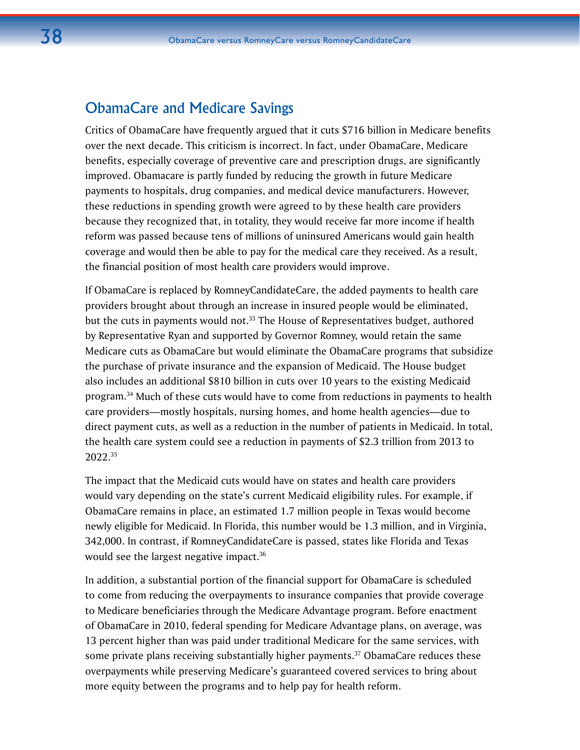## ObamaCare and Medicare Savings

Critics of ObamaCare have frequently argued that it cuts $716 billion in Medicare benefits over the next decade. This criticism is incorrect. In fact, under ObamaCare, Medicare benefits, especially coverage of preventive care and prescription drugs, are significantly improved. Obamacare is partly funded by reducing the growth in future Medicare payments to hospitals, drug companies, and medical device manufacturers. However, these reductions in spending growth were agreed to by these health care providers because they recognized that, in totality, they would receive far more income if health reform was passed because tens of millions of uninsured Americans would gain health coverage and would then be able to pay for the medical care they received. As a result, the financial position of most health care providers would improve.

If ObamaCare is replaced by RomneyCandidateCare, the added payments to health care providers brought about through an increase in insured people would be eliminated, but the cuts in payments would not.[33] The House of Representatives budget, authored by Representative Ryan and supported by Governor Romney, would retain the same Medicare cuts as ObamaCare but would eliminate the ObamaCare programs that subsidize the purchase of private insurance and the expansion of Medicaid. The House budget also includes an additional $810 billion in cuts over 10 years to the existing Medicaid program.[34] Much of these cuts would have to come from reductions in payments to health care providers—mostly hospitals, nursing homes, and home health agencies—due to direct payment cuts, as well as a reduction in the number of patients in Medicaid. In total, the health care system could see a reduction in payments of $2.3 trillion from 2013 to 2022.[35]

The impact that the Medicaid cuts would have on states and health care providers would vary depending on the state's current Medicaid eligibility rules. For example, if ObamaCare remains in place, an estimated 1.7 million people in Texas would become newly eligible for Medicaid. In Florida, this number would be 1.3 million, and in Virginia, 342,000. In contrast, if RomneyCandidateCare is passed, states like Florida and Texas would see the largest negative impact.[36]

In addition, a substantial portion of the financial support for ObamaCare is scheduled to come from reducing the overpayments to insurance companies that provide coverage to Medicare beneficiaries through the Medicare Advantage program. Before enactment of ObamaCare in 2010, federal spending for Medicare Advantage plans, on average, was 13 percent higher than was paid under traditional Medicare for the same services, with some private plans receiving substantially higher payments.[37] ObamaCare reduces these overpayments while preserving Medicare's guaranteed covered services to bring about more equity between the programs and to help pay for health reform.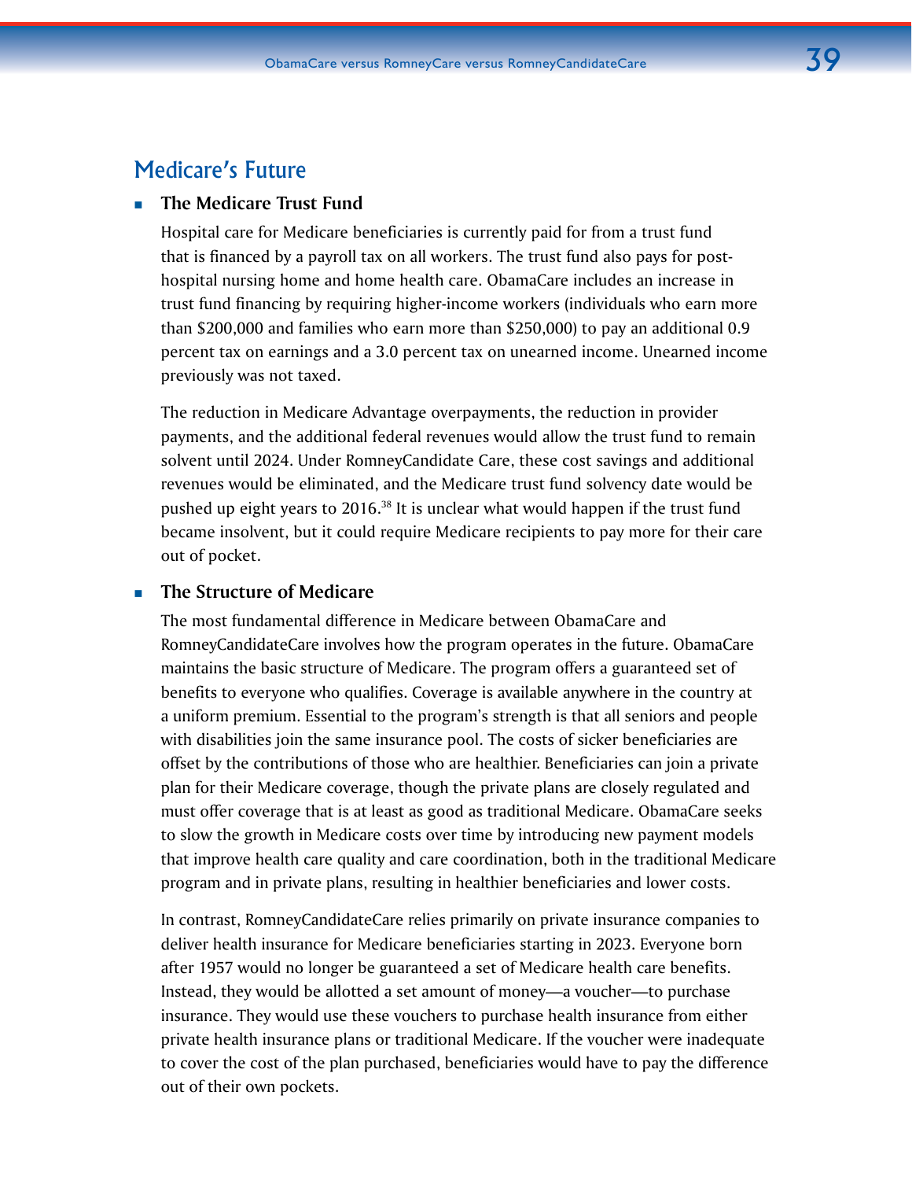## Medicare's Future

- **The Medicare Trust Fund**

  Hospital care for Medicare beneficiaries is currently paid for from a trust fund that is financed by a payroll tax on all workers. The trust fund also pays for post-hospital nursing home and home health care. ObamaCare includes an increase in trust fund financing by requiring higher-income workers (individuals who earn more than $200,000 and families who earn more than $250,000) to pay an additional 0.9 percent tax on earnings and a 3.0 percent tax on unearned income. Unearned income previously was not taxed.

  The reduction in Medicare Advantage overpayments, the reduction in provider payments, and the additional federal revenues would allow the trust fund to remain solvent until 2024. Under RomneyCandidate Care, these cost savings and additional revenues would be eliminated, and the Medicare trust fund solvency date would be pushed up eight years to 2016.[38] It is unclear what would happen if the trust fund became insolvent, but it could require Medicare recipients to pay more for their care out of pocket.

- **The Structure of Medicare**

  The most fundamental difference in Medicare between ObamaCare and RomneyCandidateCare involves how the program operates in the future. ObamaCare maintains the basic structure of Medicare. The program offers a guaranteed set of benefits to everyone who qualifies. Coverage is available anywhere in the country at a uniform premium. Essential to the program's strength is that all seniors and people with disabilities join the same insurance pool. The costs of sicker beneficiaries are offset by the contributions of those who are healthier. Beneficiaries can join a private plan for their Medicare coverage, though the private plans are closely regulated and must offer coverage that is at least as good as traditional Medicare. ObamaCare seeks to slow the growth in Medicare costs over time by introducing new payment models that improve health care quality and care coordination, both in the traditional Medicare program and in private plans, resulting in healthier beneficiaries and lower costs.

  In contrast, RomneyCandidateCare relies primarily on private insurance companies to deliver health insurance for Medicare beneficiaries starting in 2023. Everyone born after 1957 would no longer be guaranteed a set of Medicare health care benefits. Instead, they would be allotted a set amount of money—a voucher—to purchase insurance. They would use these vouchers to purchase health insurance from either private health insurance plans or traditional Medicare. If the voucher were inadequate to cover the cost of the plan purchased, beneficiaries would have to pay the difference out of their own pockets.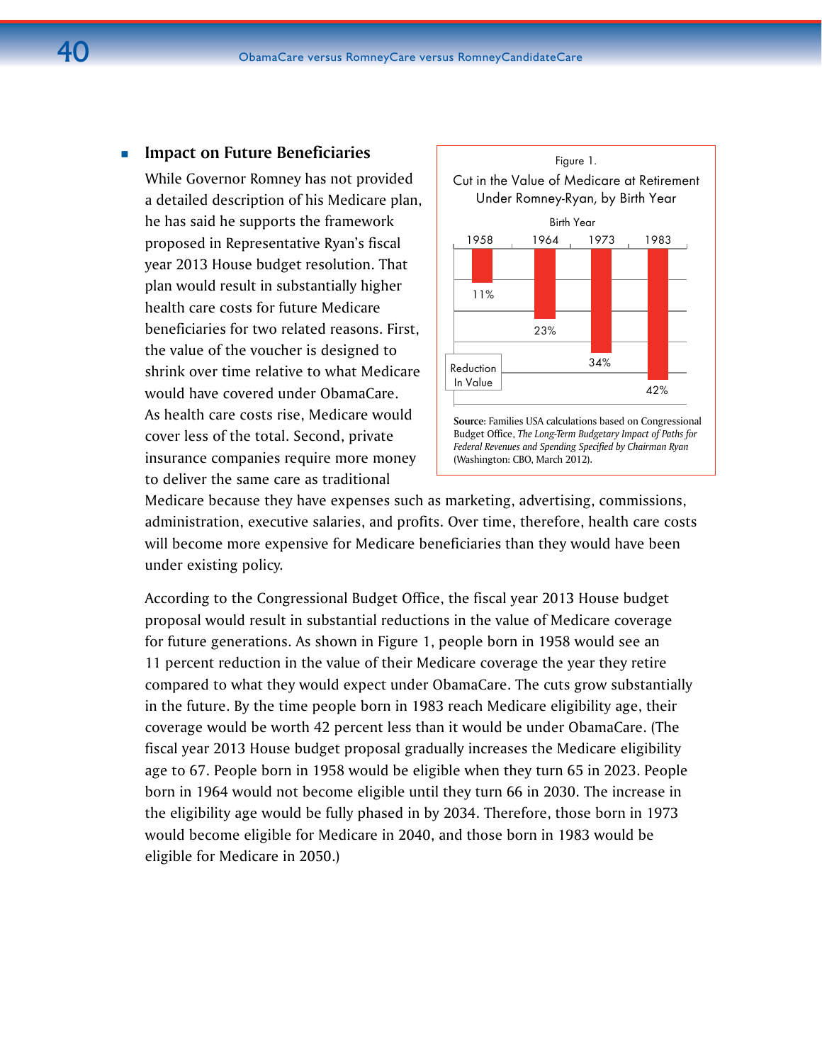- **Impact on Future Beneficiaries**

While Governor Romney has not provided a detailed description of his Medicare plan, he has said he supports the framework proposed in Representative Ryan's fiscal year 2013 House budget resolution. That plan would result in substantially higher health care costs for future Medicare beneficiaries for two related reasons. First, the value of the voucher is designed to shrink over time relative to what Medicare would have covered under ObamaCare. As health care costs rise, Medicare would cover less of the total. Second, private insurance companies require more money to deliver the same care as traditional Medicare because they have expenses such as marketing, advertising, commissions, administration, executive salaries, and profits. Over time, therefore, health care costs will become more expensive for Medicare beneficiaries than they would have been under existing policy.

Figure 1.
Cut in the Value of Medicare at Retirement Under Romney-Ryan, by Birth Year

| Birth Year | Reduction In Value |
|---|---|
| 1958 | 11% |
| 1964 | 23% |
| 1973 | 34% |
| 1983 | 42% |

**Source**: Families USA calculations based on Congressional Budget Office, *The Long-Term Budgetary Impact of Paths for Federal Revenues and Spending Specified by Chairman Ryan* (Washington: CBO, March 2012).

According to the Congressional Budget Office, the fiscal year 2013 House budget proposal would result in substantial reductions in the value of Medicare coverage for future generations. As shown in Figure 1, people born in 1958 would see an 11 percent reduction in the value of their Medicare coverage the year they retire compared to what they would expect under ObamaCare. The cuts grow substantially in the future. By the time people born in 1983 reach Medicare eligibility age, their coverage would be worth 42 percent less than it would be under ObamaCare. (The fiscal year 2013 House budget proposal gradually increases the Medicare eligibility age to 67. People born in 1958 would be eligible when they turn 65 in 2023. People born in 1964 would not become eligible until they turn 66 in 2030. The increase in the eligibility age would be fully phased in by 2034. Therefore, those born in 1973 would become eligible for Medicare in 2040, and those born in 1983 would be eligible for Medicare in 2050.)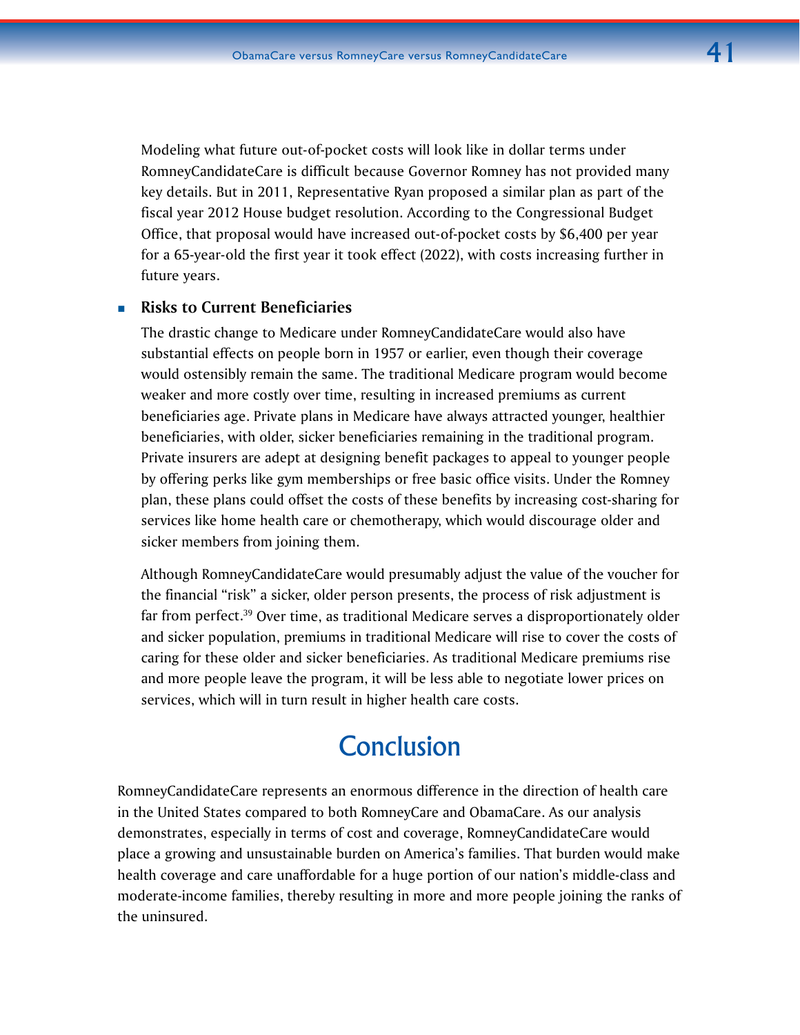Modeling what future out-of-pocket costs will look like in dollar terms under RomneyCandidateCare is difficult because Governor Romney has not provided many key details. But in 2011, Representative Ryan proposed a similar plan as part of the fiscal year 2012 House budget resolution. According to the Congressional Budget Office, that proposal would have increased out-of-pocket costs by $6,400 per year for a 65-year-old the first year it took effect (2022), with costs increasing further in future years.

- **Risks to Current Beneficiaries**

  The drastic change to Medicare under RomneyCandidateCare would also have substantial effects on people born in 1957 or earlier, even though their coverage would ostensibly remain the same. The traditional Medicare program would become weaker and more costly over time, resulting in increased premiums as current beneficiaries age. Private plans in Medicare have always attracted younger, healthier beneficiaries, with older, sicker beneficiaries remaining in the traditional program. Private insurers are adept at designing benefit packages to appeal to younger people by offering perks like gym memberships or free basic office visits. Under the Romney plan, these plans could offset the costs of these benefits by increasing cost-sharing for services like home health care or chemotherapy, which would discourage older and sicker members from joining them.

  Although RomneyCandidateCare would presumably adjust the value of the voucher for the financial "risk" a sicker, older person presents, the process of risk adjustment is far from perfect.[39] Over time, as traditional Medicare serves a disproportionately older and sicker population, premiums in traditional Medicare will rise to cover the costs of caring for these older and sicker beneficiaries. As traditional Medicare premiums rise and more people leave the program, it will be less able to negotiate lower prices on services, which will in turn result in higher health care costs.

# Conclusion

RomneyCandidateCare represents an enormous difference in the direction of health care in the United States compared to both RomneyCare and ObamaCare. As our analysis demonstrates, especially in terms of cost and coverage, RomneyCandidateCare would place a growing and unsustainable burden on America's families. That burden would make health coverage and care unaffordable for a huge portion of our nation's middle-class and moderate-income families, thereby resulting in more and more people joining the ranks of the uninsured.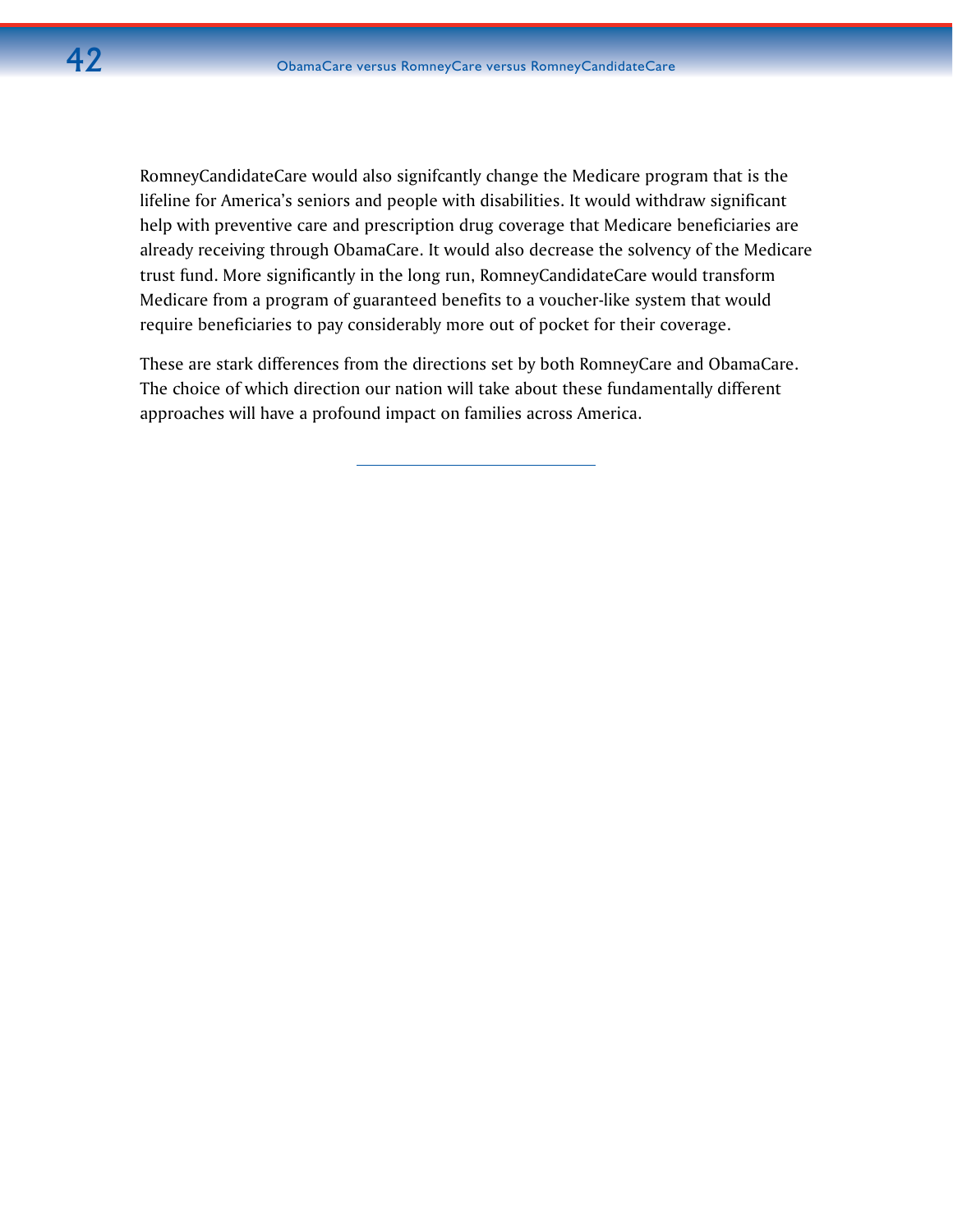RomneyCandidateCare would also signifcantly change the Medicare program that is the lifeline for America's seniors and people with disabilities. It would withdraw significant help with preventive care and prescription drug coverage that Medicare beneficiaries are already receiving through ObamaCare. It would also decrease the solvency of the Medicare trust fund. More significantly in the long run, RomneyCandidateCare would transform Medicare from a program of guaranteed benefits to a voucher-like system that would require beneficiaries to pay considerably more out of pocket for their coverage.

These are stark differences from the directions set by both RomneyCare and ObamaCare. The choice of which direction our nation will take about these fundamentally different approaches will have a profound impact on families across America.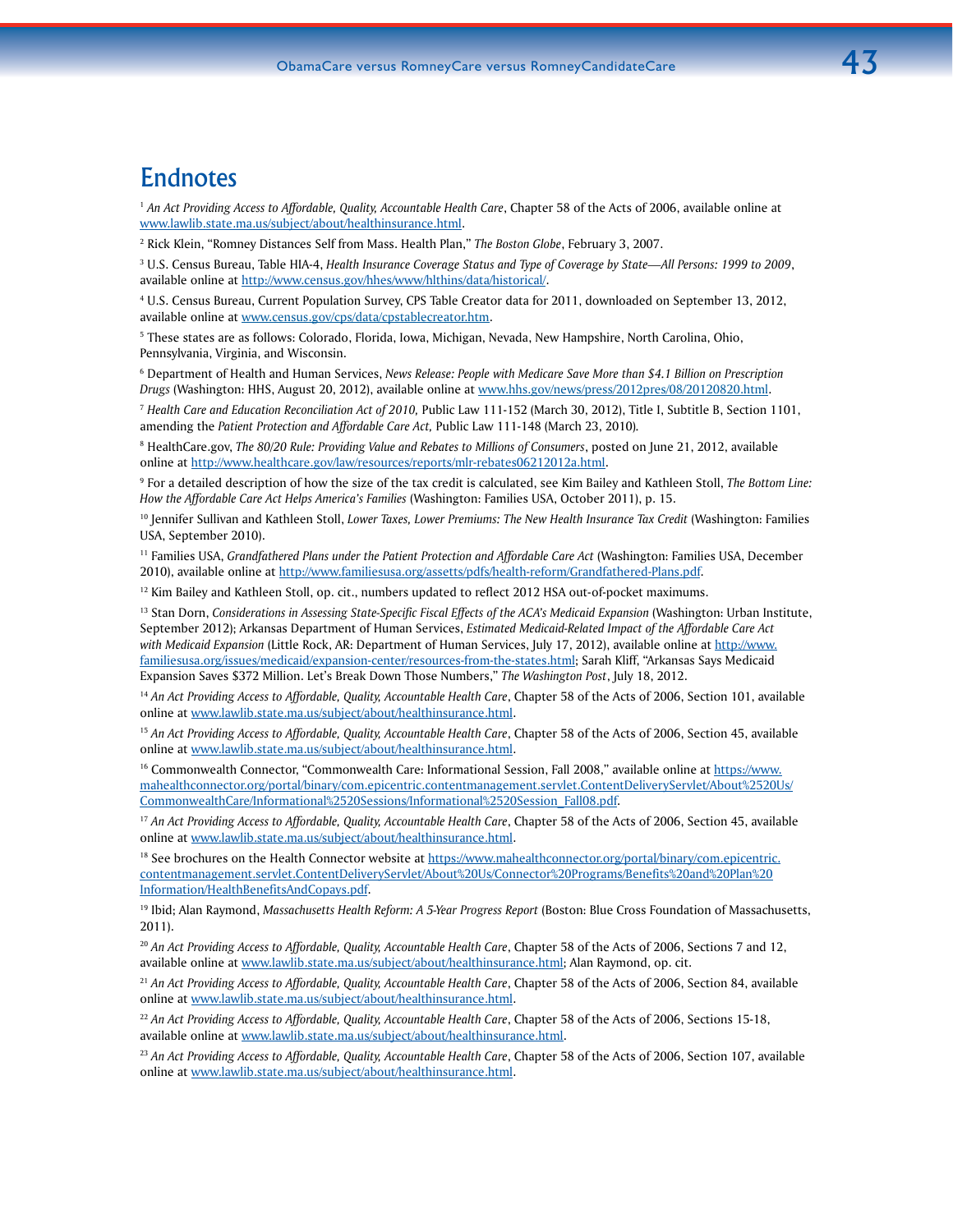## Endnotes

[1] *An Act Providing Access to Affordable, Quality, Accountable Health Care*, Chapter 58 of the Acts of 2006, available online at www.lawlib.state.ma.us/subject/about/healthinsurance.html.

[2] Rick Klein, "Romney Distances Self from Mass. Health Plan," *The Boston Globe*, February 3, 2007.

[3] U.S. Census Bureau, Table HIA-4, *Health Insurance Coverage Status and Type of Coverage by State—All Persons: 1999 to 2009*, available online at http://www.census.gov/hhes/www/hlthins/data/historical/.

[4] U.S. Census Bureau, Current Population Survey, CPS Table Creator data for 2011, downloaded on September 13, 2012, available online at www.census.gov/cps/data/cpstablecreator.htm.

[5] These states are as follows: Colorado, Florida, Iowa, Michigan, Nevada, New Hampshire, North Carolina, Ohio, Pennsylvania, Virginia, and Wisconsin.

[6] Department of Health and Human Services, *News Release: People with Medicare Save More than $4.1 Billion on Prescription Drugs* (Washington: HHS, August 20, 2012), available online at www.hhs.gov/news/press/2012pres/08/20120820.html.

[7] *Health Care and Education Reconciliation Act of 2010,* Public Law 111-152 (March 30, 2012), Title I, Subtitle B, Section 1101, amending the *Patient Protection and Affordable Care Act,* Public Law 111-148 (March 23, 2010).

[8] HealthCare.gov, *The 80/20 Rule: Providing Value and Rebates to Millions of Consumers*, posted on June 21, 2012, available online at http://www.healthcare.gov/law/resources/reports/mlr-rebates06212012a.html.

[9] For a detailed description of how the size of the tax credit is calculated, see Kim Bailey and Kathleen Stoll, *The Bottom Line: How the Affordable Care Act Helps America's Families* (Washington: Families USA, October 2011), p. 15.

[10] Jennifer Sullivan and Kathleen Stoll, *Lower Taxes, Lower Premiums: The New Health Insurance Tax Credit* (Washington: Families USA, September 2010).

[11] Families USA, *Grandfathered Plans under the Patient Protection and Affordable Care Act* (Washington: Families USA, December 2010), available online at http://www.familiesusa.org/assets/pdfs/health-reform/Grandfathered-Plans.pdf.

[12] Kim Bailey and Kathleen Stoll, op. cit., numbers updated to reflect 2012 HSA out-of-pocket maximums.

[13] Stan Dorn, *Considerations in Assessing State-Specific Fiscal Effects of the ACA's Medicaid Expansion* (Washington: Urban Institute, September 2012); Arkansas Department of Human Services, *Estimated Medicaid-Related Impact of the Affordable Care Act with Medicaid Expansion* (Little Rock, AR: Department of Human Services, July 17, 2012), available online at http://www.familiesusa.org/issues/medicaid/expansion-center/resources-from-the-states.html; Sarah Kliff, "Arkansas Says Medicaid Expansion Saves $372 Million. Let's Break Down Those Numbers," *The Washington Post*, July 18, 2012.

[14] *An Act Providing Access to Affordable, Quality, Accountable Health Care*, Chapter 58 of the Acts of 2006, Section 101, available online at www.lawlib.state.ma.us/subject/about/healthinsurance.html.

[15] *An Act Providing Access to Affordable, Quality, Accountable Health Care*, Chapter 58 of the Acts of 2006, Section 45, available online at www.lawlib.state.ma.us/subject/about/healthinsurance.html.

[16] Commonwealth Connector, "Commonwealth Care: Informational Session, Fall 2008," available online at https://www.mahealthconnector.org/portal/binary/com.epicentric.contentmanagement.servlet.ContentDeliveryServlet/About%2520Us/CommonwealthCare/Informational%2520Sessions/Informational%2520Session_Fall08.pdf.

[17] *An Act Providing Access to Affordable, Quality, Accountable Health Care*, Chapter 58 of the Acts of 2006, Section 45, available online at www.lawlib.state.ma.us/subject/about/healthinsurance.html.

[18] See brochures on the Health Connector website at https://www.mahealthconnector.org/portal/binary/com.epicentric.contentmanagement.servlet.ContentDeliveryServlet/About%20Us/Connector%20Programs/Benefits%20and%20Plan%20Information/HealthBenefitsAndCopays.pdf.

[19] Ibid; Alan Raymond, *Massachusetts Health Reform: A 5-Year Progress Report* (Boston: Blue Cross Foundation of Massachusetts, 2011).

[20] *An Act Providing Access to Affordable, Quality, Accountable Health Care*, Chapter 58 of the Acts of 2006, Sections 7 and 12, available online at www.lawlib.state.ma.us/subject/about/healthinsurance.html; Alan Raymond, op. cit.

[21] *An Act Providing Access to Affordable, Quality, Accountable Health Care*, Chapter 58 of the Acts of 2006, Section 84, available online at www.lawlib.state.ma.us/subject/about/healthinsurance.html.

[22] *An Act Providing Access to Affordable, Quality, Accountable Health Care*, Chapter 58 of the Acts of 2006, Sections 15-18, available online at www.lawlib.state.ma.us/subject/about/healthinsurance.html.

[23] *An Act Providing Access to Affordable, Quality, Accountable Health Care*, Chapter 58 of the Acts of 2006, Section 107, available online at www.lawlib.state.ma.us/subject/about/healthinsurance.html.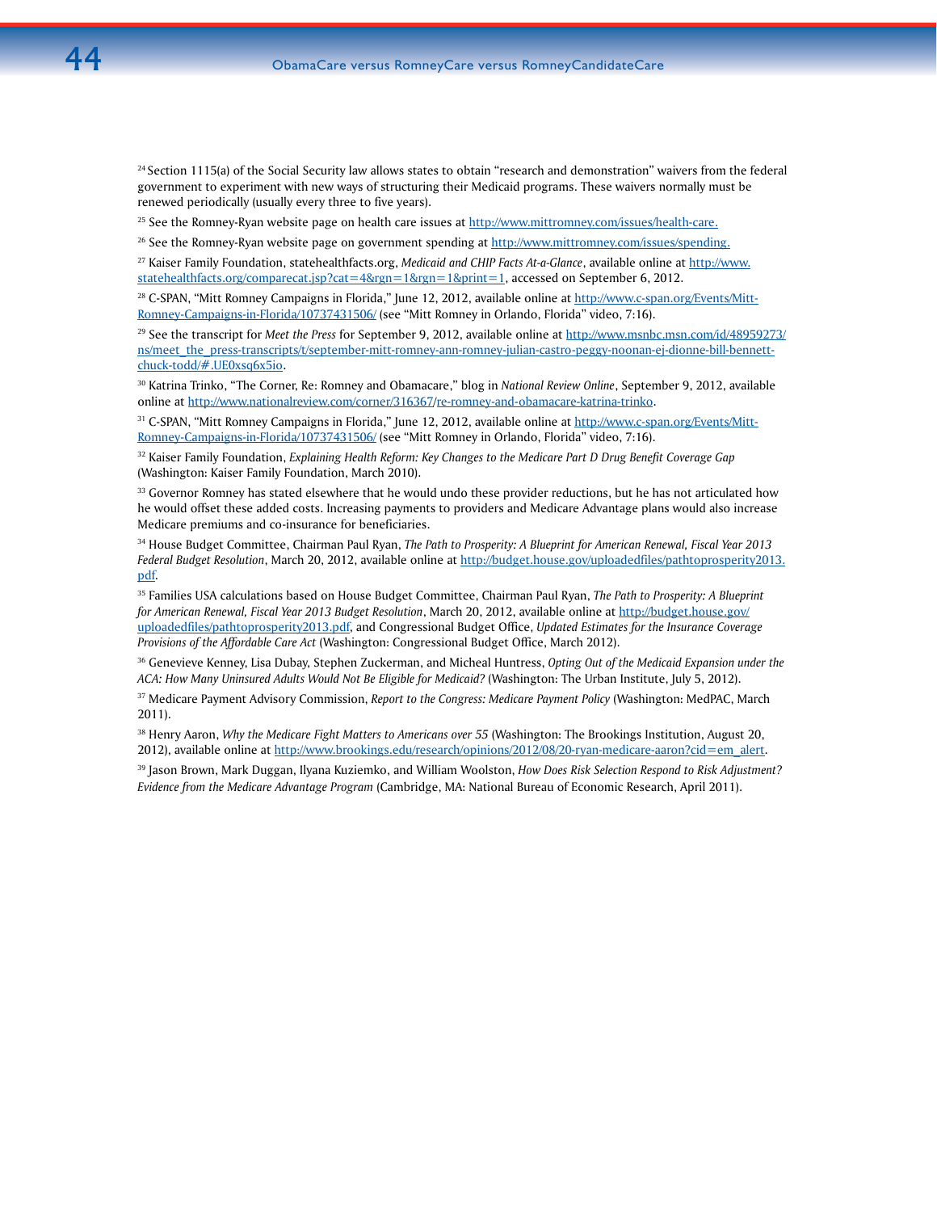[24] Section 1115(a) of the Social Security law allows states to obtain "research and demonstration" waivers from the federal government to experiment with new ways of structuring their Medicaid programs. These waivers normally must be renewed periodically (usually every three to five years).

[25] See the Romney-Ryan website page on health care issues at http://www.mittromney.com/issues/health-care.

[26] See the Romney-Ryan website page on government spending at http://www.mittromney.com/issues/spending.

[27] Kaiser Family Foundation, statehealthfacts.org, *Medicaid and CHIP Facts At-a-Glance*, available online at http://www.statehealthfacts.org/comparecat.jsp?cat=4&rgn=1&rgn=1&print=1, accessed on September 6, 2012.

[28] C-SPAN, "Mitt Romney Campaigns in Florida," June 12, 2012, available online at http://www.c-span.org/Events/Mitt-Romney-Campaigns-in-Florida/10737431506/ (see "Mitt Romney in Orlando, Florida" video, 7:16).

[29] See the transcript for *Meet the Press* for September 9, 2012, available online at http://www.msnbc.msn.com/id/48959273/ns/meet_the_press-transcripts/t/september-mitt-romney-ann-romney-julian-castro-peggy-noonan-ej-dionne-bill-bennett-chuck-todd/#.UE0xsq6x5io.

[30] Katrina Trinko, "The Corner, Re: Romney and Obamacare," blog in *National Review Online*, September 9, 2012, available online at http://www.nationalreview.com/corner/316367/re-romney-and-obamacare-katrina-trinko.

[31] C-SPAN, "Mitt Romney Campaigns in Florida," June 12, 2012, available online at http://www.c-span.org/Events/Mitt-Romney-Campaigns-in-Florida/10737431506/ (see "Mitt Romney in Orlando, Florida" video, 7:16).

[32] Kaiser Family Foundation, *Explaining Health Reform: Key Changes to the Medicare Part D Drug Benefit Coverage Gap* (Washington: Kaiser Family Foundation, March 2010).

[33] Governor Romney has stated elsewhere that he would undo these provider reductions, but he has not articulated how he would offset these added costs. Increasing payments to providers and Medicare Advantage plans would also increase Medicare premiums and co-insurance for beneficiaries.

[34] House Budget Committee, Chairman Paul Ryan, *The Path to Prosperity: A Blueprint for American Renewal, Fiscal Year 2013 Federal Budget Resolution*, March 20, 2012, available online at http://budget.house.gov/uploadedfiles/pathtoprosperity2013.pdf.

[35] Families USA calculations based on House Budget Committee, Chairman Paul Ryan, *The Path to Prosperity: A Blueprint for American Renewal, Fiscal Year 2013 Budget Resolution*, March 20, 2012, available online at http://budget.house.gov/uploadedfiles/pathtoprosperity2013.pdf, and Congressional Budget Office, *Updated Estimates for the Insurance Coverage Provisions of the Affordable Care Act* (Washington: Congressional Budget Office, March 2012).

[36] Genevieve Kenney, Lisa Dubay, Stephen Zuckerman, and Micheal Huntress, *Opting Out of the Medicaid Expansion under the ACA: How Many Uninsured Adults Would Not Be Eligible for Medicaid?* (Washington: The Urban Institute, July 5, 2012).

[37] Medicare Payment Advisory Commission, *Report to the Congress: Medicare Payment Policy* (Washington: MedPAC, March 2011).

[38] Henry Aaron, *Why the Medicare Fight Matters to Americans over 55* (Washington: The Brookings Institution, August 20, 2012), available online at http://www.brookings.edu/research/opinions/2012/08/20-ryan-medicare-aaron?cid=em_alert.

[39] Jason Brown, Mark Duggan, Ilyana Kuziemko, and William Woolston, *How Does Risk Selection Respond to Risk Adjustment? Evidence from the Medicare Advantage Program* (Cambridge, MA: National Bureau of Economic Research, April 2011).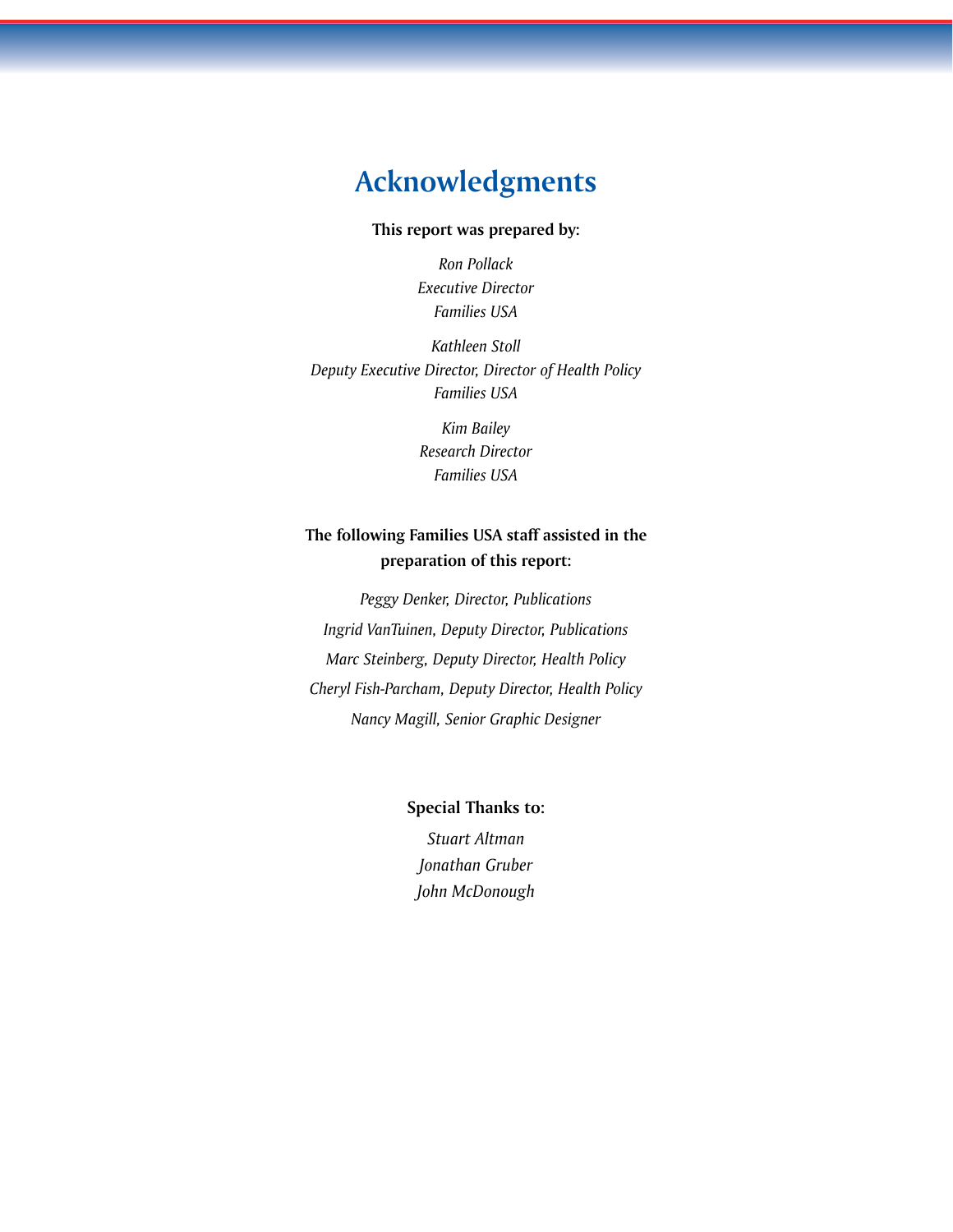# Acknowledgments

**This report was prepared by:**

*Ron Pollack*
*Executive Director*
*Families USA*

*Kathleen Stoll*
*Deputy Executive Director, Director of Health Policy*
*Families USA*

*Kim Bailey*
*Research Director*
*Families USA*

**The following Families USA staff assisted in the preparation of this report:**

*Peggy Denker, Director, Publications*

*Ingrid VanTuinen, Deputy Director, Publications*

*Marc Steinberg, Deputy Director, Health Policy*

*Cheryl Fish-Parcham, Deputy Director, Health Policy*

*Nancy Magill, Senior Graphic Designer*

**Special Thanks to:**

*Stuart Altman*
*Jonathan Gruber*
*John McDonough*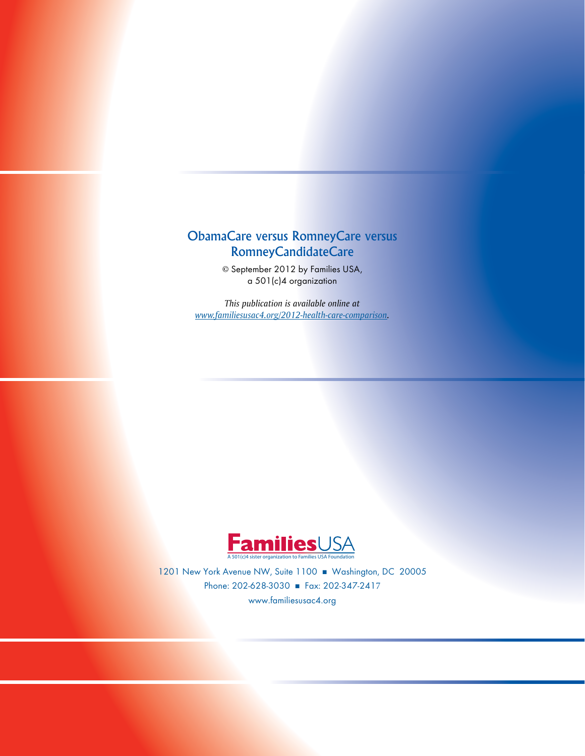**ObamaCare versus RomneyCare versus RomneyCandidateCare**

© September 2012 by Families USA,
a 501(c)4 organization

*This publication is available online at [www.familiesusac4.org/2012-health-care-comparison](www.familiesusac4.org/2012-health-care-comparison).*

**FamiliesUSA**
A 501(c)4 sister organization to Families USA Foundation

1201 New York Avenue NW, Suite 1100 ■ Washington, DC 20005
Phone: 202-628-3030 ■ Fax: 202-347-2417
www.familiesusac4.org